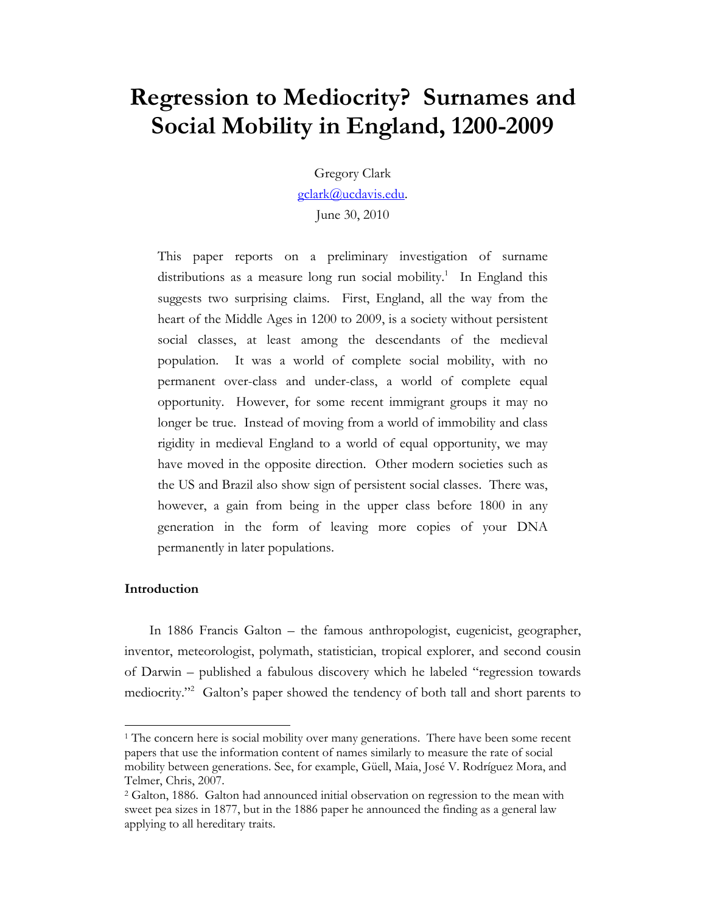# Regression to Mediocrity? Surnames and Social Mobility in England, 1200-2009

Gregory Clark
gclark@ucdavis.edu.
June 30, 2010

This paper reports on a preliminary investigation of surname distributions as a measure long run social mobility.[1] In England this suggests two surprising claims. First, England, all the way from the heart of the Middle Ages in 1200 to 2009, is a society without persistent social classes, at least among the descendants of the medieval population. It was a world of complete social mobility, with no permanent over-class and under-class, a world of complete equal opportunity. However, for some recent immigrant groups it may no longer be true. Instead of moving from a world of immobility and class rigidity in medieval England to a world of equal opportunity, we may have moved in the opposite direction. Other modern societies such as the US and Brazil also show sign of persistent social classes. There was, however, a gain from being in the upper class before 1800 in any generation in the form of leaving more copies of your DNA permanently in later populations.

## Introduction

In 1886 Francis Galton – the famous anthropologist, eugenicist, geographer, inventor, meteorologist, polymath, statistician, tropical explorer, and second cousin of Darwin – published a fabulous discovery which he labeled "regression towards mediocrity."[2] Galton's paper showed the tendency of both tall and short parents to

---

[1] The concern here is social mobility over many generations. There have been some recent papers that use the information content of names similarly to measure the rate of social mobility between generations. See, for example, Güell, Maia, José V. Rodríguez Mora, and Telmer, Chris, 2007.

[2] Galton, 1886. Galton had announced initial observation on regression to the mean with sweet pea sizes in 1877, but in the 1886 paper he announced the finding as a general law applying to all hereditary traits.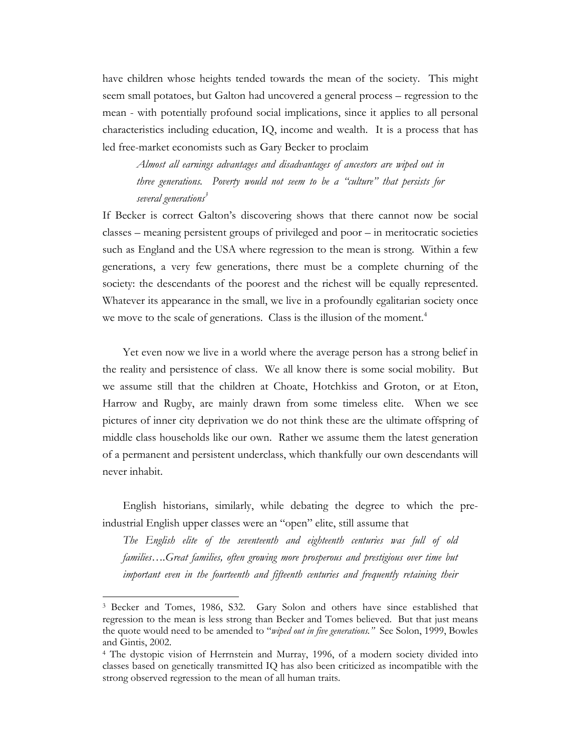have children whose heights tended towards the mean of the society. This might seem small potatoes, but Galton had uncovered a general process – regression to the mean - with potentially profound social implications, since it applies to all personal characteristics including education, IQ, income and wealth. It is a process that has led free-market economists such as Gary Becker to proclaim

> *Almost all earnings advantages and disadvantages of ancestors are wiped out in three generations. Poverty would not seem to be a "culture" that persists for several generations*[3]

If Becker is correct Galton's discovering shows that there cannot now be social classes – meaning persistent groups of privileged and poor – in meritocratic societies such as England and the USA where regression to the mean is strong. Within a few generations, a very few generations, there must be a complete churning of the society: the descendants of the poorest and the richest will be equally represented. Whatever its appearance in the small, we live in a profoundly egalitarian society once we move to the scale of generations. Class is the illusion of the moment.[4]

Yet even now we live in a world where the average person has a strong belief in the reality and persistence of class. We all know there is some social mobility. But we assume still that the children at Choate, Hotchkiss and Groton, or at Eton, Harrow and Rugby, are mainly drawn from some timeless elite. When we see pictures of inner city deprivation we do not think these are the ultimate offspring of middle class households like our own. Rather we assume them the latest generation of a permanent and persistent underclass, which thankfully our own descendants will never inhabit.

English historians, similarly, while debating the degree to which the pre-industrial English upper classes were an "open" elite, still assume that

> *The English elite of the seventeenth and eighteenth centuries was full of old families….Great families, often growing more prosperous and prestigious over time but important even in the fourteenth and fifteenth centuries and frequently retaining their*

---

[3] Becker and Tomes, 1986, S32. Gary Solon and others have since established that regression to the mean is less strong than Becker and Tomes believed. But that just means the quote would need to be amended to "*wiped out in five generations.*" See Solon, 1999, Bowles and Gintis, 2002.

[4] The dystopic vision of Herrnstein and Murray, 1996, of a modern society divided into classes based on genetically transmitted IQ has also been criticized as incompatible with the strong observed regression to the mean of all human traits.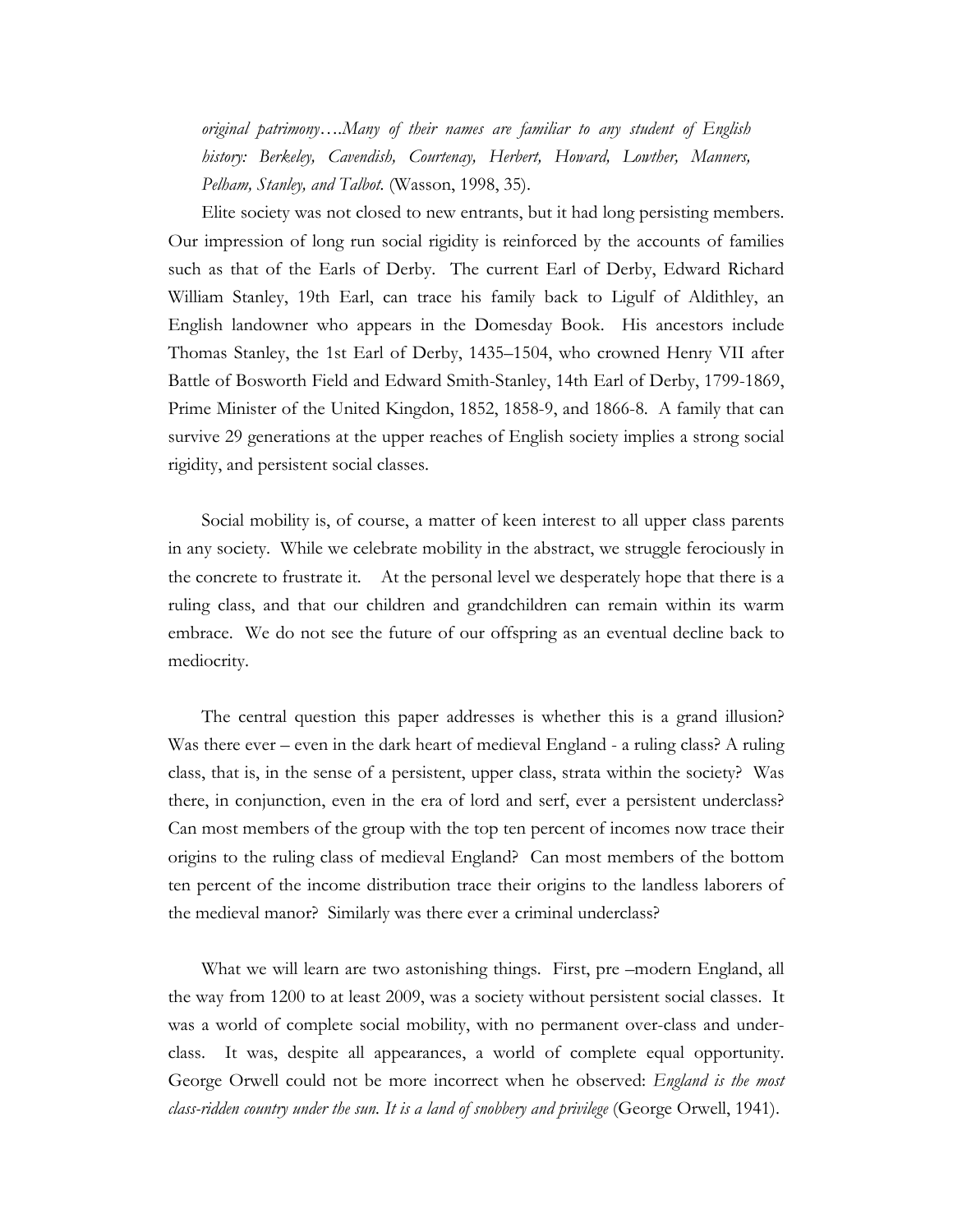*original patrimony….Many of their names are familiar to any student of English history: Berkeley, Cavendish, Courtenay, Herbert, Howard, Lowther, Manners, Pelham, Stanley, and Talbot.* (Wasson, 1998, 35).

Elite society was not closed to new entrants, but it had long persisting members. Our impression of long run social rigidity is reinforced by the accounts of families such as that of the Earls of Derby. The current Earl of Derby, Edward Richard William Stanley, 19th Earl, can trace his family back to Ligulf of Aldithley, an English landowner who appears in the Domesday Book. His ancestors include Thomas Stanley, the 1st Earl of Derby, 1435–1504, who crowned Henry VII after Battle of Bosworth Field and Edward Smith-Stanley, 14th Earl of Derby, 1799-1869, Prime Minister of the United Kingdon, 1852, 1858-9, and 1866-8. A family that can survive 29 generations at the upper reaches of English society implies a strong social rigidity, and persistent social classes.

Social mobility is, of course, a matter of keen interest to all upper class parents in any society. While we celebrate mobility in the abstract, we struggle ferociously in the concrete to frustrate it. At the personal level we desperately hope that there is a ruling class, and that our children and grandchildren can remain within its warm embrace. We do not see the future of our offspring as an eventual decline back to mediocrity.

The central question this paper addresses is whether this is a grand illusion? Was there ever – even in the dark heart of medieval England - a ruling class? A ruling class, that is, in the sense of a persistent, upper class, strata within the society? Was there, in conjunction, even in the era of lord and serf, ever a persistent underclass? Can most members of the group with the top ten percent of incomes now trace their origins to the ruling class of medieval England? Can most members of the bottom ten percent of the income distribution trace their origins to the landless laborers of the medieval manor? Similarly was there ever a criminal underclass?

What we will learn are two astonishing things. First, pre –modern England, all the way from 1200 to at least 2009, was a society without persistent social classes. It was a world of complete social mobility, with no permanent over-class and under-class. It was, despite all appearances, a world of complete equal opportunity. George Orwell could not be more incorrect when he observed: *England is the most class-ridden country under the sun. It is a land of snobbery and privilege* (George Orwell, 1941).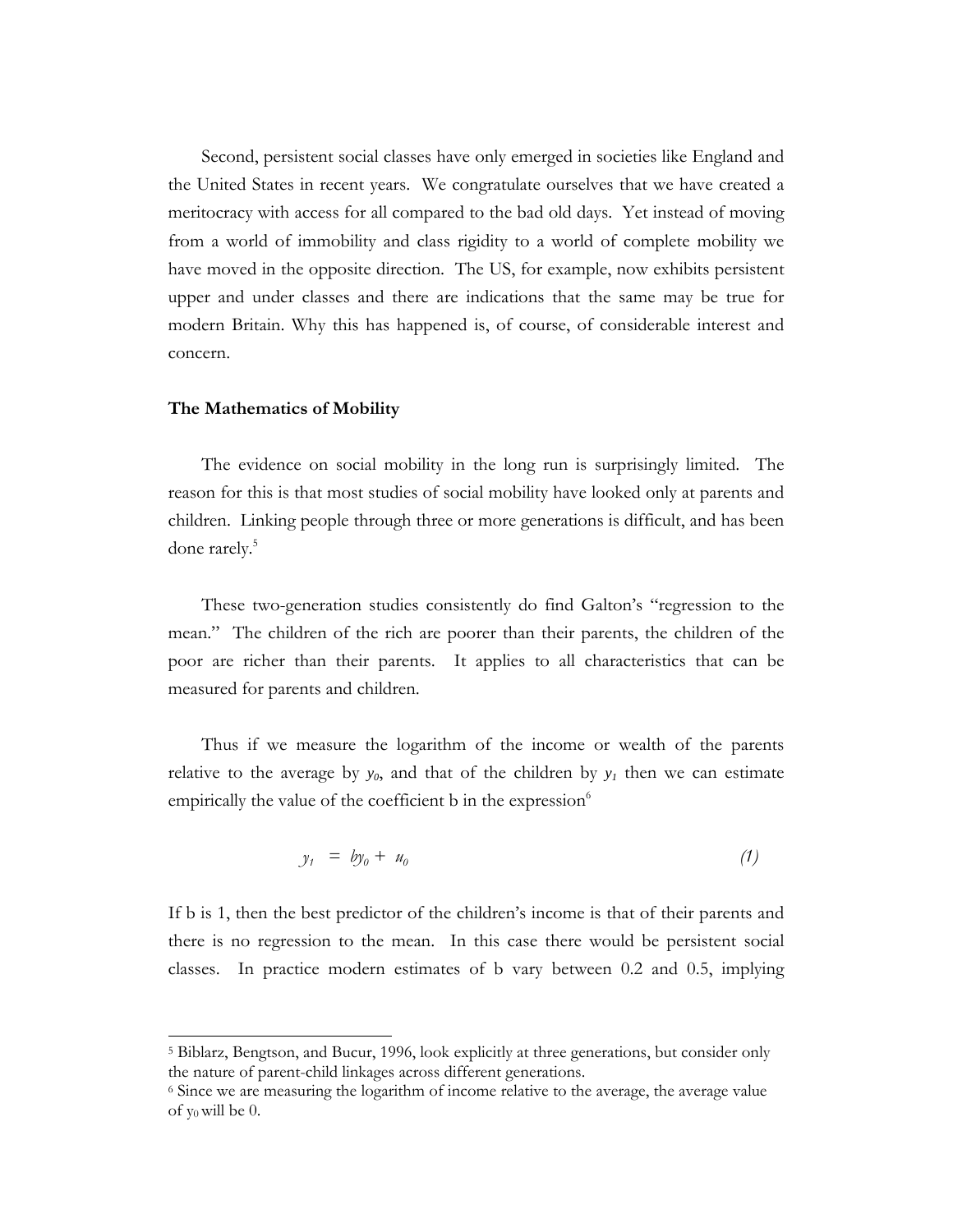Second, persistent social classes have only emerged in societies like England and the United States in recent years. We congratulate ourselves that we have created a meritocracy with access for all compared to the bad old days. Yet instead of moving from a world of immobility and class rigidity to a world of complete mobility we have moved in the opposite direction. The US, for example, now exhibits persistent upper and under classes and there are indications that the same may be true for modern Britain. Why this has happened is, of course, of considerable interest and concern.

**The Mathematics of Mobility**

The evidence on social mobility in the long run is surprisingly limited. The reason for this is that most studies of social mobility have looked only at parents and children. Linking people through three or more generations is difficult, and has been done rarely.[5]

These two-generation studies consistently do find Galton's "regression to the mean." The children of the rich are poorer than their parents, the children of the poor are richer than their parents. It applies to all characteristics that can be measured for parents and children.

Thus if we measure the logarithm of the income or wealth of the parents relative to the average by $y_0$, and that of the children by $y_1$ then we can estimate empirically the value of the coefficient b in the expression[6]

$$y_1 = by_0 + u_0 \qquad (1)$$

If b is 1, then the best predictor of the children's income is that of their parents and there is no regression to the mean. In this case there would be persistent social classes. In practice modern estimates of b vary between 0.2 and 0.5, implying

---

[5] Biblarz, Bengtson, and Bucur, 1996, look explicitly at three generations, but consider only the nature of parent-child linkages across different generations.

[6] Since we are measuring the logarithm of income relative to the average, the average value of $y_0$ will be 0.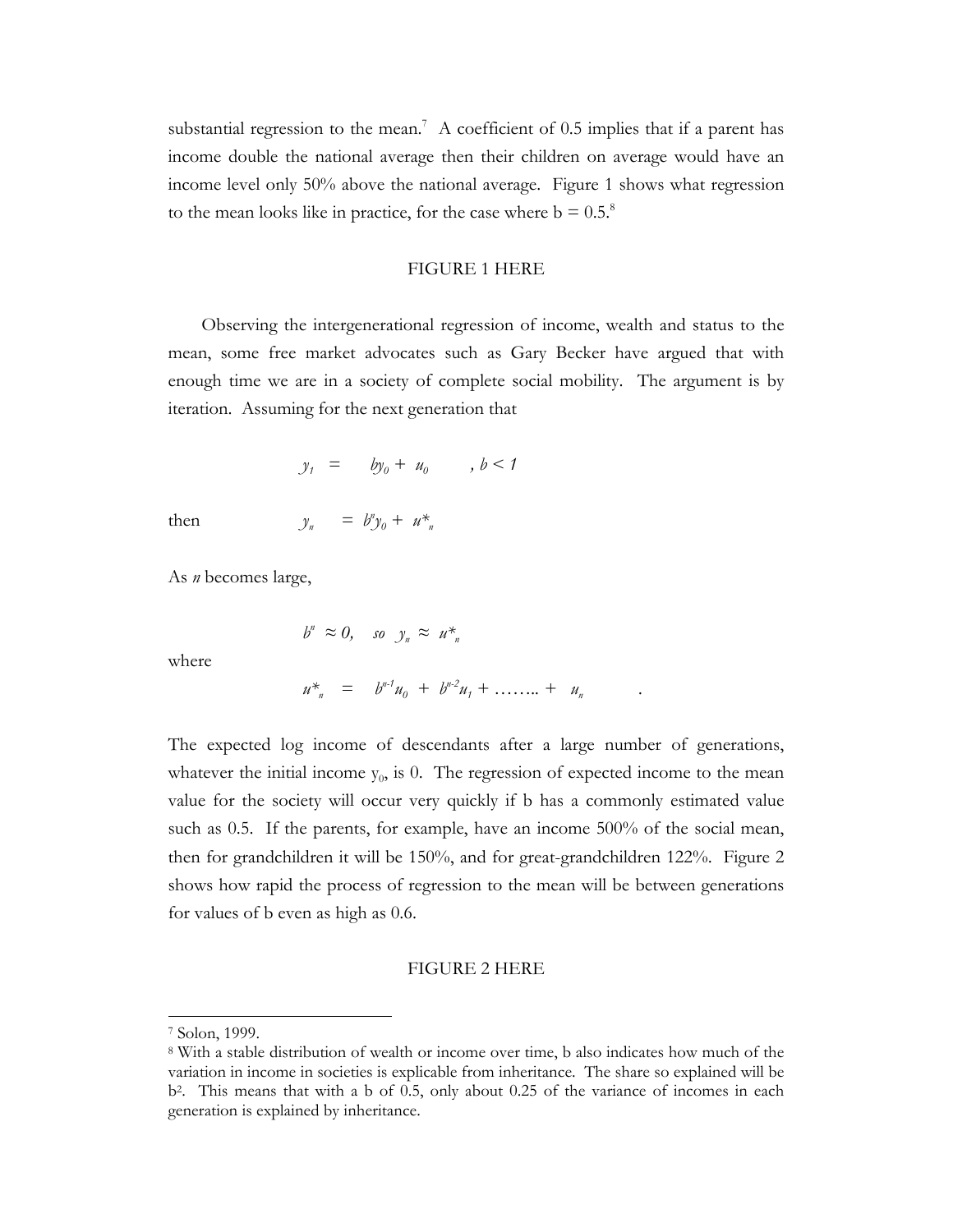substantial regression to the mean.[7] A coefficient of 0.5 implies that if a parent has income double the national average then their children on average would have an income level only 50% above the national average. Figure 1 shows what regression to the mean looks like in practice, for the case where b = 0.5.[8]

FIGURE 1 HERE

Observing the intergenerational regression of income, wealth and status to the mean, some free market advocates such as Gary Becker have argued that with enough time we are in a society of complete social mobility. The argument is by iteration. Assuming for the next generation that

$$y_1 = by_0 + u_0 \quad , b < 1$$

then

$$y_n = b^n y_0 + u^*_n$$

As *n* becomes large,

$$b^n \approx 0, \quad so \quad y_n \approx u^*_n$$

where

$$u^*_n = b^{n-1}u_0 + b^{n-2}u_1 + \ldots\ldots + u_n \quad .$$

The expected log income of descendants after a large number of generations, whatever the initial income $y_0$, is 0. The regression of expected income to the mean value for the society will occur very quickly if b has a commonly estimated value such as 0.5. If the parents, for example, have an income 500% of the social mean, then for grandchildren it will be 150%, and for great-grandchildren 122%. Figure 2 shows how rapid the process of regression to the mean will be between generations for values of b even as high as 0.6.

FIGURE 2 HERE

---

[7] Solon, 1999.

[8] With a stable distribution of wealth or income over time, b also indicates how much of the variation in income in societies is explicable from inheritance. The share so explained will be $b^2$. This means that with a b of 0.5, only about 0.25 of the variance of incomes in each generation is explained by inheritance.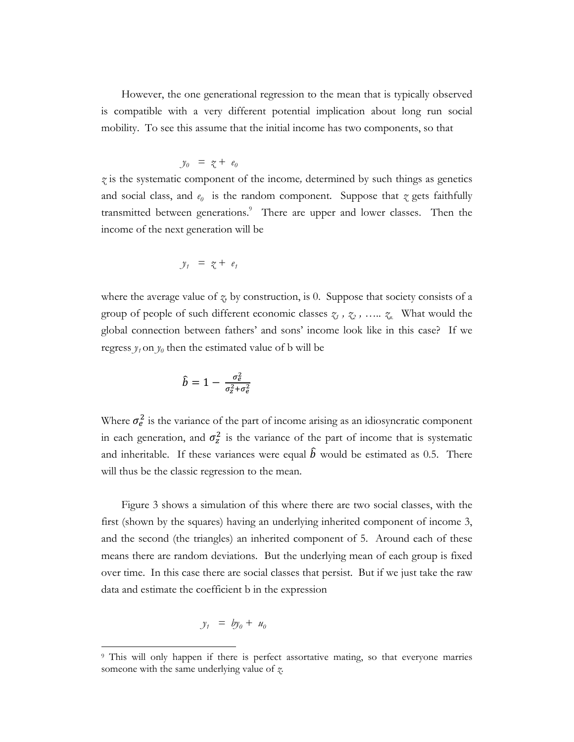However, the one generational regression to the mean that is typically observed is compatible with a very different potential implication about long run social mobility. To see this assume that the initial income has two components, so that

$$y_0 = z + e_0$$

$z$ is the systematic component of the income, determined by such things as genetics and social class, and $e_0$ is the random component. Suppose that $z$ gets faithfully transmitted between generations.[9] There are upper and lower classes. Then the income of the next generation will be

$$y_1 = z + e_1$$

where the average value of $z$, by construction, is 0. Suppose that society consists of a group of people of such different economic classes $z_1, z_2, \ldots\ldots z_n$. What would the global connection between fathers' and sons' income look like in this case? If we regress $y_1$ on $y_0$ then the estimated value of b will be

$$\hat{b} = 1 - \frac{\sigma_e^2}{\sigma_z^2 + \sigma_e^2}$$

Where $\sigma_e^2$ is the variance of the part of income arising as an idiosyncratic component in each generation, and $\sigma_z^2$ is the variance of the part of income that is systematic and inheritable. If these variances were equal $\hat{b}$ would be estimated as 0.5. There will thus be the classic regression to the mean.

Figure 3 shows a simulation of this where there are two social classes, with the first (shown by the squares) having an underlying inherited component of income 3, and the second (the triangles) an inherited component of 5. Around each of these means there are random deviations. But the underlying mean of each group is fixed over time. In this case there are social classes that persist. But if we just take the raw data and estimate the coefficient b in the expression

$$y_1 = by_0 + u_0$$

[9] This will only happen if there is perfect assortative mating, so that everyone marries someone with the same underlying value of $z$.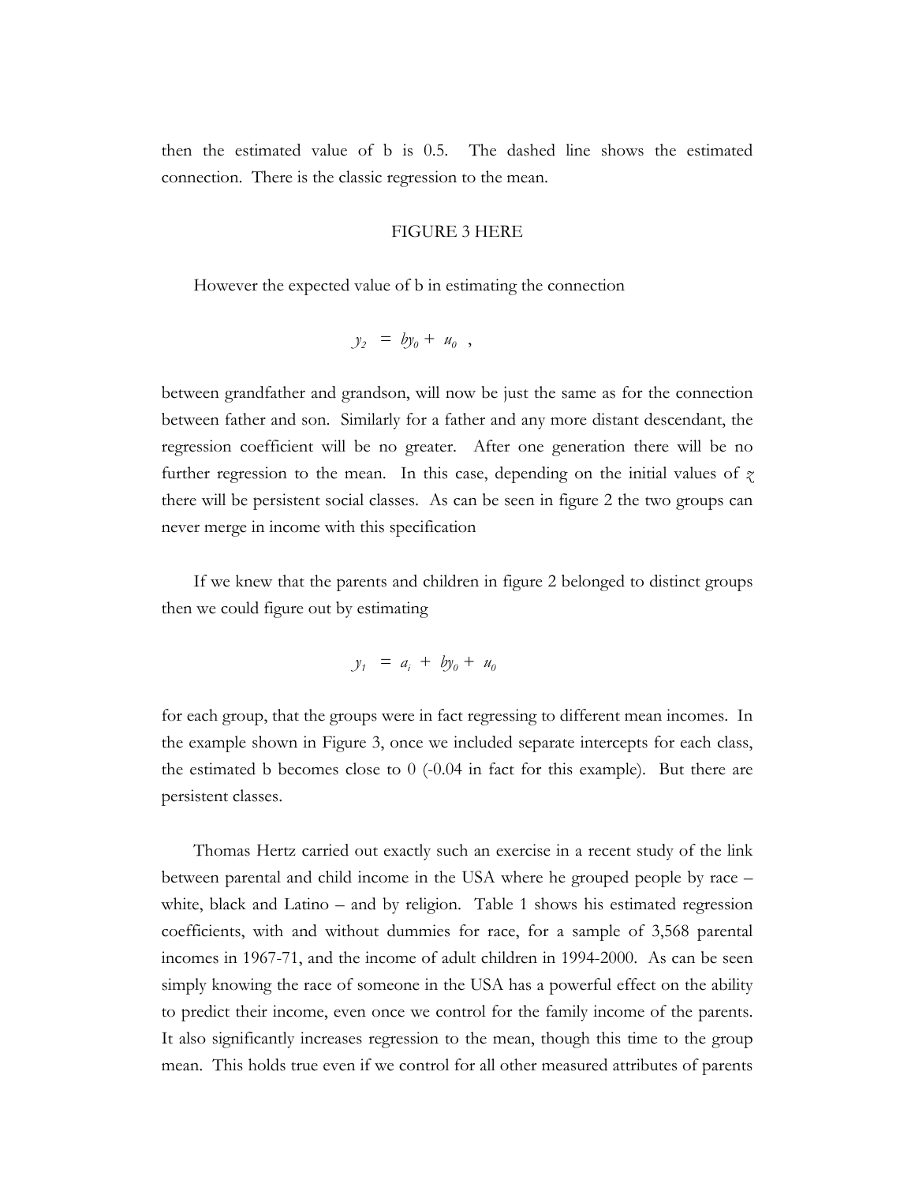then the estimated value of b is 0.5. The dashed line shows the estimated connection. There is the classic regression to the mean.

FIGURE 3 HERE

However the expected value of b in estimating the connection

$$y_2 = by_0 + u_0 \ ,$$

between grandfather and grandson, will now be just the same as for the connection between father and son. Similarly for a father and any more distant descendant, the regression coefficient will be no greater. After one generation there will be no further regression to the mean. In this case, depending on the initial values of $z$ there will be persistent social classes. As can be seen in figure 2 the two groups can never merge in income with this specification

If we knew that the parents and children in figure 2 belonged to distinct groups then we could figure out by estimating

$$y_1 = a_i + by_0 + u_0$$

for each group, that the groups were in fact regressing to different mean incomes. In the example shown in Figure 3, once we included separate intercepts for each class, the estimated b becomes close to 0 (-0.04 in fact for this example). But there are persistent classes.

Thomas Hertz carried out exactly such an exercise in a recent study of the link between parental and child income in the USA where he grouped people by race – white, black and Latino – and by religion. Table 1 shows his estimated regression coefficients, with and without dummies for race, for a sample of 3,568 parental incomes in 1967-71, and the income of adult children in 1994-2000. As can be seen simply knowing the race of someone in the USA has a powerful effect on the ability to predict their income, even once we control for the family income of the parents. It also significantly increases regression to the mean, though this time to the group mean. This holds true even if we control for all other measured attributes of parents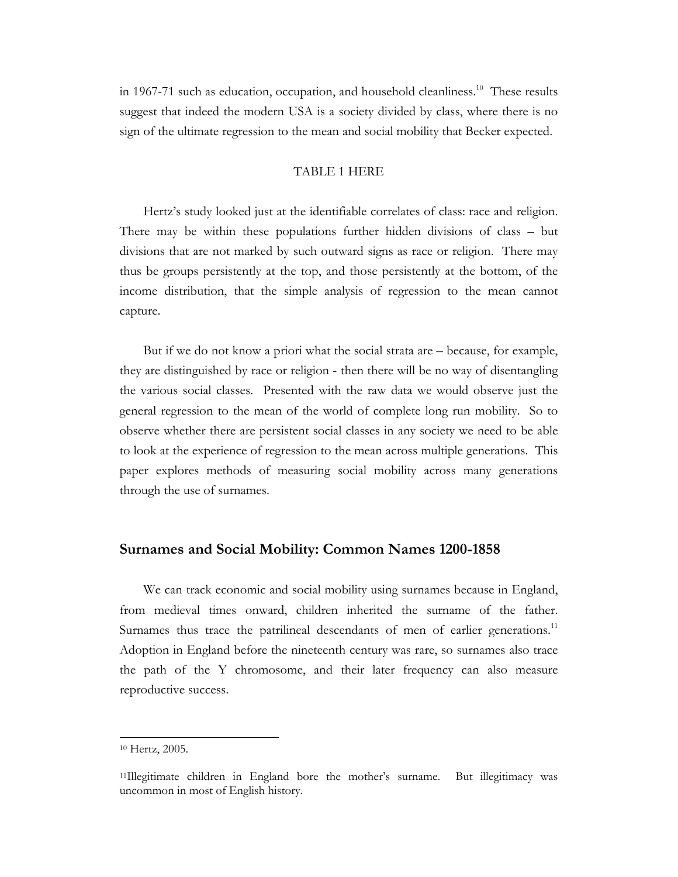in 1967-71 such as education, occupation, and household cleanliness.[10] These results suggest that indeed the modern USA is a society divided by class, where there is no sign of the ultimate regression to the mean and social mobility that Becker expected.

TABLE 1 HERE

Hertz's study looked just at the identifiable correlates of class: race and religion. There may be within these populations further hidden divisions of class – but divisions that are not marked by such outward signs as race or religion. There may thus be groups persistently at the top, and those persistently at the bottom, of the income distribution, that the simple analysis of regression to the mean cannot capture.

But if we do not know a priori what the social strata are – because, for example, they are distinguished by race or religion - then there will be no way of disentangling the various social classes. Presented with the raw data we would observe just the general regression to the mean of the world of complete long run mobility. So to observe whether there are persistent social classes in any society we need to be able to look at the experience of regression to the mean across multiple generations. This paper explores methods of measuring social mobility across many generations through the use of surnames.

## Surnames and Social Mobility: Common Names 1200-1858

We can track economic and social mobility using surnames because in England, from medieval times onward, children inherited the surname of the father. Surnames thus trace the patrilineal descendants of men of earlier generations.[11] Adoption in England before the nineteenth century was rare, so surnames also trace the path of the Y chromosome, and their later frequency can also measure reproductive success.

---

[10] Hertz, 2005.

[11] Illegitimate children in England bore the mother's surname. But illegitimacy was uncommon in most of English history.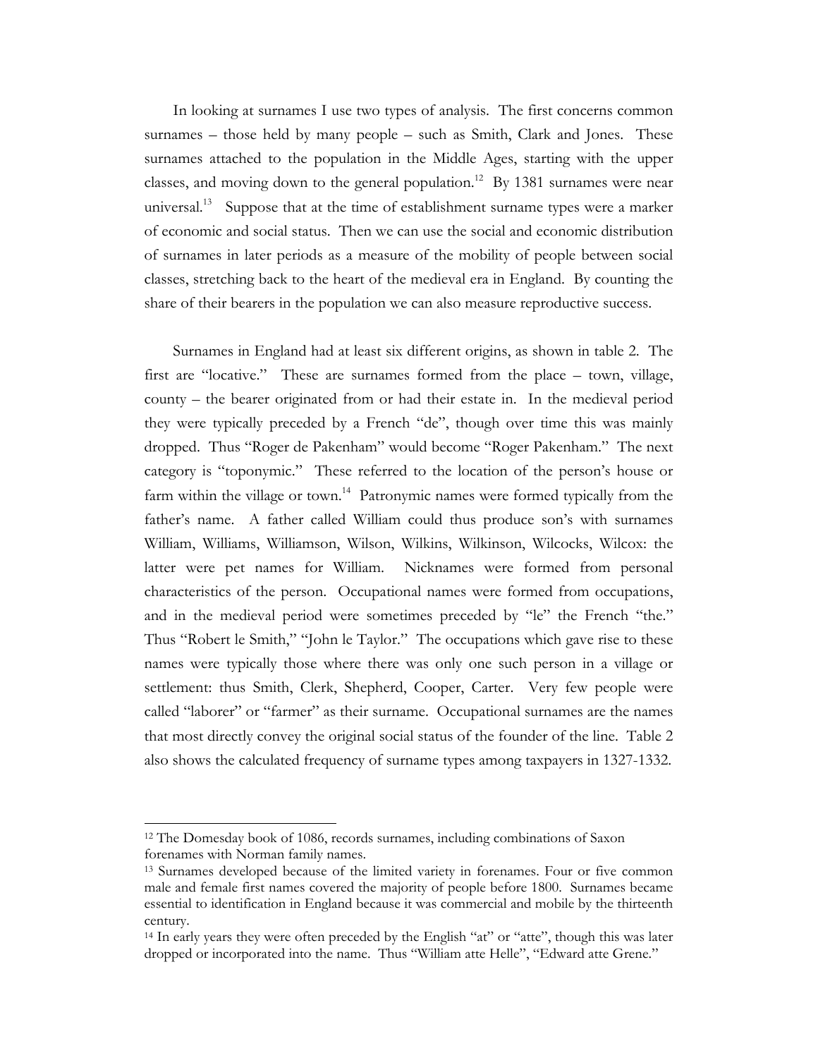In looking at surnames I use two types of analysis. The first concerns common surnames – those held by many people – such as Smith, Clark and Jones. These surnames attached to the population in the Middle Ages, starting with the upper classes, and moving down to the general population.[12] By 1381 surnames were near universal.[13] Suppose that at the time of establishment surname types were a marker of economic and social status. Then we can use the social and economic distribution of surnames in later periods as a measure of the mobility of people between social classes, stretching back to the heart of the medieval era in England. By counting the share of their bearers in the population we can also measure reproductive success.

Surnames in England had at least six different origins, as shown in table 2. The first are "locative." These are surnames formed from the place – town, village, county – the bearer originated from or had their estate in. In the medieval period they were typically preceded by a French "de", though over time this was mainly dropped. Thus "Roger de Pakenham" would become "Roger Pakenham." The next category is "toponymic." These referred to the location of the person's house or farm within the village or town.[14] Patronymic names were formed typically from the father's name. A father called William could thus produce son's with surnames William, Williams, Williamson, Wilson, Wilkins, Wilkinson, Wilcocks, Wilcox: the latter were pet names for William. Nicknames were formed from personal characteristics of the person. Occupational names were formed from occupations, and in the medieval period were sometimes preceded by "le" the French "the." Thus "Robert le Smith," "John le Taylor." The occupations which gave rise to these names were typically those where there was only one such person in a village or settlement: thus Smith, Clerk, Shepherd, Cooper, Carter. Very few people were called "laborer" or "farmer" as their surname. Occupational surnames are the names that most directly convey the original social status of the founder of the line. Table 2 also shows the calculated frequency of surname types among taxpayers in 1327-1332.

---

[12] The Domesday book of 1086, records surnames, including combinations of Saxon forenames with Norman family names.

[13] Surnames developed because of the limited variety in forenames. Four or five common male and female first names covered the majority of people before 1800. Surnames became essential to identification in England because it was commercial and mobile by the thirteenth century.

[14] In early years they were often preceded by the English "at" or "atte", though this was later dropped or incorporated into the name. Thus "William atte Helle", "Edward atte Grene."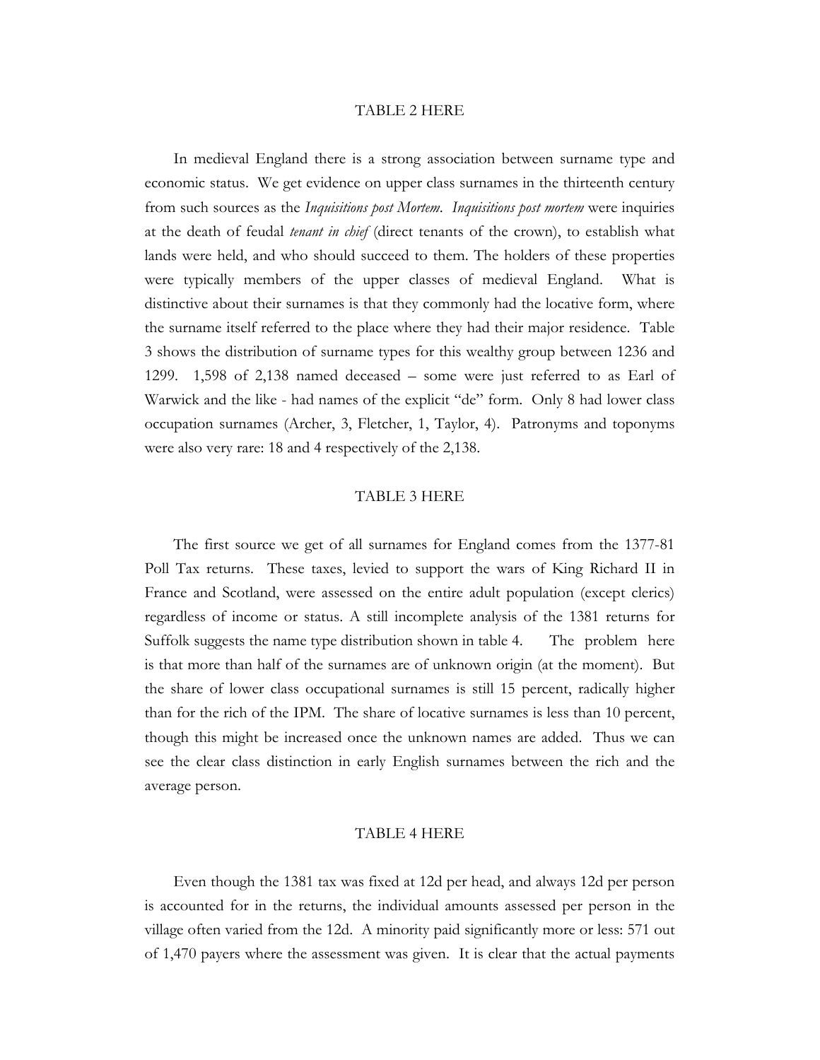TABLE 2 HERE

In medieval England there is a strong association between surname type and economic status. We get evidence on upper class surnames in the thirteenth century from such sources as the *Inquisitions post Mortem*. *Inquisitions post mortem* were inquiries at the death of feudal *tenant in chief* (direct tenants of the crown), to establish what lands were held, and who should succeed to them. The holders of these properties were typically members of the upper classes of medieval England. What is distinctive about their surnames is that they commonly had the locative form, where the surname itself referred to the place where they had their major residence. Table 3 shows the distribution of surname types for this wealthy group between 1236 and 1299. 1,598 of 2,138 named deceased – some were just referred to as Earl of Warwick and the like - had names of the explicit "de" form. Only 8 had lower class occupation surnames (Archer, 3, Fletcher, 1, Taylor, 4). Patronyms and toponyms were also very rare: 18 and 4 respectively of the 2,138.

TABLE 3 HERE

The first source we get of all surnames for England comes from the 1377-81 Poll Tax returns. These taxes, levied to support the wars of King Richard II in France and Scotland, were assessed on the entire adult population (except clerics) regardless of income or status. A still incomplete analysis of the 1381 returns for Suffolk suggests the name type distribution shown in table 4. The problem here is that more than half of the surnames are of unknown origin (at the moment). But the share of lower class occupational surnames is still 15 percent, radically higher than for the rich of the IPM. The share of locative surnames is less than 10 percent, though this might be increased once the unknown names are added. Thus we can see the clear class distinction in early English surnames between the rich and the average person.

TABLE 4 HERE

Even though the 1381 tax was fixed at 12d per head, and always 12d per person is accounted for in the returns, the individual amounts assessed per person in the village often varied from the 12d. A minority paid significantly more or less: 571 out of 1,470 payers where the assessment was given. It is clear that the actual payments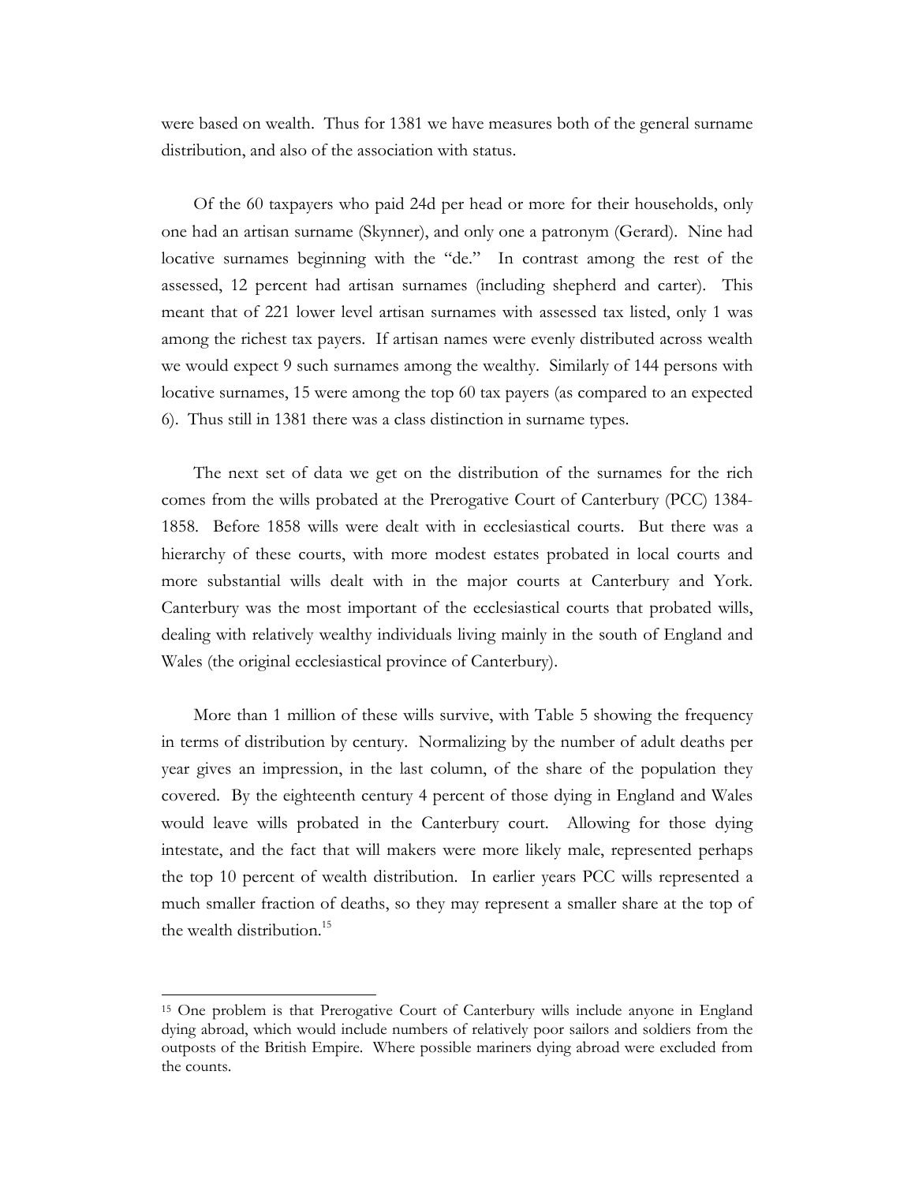were based on wealth. Thus for 1381 we have measures both of the general surname distribution, and also of the association with status.

Of the 60 taxpayers who paid 24d per head or more for their households, only one had an artisan surname (Skynner), and only one a patronym (Gerard). Nine had locative surnames beginning with the "de." In contrast among the rest of the assessed, 12 percent had artisan surnames (including shepherd and carter). This meant that of 221 lower level artisan surnames with assessed tax listed, only 1 was among the richest tax payers. If artisan names were evenly distributed across wealth we would expect 9 such surnames among the wealthy. Similarly of 144 persons with locative surnames, 15 were among the top 60 tax payers (as compared to an expected 6). Thus still in 1381 there was a class distinction in surname types.

The next set of data we get on the distribution of the surnames for the rich comes from the wills probated at the Prerogative Court of Canterbury (PCC) 1384-1858. Before 1858 wills were dealt with in ecclesiastical courts. But there was a hierarchy of these courts, with more modest estates probated in local courts and more substantial wills dealt with in the major courts at Canterbury and York. Canterbury was the most important of the ecclesiastical courts that probated wills, dealing with relatively wealthy individuals living mainly in the south of England and Wales (the original ecclesiastical province of Canterbury).

More than 1 million of these wills survive, with Table 5 showing the frequency in terms of distribution by century. Normalizing by the number of adult deaths per year gives an impression, in the last column, of the share of the population they covered. By the eighteenth century 4 percent of those dying in England and Wales would leave wills probated in the Canterbury court. Allowing for those dying intestate, and the fact that will makers were more likely male, represented perhaps the top 10 percent of wealth distribution. In earlier years PCC wills represented a much smaller fraction of deaths, so they may represent a smaller share at the top of the wealth distribution.[15]

---

[15] One problem is that Prerogative Court of Canterbury wills include anyone in England dying abroad, which would include numbers of relatively poor sailors and soldiers from the outposts of the British Empire. Where possible mariners dying abroad were excluded from the counts.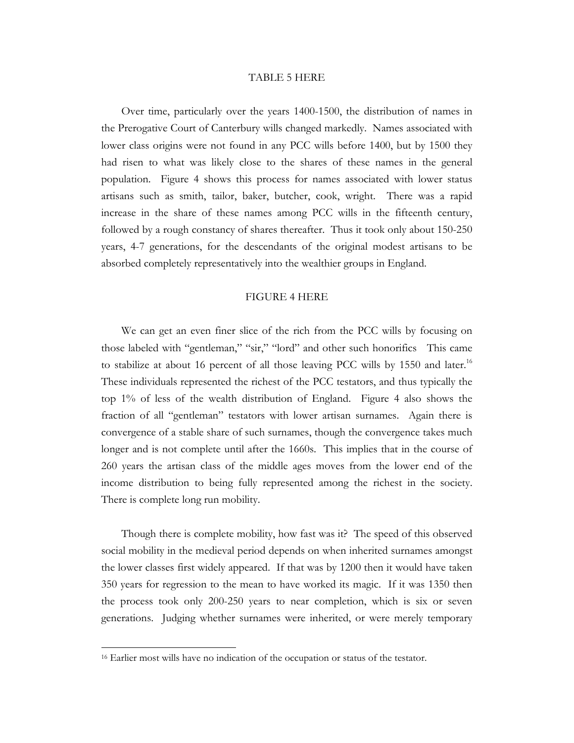TABLE 5 HERE

Over time, particularly over the years 1400-1500, the distribution of names in the Prerogative Court of Canterbury wills changed markedly. Names associated with lower class origins were not found in any PCC wills before 1400, but by 1500 they had risen to what was likely close to the shares of these names in the general population. Figure 4 shows this process for names associated with lower status artisans such as smith, tailor, baker, butcher, cook, wright. There was a rapid increase in the share of these names among PCC wills in the fifteenth century, followed by a rough constancy of shares thereafter. Thus it took only about 150-250 years, 4-7 generations, for the descendants of the original modest artisans to be absorbed completely representatively into the wealthier groups in England.

FIGURE 4 HERE

We can get an even finer slice of the rich from the PCC wills by focusing on those labeled with "gentleman," "sir," "lord" and other such honorifics This came to stabilize at about 16 percent of all those leaving PCC wills by 1550 and later.[16] These individuals represented the richest of the PCC testators, and thus typically the top 1% of less of the wealth distribution of England. Figure 4 also shows the fraction of all "gentleman" testators with lower artisan surnames. Again there is convergence of a stable share of such surnames, though the convergence takes much longer and is not complete until after the 1660s. This implies that in the course of 260 years the artisan class of the middle ages moves from the lower end of the income distribution to being fully represented among the richest in the society. There is complete long run mobility.

Though there is complete mobility, how fast was it? The speed of this observed social mobility in the medieval period depends on when inherited surnames amongst the lower classes first widely appeared. If that was by 1200 then it would have taken 350 years for regression to the mean to have worked its magic. If it was 1350 then the process took only 200-250 years to near completion, which is six or seven generations. Judging whether surnames were inherited, or were merely temporary

[16] Earlier most wills have no indication of the occupation or status of the testator.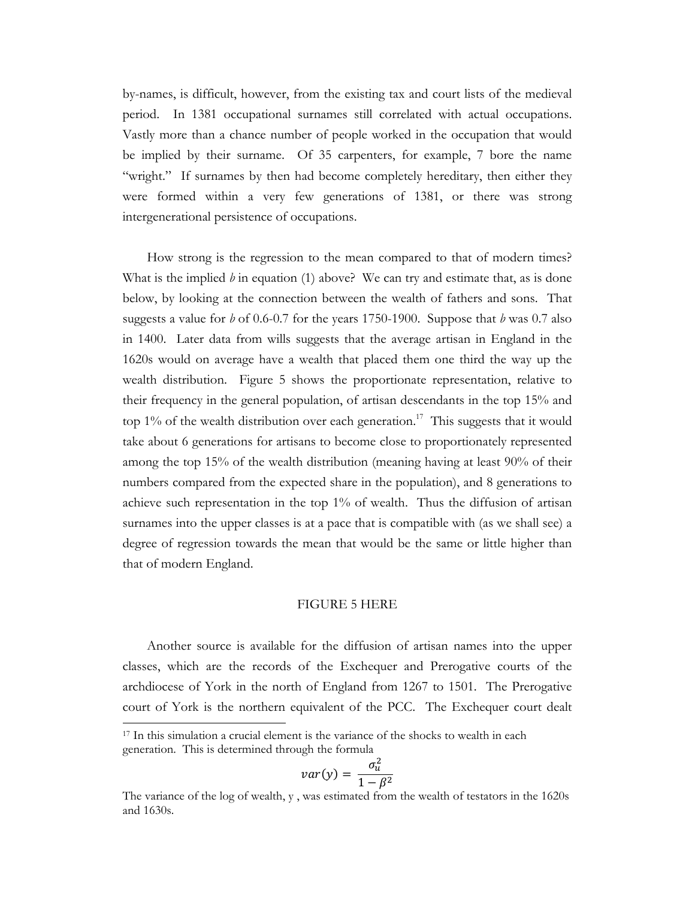by-names, is difficult, however, from the existing tax and court lists of the medieval period. In 1381 occupational surnames still correlated with actual occupations. Vastly more than a chance number of people worked in the occupation that would be implied by their surname. Of 35 carpenters, for example, 7 bore the name "wright." If surnames by then had become completely hereditary, then either they were formed within a very few generations of 1381, or there was strong intergenerational persistence of occupations.

How strong is the regression to the mean compared to that of modern times? What is the implied $b$ in equation (1) above? We can try and estimate that, as is done below, by looking at the connection between the wealth of fathers and sons. That suggests a value for $b$ of 0.6-0.7 for the years 1750-1900. Suppose that $b$ was 0.7 also in 1400. Later data from wills suggests that the average artisan in England in the 1620s would on average have a wealth that placed them one third the way up the wealth distribution. Figure 5 shows the proportionate representation, relative to their frequency in the general population, of artisan descendants in the top 15% and top 1% of the wealth distribution over each generation.[17] This suggests that it would take about 6 generations for artisans to become close to proportionately represented among the top 15% of the wealth distribution (meaning having at least 90% of their numbers compared from the expected share in the population), and 8 generations to achieve such representation in the top 1% of wealth. Thus the diffusion of artisan surnames into the upper classes is at a pace that is compatible with (as we shall see) a degree of regression towards the mean that would be the same or little higher than that of modern England.

FIGURE 5 HERE

Another source is available for the diffusion of artisan names into the upper classes, which are the records of the Exchequer and Prerogative courts of the archdiocese of York in the north of England from 1267 to 1501. The Prerogative court of York is the northern equivalent of the PCC. The Exchequer court dealt

---

[17] In this simulation a crucial element is the variance of the shocks to wealth in each generation. This is determined through the formula

$$var(y) = \frac{\sigma_u^2}{1-\beta^2}$$

The variance of the log of wealth, y , was estimated from the wealth of testators in the 1620s and 1630s.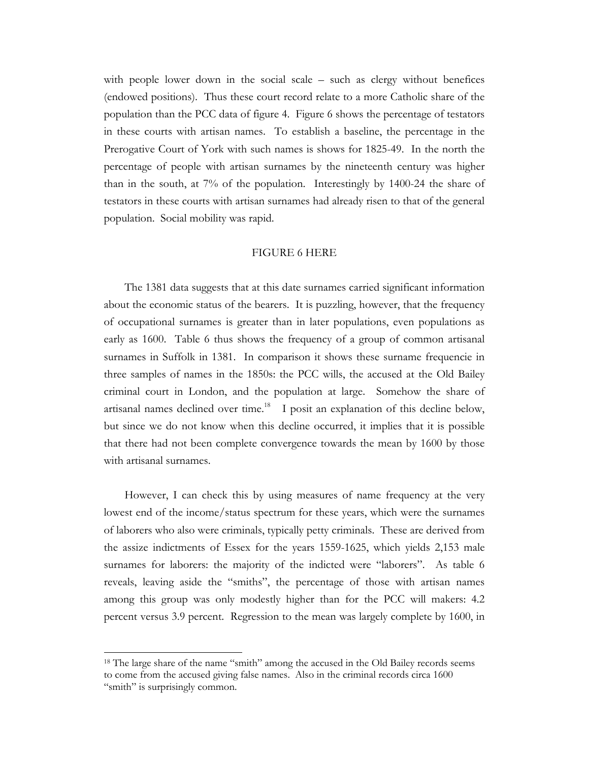with people lower down in the social scale – such as clergy without benefices (endowed positions). Thus these court record relate to a more Catholic share of the population than the PCC data of figure 4. Figure 6 shows the percentage of testators in these courts with artisan names. To establish a baseline, the percentage in the Prerogative Court of York with such names is shows for 1825-49. In the north the percentage of people with artisan surnames by the nineteenth century was higher than in the south, at 7% of the population. Interestingly by 1400-24 the share of testators in these courts with artisan surnames had already risen to that of the general population. Social mobility was rapid.

FIGURE 6 HERE

The 1381 data suggests that at this date surnames carried significant information about the economic status of the bearers. It is puzzling, however, that the frequency of occupational surnames is greater than in later populations, even populations as early as 1600. Table 6 thus shows the frequency of a group of common artisanal surnames in Suffolk in 1381. In comparison it shows these surname frequencie in three samples of names in the 1850s: the PCC wills, the accused at the Old Bailey criminal court in London, and the population at large. Somehow the share of artisanal names declined over time.[18] I posit an explanation of this decline below, but since we do not know when this decline occurred, it implies that it is possible that there had not been complete convergence towards the mean by 1600 by those with artisanal surnames.

However, I can check this by using measures of name frequency at the very lowest end of the income/status spectrum for these years, which were the surnames of laborers who also were criminals, typically petty criminals. These are derived from the assize indictments of Essex for the years 1559-1625, which yields 2,153 male surnames for laborers: the majority of the indicted were "laborers". As table 6 reveals, leaving aside the "smiths", the percentage of those with artisan names among this group was only modestly higher than for the PCC will makers: 4.2 percent versus 3.9 percent. Regression to the mean was largely complete by 1600, in

[18] The large share of the name "smith" among the accused in the Old Bailey records seems to come from the accused giving false names. Also in the criminal records circa 1600 "smith" is surprisingly common.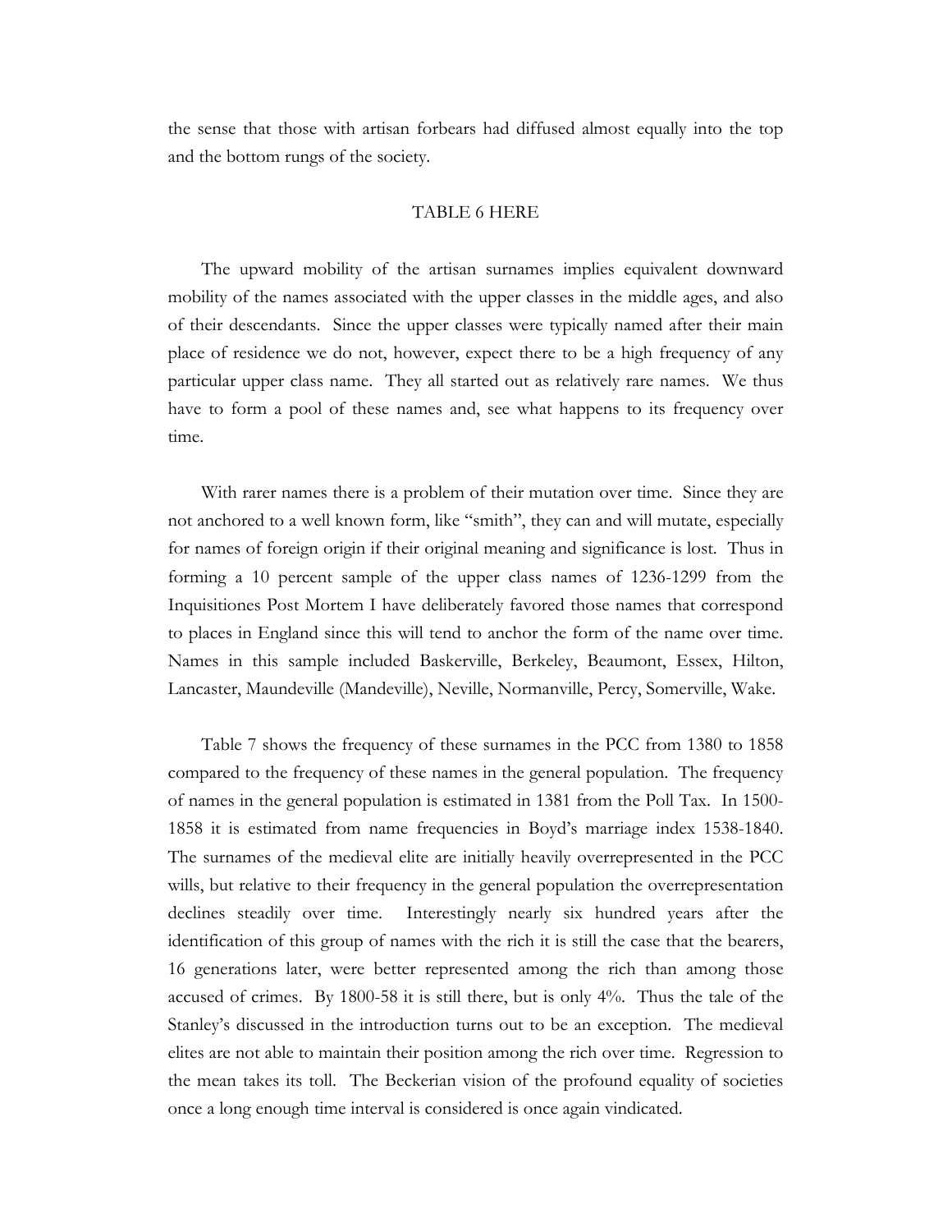the sense that those with artisan forbears had diffused almost equally into the top and the bottom rungs of the society.

TABLE 6 HERE

The upward mobility of the artisan surnames implies equivalent downward mobility of the names associated with the upper classes in the middle ages, and also of their descendants. Since the upper classes were typically named after their main place of residence we do not, however, expect there to be a high frequency of any particular upper class name. They all started out as relatively rare names. We thus have to form a pool of these names and, see what happens to its frequency over time.

With rarer names there is a problem of their mutation over time. Since they are not anchored to a well known form, like "smith", they can and will mutate, especially for names of foreign origin if their original meaning and significance is lost. Thus in forming a 10 percent sample of the upper class names of 1236-1299 from the Inquisitiones Post Mortem I have deliberately favored those names that correspond to places in England since this will tend to anchor the form of the name over time. Names in this sample included Baskerville, Berkeley, Beaumont, Essex, Hilton, Lancaster, Maundeville (Mandeville), Neville, Normanville, Percy, Somerville, Wake.

Table 7 shows the frequency of these surnames in the PCC from 1380 to 1858 compared to the frequency of these names in the general population. The frequency of names in the general population is estimated in 1381 from the Poll Tax. In 1500-1858 it is estimated from name frequencies in Boyd's marriage index 1538-1840. The surnames of the medieval elite are initially heavily overrepresented in the PCC wills, but relative to their frequency in the general population the overrepresentation declines steadily over time. Interestingly nearly six hundred years after the identification of this group of names with the rich it is still the case that the bearers, 16 generations later, were better represented among the rich than among those accused of crimes. By 1800-58 it is still there, but is only 4%. Thus the tale of the Stanley's discussed in the introduction turns out to be an exception. The medieval elites are not able to maintain their position among the rich over time. Regression to the mean takes its toll. The Beckerian vision of the profound equality of societies once a long enough time interval is considered is once again vindicated.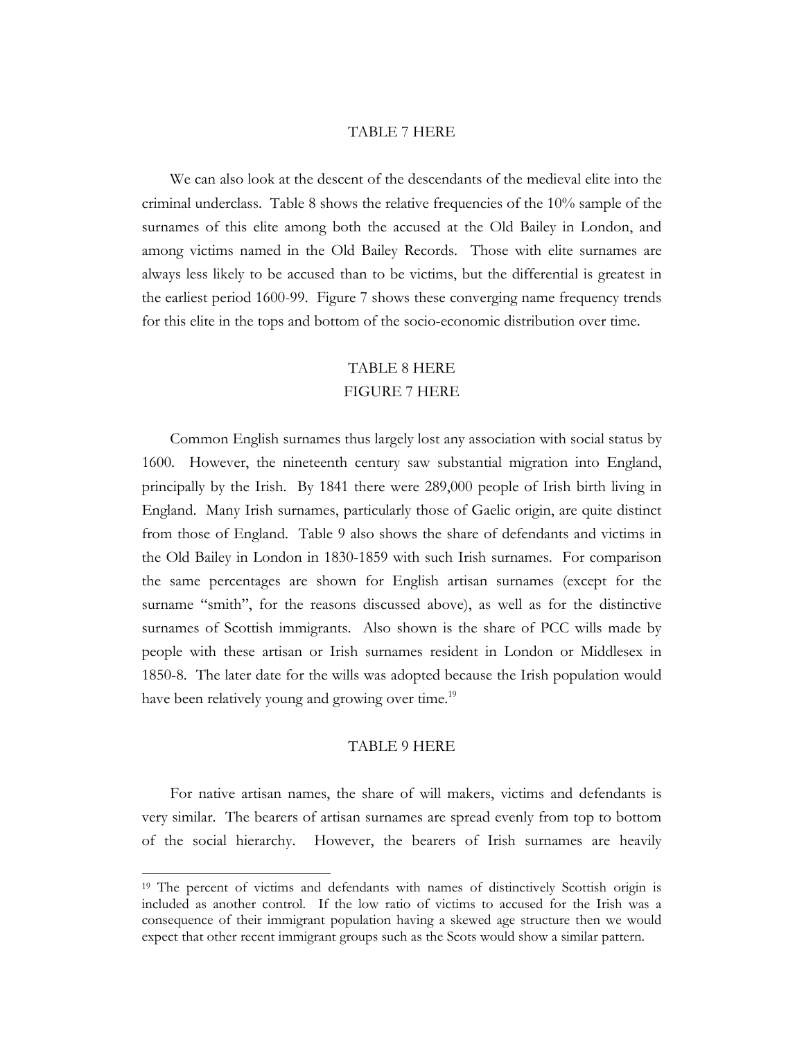TABLE 7 HERE

We can also look at the descent of the descendants of the medieval elite into the criminal underclass. Table 8 shows the relative frequencies of the 10% sample of the surnames of this elite among both the accused at the Old Bailey in London, and among victims named in the Old Bailey Records. Those with elite surnames are always less likely to be accused than to be victims, but the differential is greatest in the earliest period 1600-99. Figure 7 shows these converging name frequency trends for this elite in the tops and bottom of the socio-economic distribution over time.

TABLE 8 HERE

FIGURE 7 HERE

Common English surnames thus largely lost any association with social status by 1600. However, the nineteenth century saw substantial migration into England, principally by the Irish. By 1841 there were 289,000 people of Irish birth living in England. Many Irish surnames, particularly those of Gaelic origin, are quite distinct from those of England. Table 9 also shows the share of defendants and victims in the Old Bailey in London in 1830-1859 with such Irish surnames. For comparison the same percentages are shown for English artisan surnames (except for the surname "smith", for the reasons discussed above), as well as for the distinctive surnames of Scottish immigrants. Also shown is the share of PCC wills made by people with these artisan or Irish surnames resident in London or Middlesex in 1850-8. The later date for the wills was adopted because the Irish population would have been relatively young and growing over time.[19]

TABLE 9 HERE

For native artisan names, the share of will makers, victims and defendants is very similar. The bearers of artisan surnames are spread evenly from top to bottom of the social hierarchy. However, the bearers of Irish surnames are heavily

[19] The percent of victims and defendants with names of distinctively Scottish origin is included as another control. If the low ratio of victims to accused for the Irish was a consequence of their immigrant population having a skewed age structure then we would expect that other recent immigrant groups such as the Scots would show a similar pattern.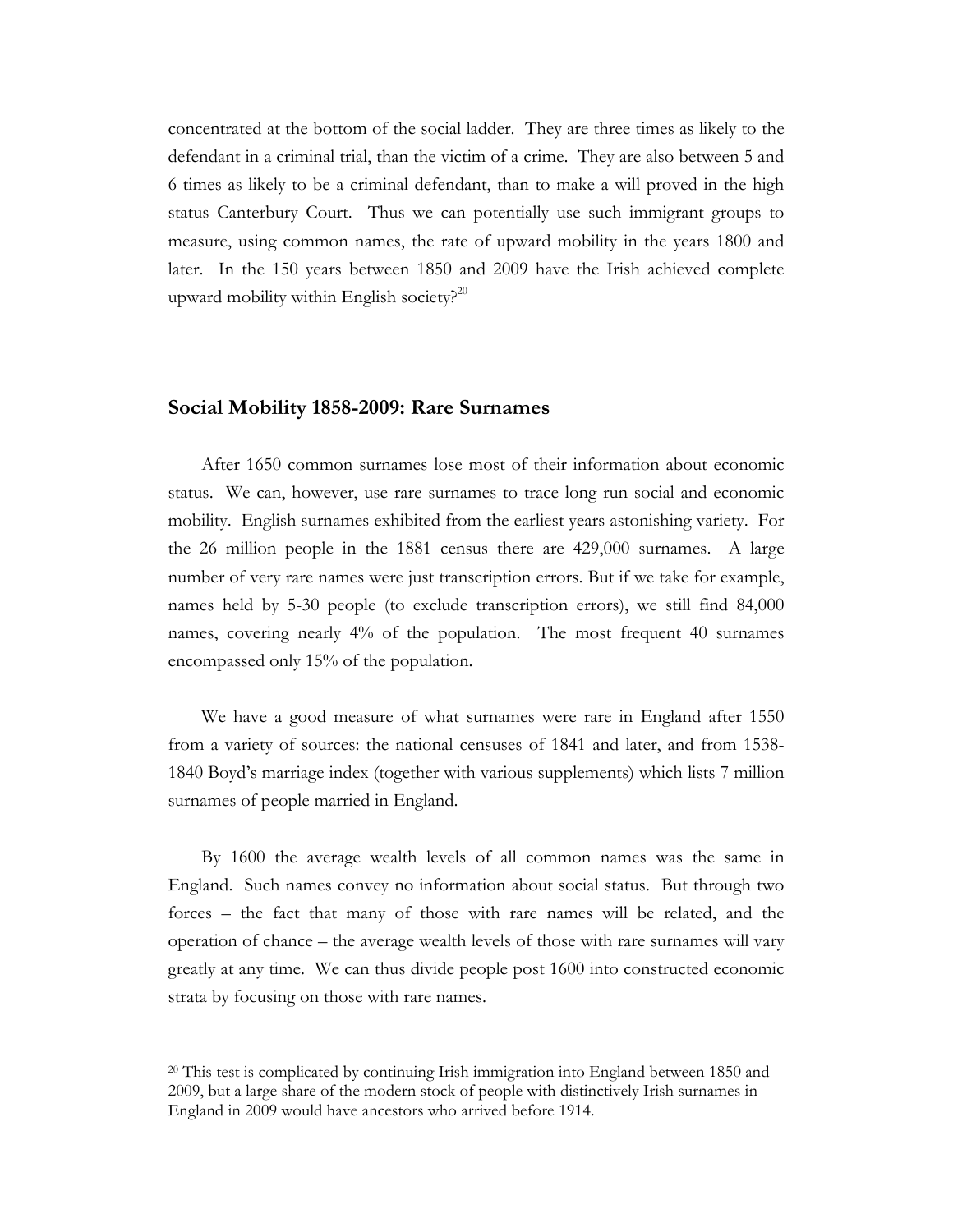concentrated at the bottom of the social ladder. They are three times as likely to the defendant in a criminal trial, than the victim of a crime. They are also between 5 and 6 times as likely to be a criminal defendant, than to make a will proved in the high status Canterbury Court. Thus we can potentially use such immigrant groups to measure, using common names, the rate of upward mobility in the years 1800 and later. In the 150 years between 1850 and 2009 have the Irish achieved complete upward mobility within English society?[20]

## Social Mobility 1858-2009: Rare Surnames

After 1650 common surnames lose most of their information about economic status. We can, however, use rare surnames to trace long run social and economic mobility. English surnames exhibited from the earliest years astonishing variety. For the 26 million people in the 1881 census there are 429,000 surnames. A large number of very rare names were just transcription errors. But if we take for example, names held by 5-30 people (to exclude transcription errors), we still find 84,000 names, covering nearly 4% of the population. The most frequent 40 surnames encompassed only 15% of the population.

We have a good measure of what surnames were rare in England after 1550 from a variety of sources: the national censuses of 1841 and later, and from 1538-1840 Boyd's marriage index (together with various supplements) which lists 7 million surnames of people married in England.

By 1600 the average wealth levels of all common names was the same in England. Such names convey no information about social status. But through two forces – the fact that many of those with rare names will be related, and the operation of chance – the average wealth levels of those with rare surnames will vary greatly at any time. We can thus divide people post 1600 into constructed economic strata by focusing on those with rare names.

[20] This test is complicated by continuing Irish immigration into England between 1850 and 2009, but a large share of the modern stock of people with distinctively Irish surnames in England in 2009 would have ancestors who arrived before 1914.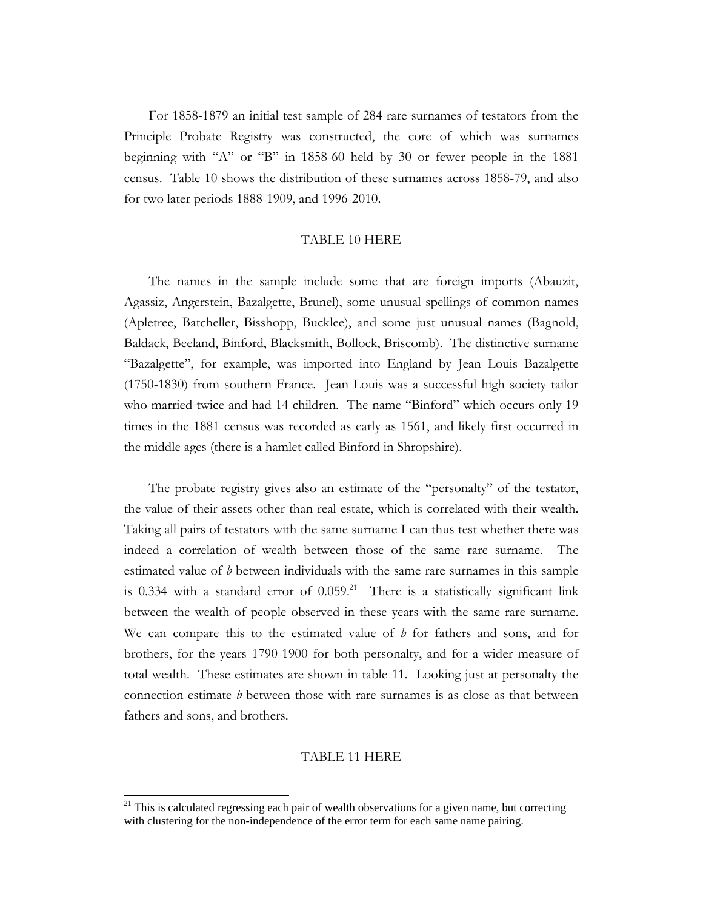For 1858-1879 an initial test sample of 284 rare surnames of testators from the Principle Probate Registry was constructed, the core of which was surnames beginning with "A" or "B" in 1858-60 held by 30 or fewer people in the 1881 census. Table 10 shows the distribution of these surnames across 1858-79, and also for two later periods 1888-1909, and 1996-2010.

TABLE 10 HERE

The names in the sample include some that are foreign imports (Abauzit, Agassiz, Angerstein, Bazalgette, Brunel), some unusual spellings of common names (Apletree, Batcheller, Bisshopp, Bucklee), and some just unusual names (Bagnold, Baldack, Beeland, Binford, Blacksmith, Bollock, Briscomb). The distinctive surname "Bazalgette", for example, was imported into England by Jean Louis Bazalgette (1750-1830) from southern France. Jean Louis was a successful high society tailor who married twice and had 14 children. The name "Binford" which occurs only 19 times in the 1881 census was recorded as early as 1561, and likely first occurred in the middle ages (there is a hamlet called Binford in Shropshire).

The probate registry gives also an estimate of the "personalty" of the testator, the value of their assets other than real estate, which is correlated with their wealth. Taking all pairs of testators with the same surname I can thus test whether there was indeed a correlation of wealth between those of the same rare surname. The estimated value of *b* between individuals with the same rare surnames in this sample is 0.334 with a standard error of 0.059.[21] There is a statistically significant link between the wealth of people observed in these years with the same rare surname. We can compare this to the estimated value of *b* for fathers and sons, and for brothers, for the years 1790-1900 for both personalty, and for a wider measure of total wealth. These estimates are shown in table 11. Looking just at personalty the connection estimate *b* between those with rare surnames is as close as that between fathers and sons, and brothers.

TABLE 11 HERE

[21] This is calculated regressing each pair of wealth observations for a given name, but correcting with clustering for the non-independence of the error term for each same name pairing.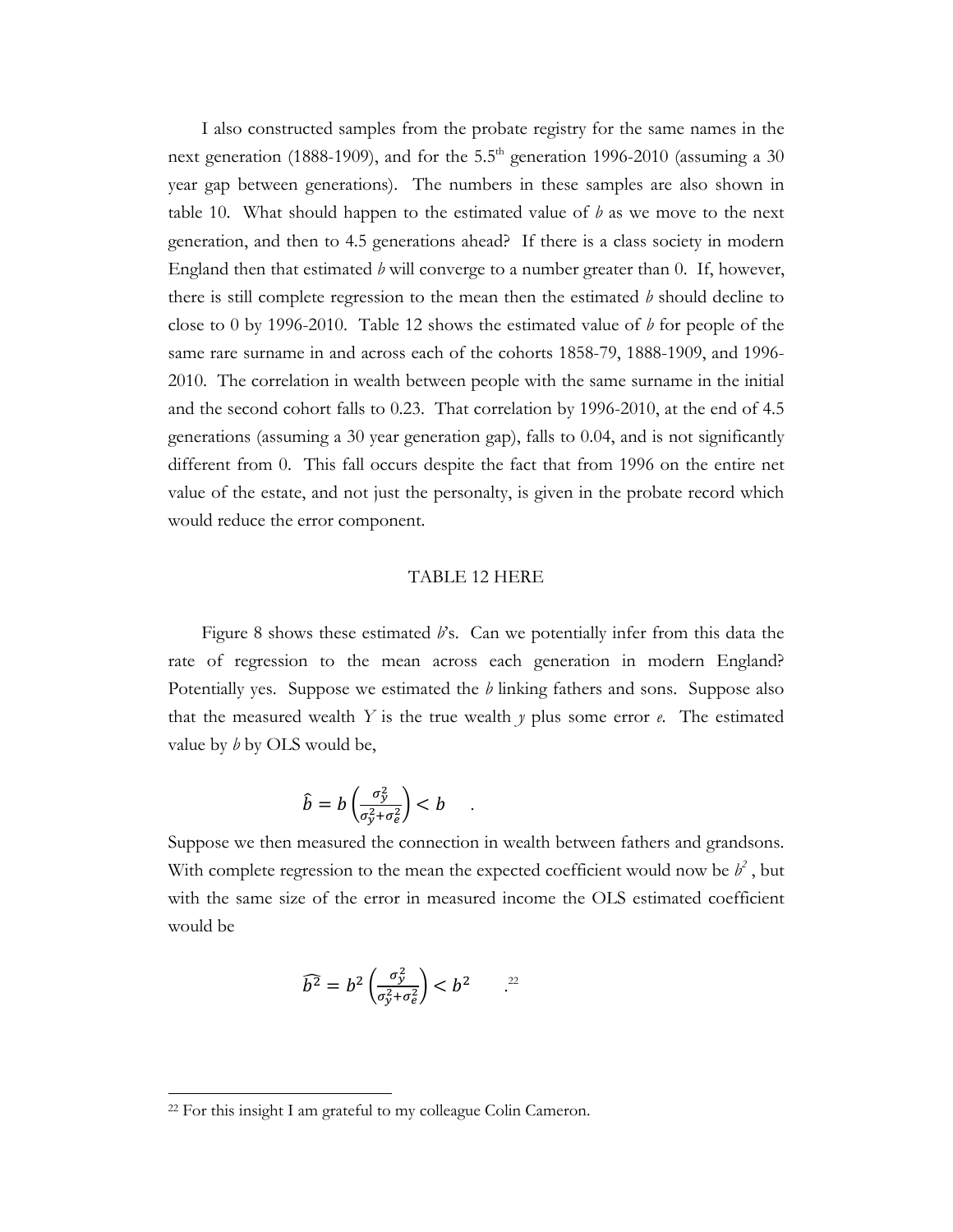I also constructed samples from the probate registry for the same names in the next generation (1888-1909), and for the 5.5[th] generation 1996-2010 (assuming a 30 year gap between generations). The numbers in these samples are also shown in table 10. What should happen to the estimated value of *b* as we move to the next generation, and then to 4.5 generations ahead? If there is a class society in modern England then that estimated *b* will converge to a number greater than 0. If, however, there is still complete regression to the mean then the estimated *b* should decline to close to 0 by 1996-2010. Table 12 shows the estimated value of *b* for people of the same rare surname in and across each of the cohorts 1858-79, 1888-1909, and 1996-2010. The correlation in wealth between people with the same surname in the initial and the second cohort falls to 0.23. That correlation by 1996-2010, at the end of 4.5 generations (assuming a 30 year generation gap), falls to 0.04, and is not significantly different from 0. This fall occurs despite the fact that from 1996 on the entire net value of the estate, and not just the personalty, is given in the probate record which would reduce the error component.

TABLE 12 HERE

Figure 8 shows these estimated *b*'s. Can we potentially infer from this data the rate of regression to the mean across each generation in modern England? Potentially yes. Suppose we estimated the *b* linking fathers and sons. Suppose also that the measured wealth *Y* is the true wealth *y* plus some error *e*. The estimated value by *b* by OLS would be,

$$\hat{b} = b\left(\frac{\sigma_y^2}{\sigma_y^2+\sigma_e^2}\right) < b \quad .$$

Suppose we then measured the connection in wealth between fathers and grandsons. With complete regression to the mean the expected coefficient would now be $b^2$, but with the same size of the error in measured income the OLS estimated coefficient would be

$$\widehat{b^2} = b^2\left(\frac{\sigma_y^2}{\sigma_y^2+\sigma_e^2}\right) < b^2 \quad .$$ [22]

[22] For this insight I am grateful to my colleague Colin Cameron.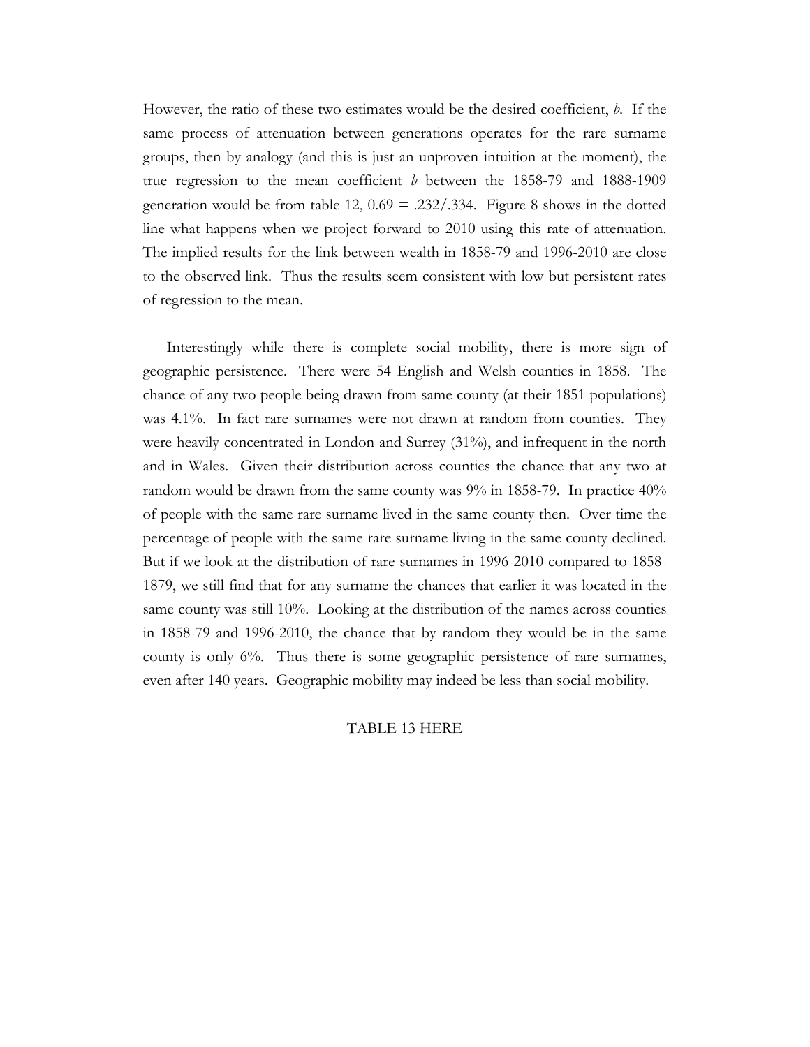However, the ratio of these two estimates would be the desired coefficient, *b*. If the same process of attenuation between generations operates for the rare surname groups, then by analogy (and this is just an unproven intuition at the moment), the true regression to the mean coefficient *b* between the 1858-79 and 1888-1909 generation would be from table 12, 0.69 = .232/.334. Figure 8 shows in the dotted line what happens when we project forward to 2010 using this rate of attenuation. The implied results for the link between wealth in 1858-79 and 1996-2010 are close to the observed link. Thus the results seem consistent with low but persistent rates of regression to the mean.

Interestingly while there is complete social mobility, there is more sign of geographic persistence. There were 54 English and Welsh counties in 1858. The chance of any two people being drawn from same county (at their 1851 populations) was 4.1%. In fact rare surnames were not drawn at random from counties. They were heavily concentrated in London and Surrey (31%), and infrequent in the north and in Wales. Given their distribution across counties the chance that any two at random would be drawn from the same county was 9% in 1858-79. In practice 40% of people with the same rare surname lived in the same county then. Over time the percentage of people with the same rare surname living in the same county declined. But if we look at the distribution of rare surnames in 1996-2010 compared to 1858-1879, we still find that for any surname the chances that earlier it was located in the same county was still 10%. Looking at the distribution of the names across counties in 1858-79 and 1996-2010, the chance that by random they would be in the same county is only 6%. Thus there is some geographic persistence of rare surnames, even after 140 years. Geographic mobility may indeed be less than social mobility.

TABLE 13 HERE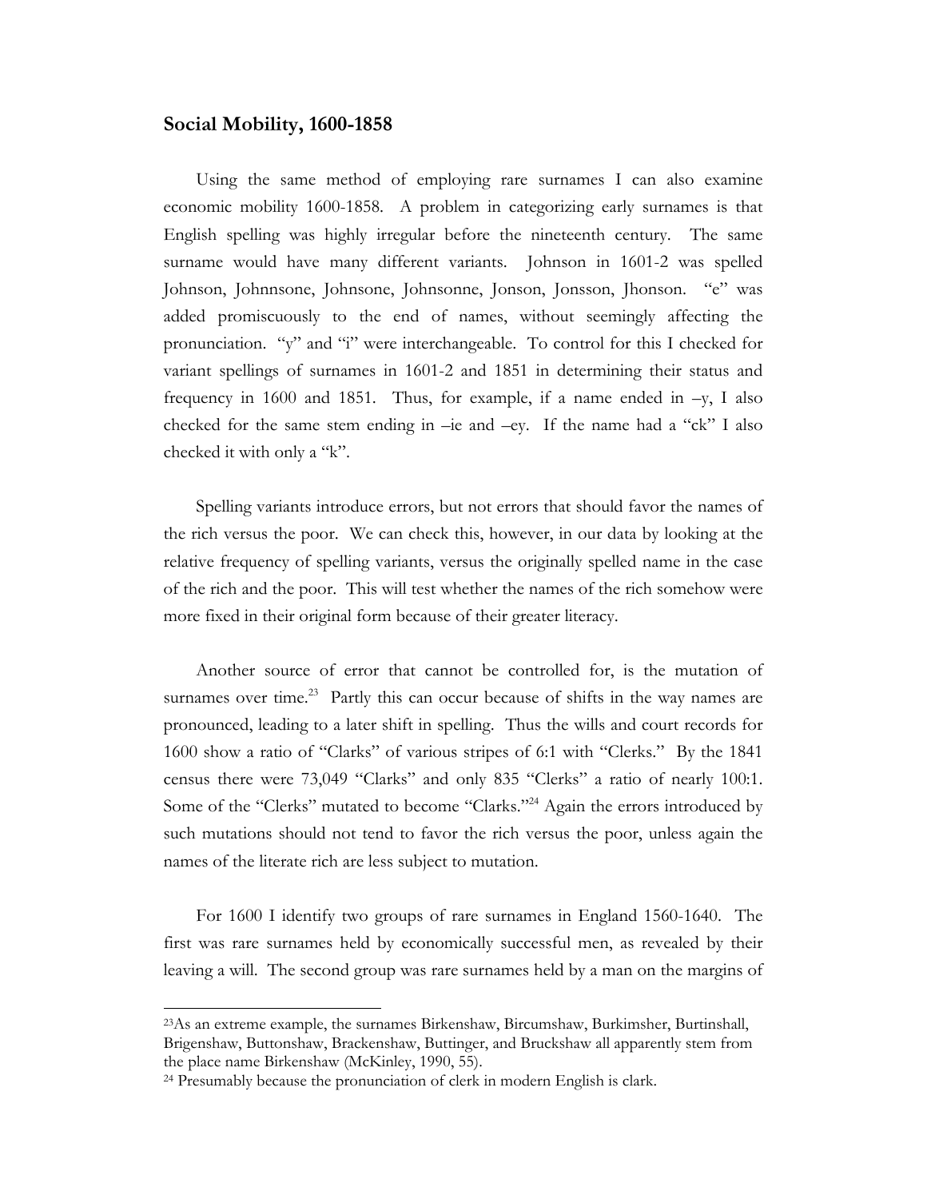## Social Mobility, 1600-1858

Using the same method of employing rare surnames I can also examine economic mobility 1600-1858. A problem in categorizing early surnames is that English spelling was highly irregular before the nineteenth century. The same surname would have many different variants. Johnson in 1601-2 was spelled Johnson, Johnnsone, Johnsone, Johnsonne, Jonson, Jonsson, Jhonson. "e" was added promiscuously to the end of names, without seemingly affecting the pronunciation. "y" and "i" were interchangeable. To control for this I checked for variant spellings of surnames in 1601-2 and 1851 in determining their status and frequency in 1600 and 1851. Thus, for example, if a name ended in –y, I also checked for the same stem ending in –ie and –ey. If the name had a "ck" I also checked it with only a "k".

Spelling variants introduce errors, but not errors that should favor the names of the rich versus the poor. We can check this, however, in our data by looking at the relative frequency of spelling variants, versus the originally spelled name in the case of the rich and the poor. This will test whether the names of the rich somehow were more fixed in their original form because of their greater literacy.

Another source of error that cannot be controlled for, is the mutation of surnames over time.[23] Partly this can occur because of shifts in the way names are pronounced, leading to a later shift in spelling. Thus the wills and court records for 1600 show a ratio of "Clarks" of various stripes of 6:1 with "Clerks." By the 1841 census there were 73,049 "Clarks" and only 835 "Clerks" a ratio of nearly 100:1. Some of the "Clerks" mutated to become "Clarks."[24] Again the errors introduced by such mutations should not tend to favor the rich versus the poor, unless again the names of the literate rich are less subject to mutation.

For 1600 I identify two groups of rare surnames in England 1560-1640. The first was rare surnames held by economically successful men, as revealed by their leaving a will. The second group was rare surnames held by a man on the margins of

[23] As an extreme example, the surnames Birkenshaw, Bircumshaw, Burkimsher, Burtinshall, Brigenshaw, Buttonshaw, Brackenshaw, Buttinger, and Bruckshaw all apparently stem from the place name Birkenshaw (McKinley, 1990, 55).

[24] Presumably because the pronunciation of clerk in modern English is clark.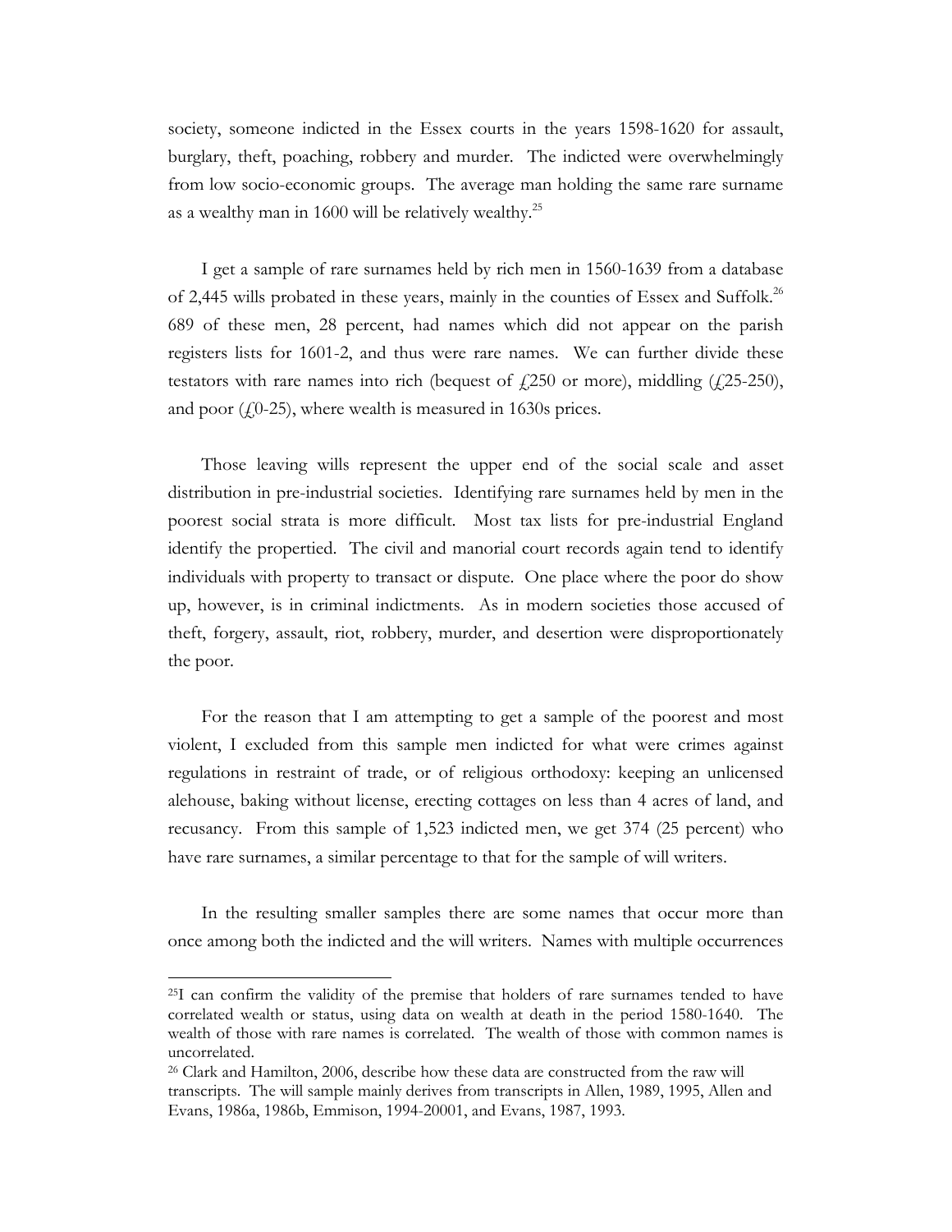society, someone indicted in the Essex courts in the years 1598-1620 for assault, burglary, theft, poaching, robbery and murder. The indicted were overwhelmingly from low socio-economic groups. The average man holding the same rare surname as a wealthy man in 1600 will be relatively wealthy.[25]

I get a sample of rare surnames held by rich men in 1560-1639 from a database of 2,445 wills probated in these years, mainly in the counties of Essex and Suffolk.[26] 689 of these men, 28 percent, had names which did not appear on the parish registers lists for 1601-2, and thus were rare names. We can further divide these testators with rare names into rich (bequest of £250 or more), middling (£25-250), and poor (£0-25), where wealth is measured in 1630s prices.

Those leaving wills represent the upper end of the social scale and asset distribution in pre-industrial societies. Identifying rare surnames held by men in the poorest social strata is more difficult. Most tax lists for pre-industrial England identify the propertied. The civil and manorial court records again tend to identify individuals with property to transact or dispute. One place where the poor do show up, however, is in criminal indictments. As in modern societies those accused of theft, forgery, assault, riot, robbery, murder, and desertion were disproportionately the poor.

For the reason that I am attempting to get a sample of the poorest and most violent, I excluded from this sample men indicted for what were crimes against regulations in restraint of trade, or of religious orthodoxy: keeping an unlicensed alehouse, baking without license, erecting cottages on less than 4 acres of land, and recusancy. From this sample of 1,523 indicted men, we get 374 (25 percent) who have rare surnames, a similar percentage to that for the sample of will writers.

In the resulting smaller samples there are some names that occur more than once among both the indicted and the will writers. Names with multiple occurrences

[25] I can confirm the validity of the premise that holders of rare surnames tended to have correlated wealth or status, using data on wealth at death in the period 1580-1640. The wealth of those with rare names is correlated. The wealth of those with common names is uncorrelated.

[26] Clark and Hamilton, 2006, describe how these data are constructed from the raw will transcripts. The will sample mainly derives from transcripts in Allen, 1989, 1995, Allen and Evans, 1986a, 1986b, Emmison, 1994-20001, and Evans, 1987, 1993.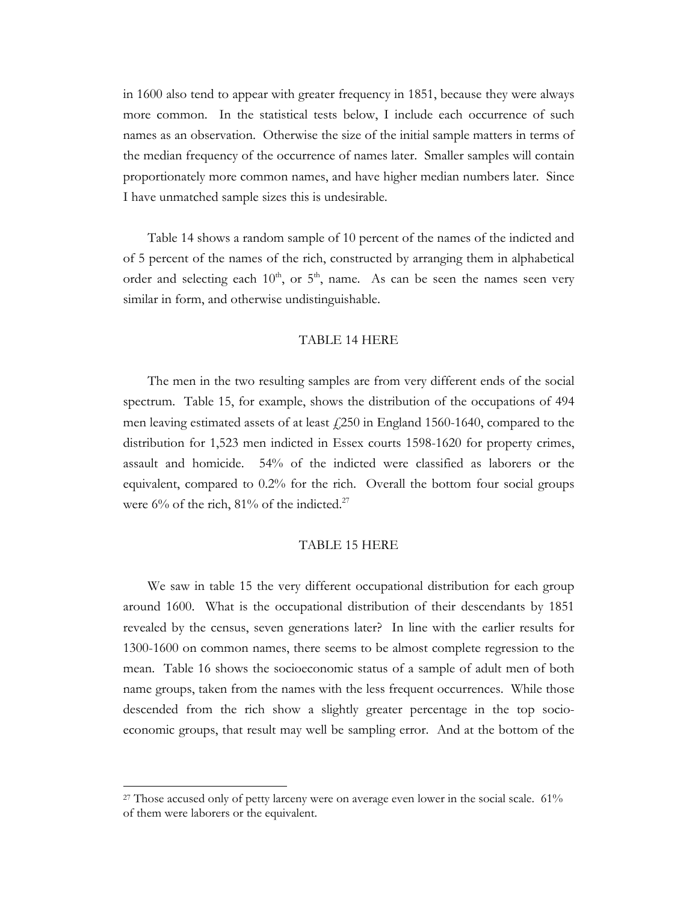in 1600 also tend to appear with greater frequency in 1851, because they were always more common. In the statistical tests below, I include each occurrence of such names as an observation. Otherwise the size of the initial sample matters in terms of the median frequency of the occurrence of names later. Smaller samples will contain proportionately more common names, and have higher median numbers later. Since I have unmatched sample sizes this is undesirable.

Table 14 shows a random sample of 10 percent of the names of the indicted and of 5 percent of the names of the rich, constructed by arranging them in alphabetical order and selecting each 10th, or 5th, name. As can be seen the names seen very similar in form, and otherwise undistinguishable.

TABLE 14 HERE

The men in the two resulting samples are from very different ends of the social spectrum. Table 15, for example, shows the distribution of the occupations of 494 men leaving estimated assets of at least £250 in England 1560-1640, compared to the distribution for 1,523 men indicted in Essex courts 1598-1620 for property crimes, assault and homicide. 54% of the indicted were classified as laborers or the equivalent, compared to 0.2% for the rich. Overall the bottom four social groups were 6% of the rich, 81% of the indicted.[27]

TABLE 15 HERE

We saw in table 15 the very different occupational distribution for each group around 1600. What is the occupational distribution of their descendants by 1851 revealed by the census, seven generations later? In line with the earlier results for 1300-1600 on common names, there seems to be almost complete regression to the mean. Table 16 shows the socioeconomic status of a sample of adult men of both name groups, taken from the names with the less frequent occurrences. While those descended from the rich show a slightly greater percentage in the top socio-economic groups, that result may well be sampling error. And at the bottom of the

[27] Those accused only of petty larceny were on average even lower in the social scale. 61% of them were laborers or the equivalent.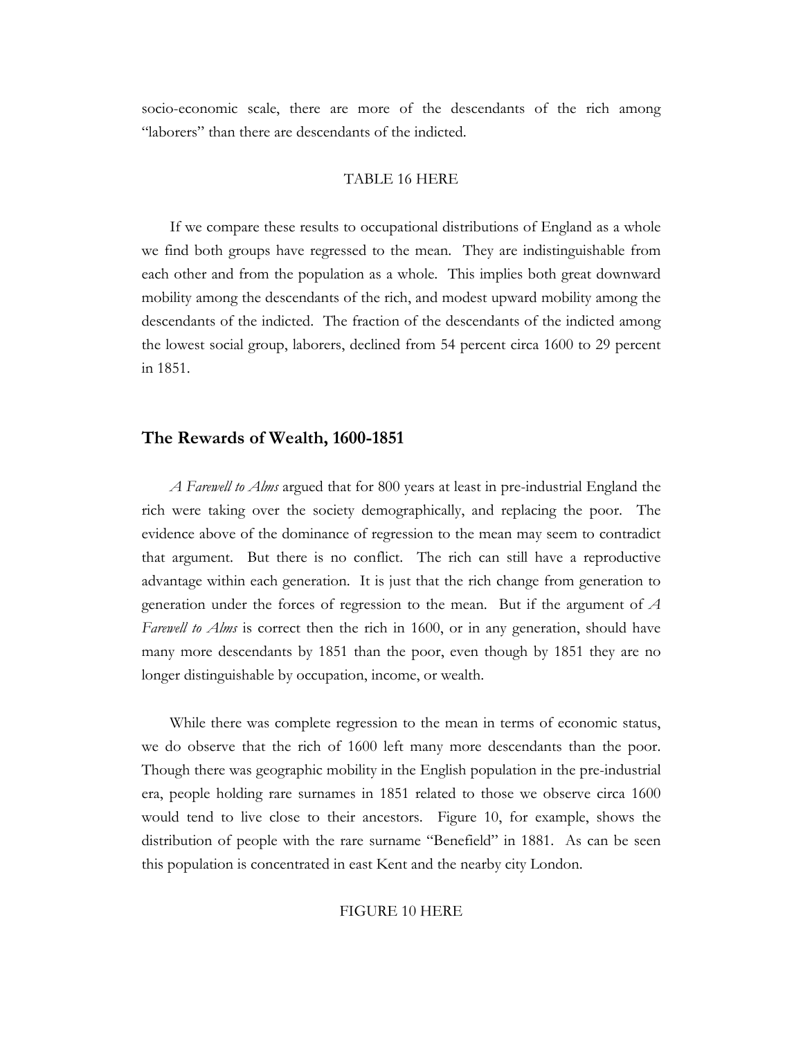socio-economic scale, there are more of the descendants of the rich among "laborers" than there are descendants of the indicted.

TABLE 16 HERE

If we compare these results to occupational distributions of England as a whole we find both groups have regressed to the mean. They are indistinguishable from each other and from the population as a whole. This implies both great downward mobility among the descendants of the rich, and modest upward mobility among the descendants of the indicted. The fraction of the descendants of the indicted among the lowest social group, laborers, declined from 54 percent circa 1600 to 29 percent in 1851.

## The Rewards of Wealth, 1600-1851

*A Farewell to Alms* argued that for 800 years at least in pre-industrial England the rich were taking over the society demographically, and replacing the poor. The evidence above of the dominance of regression to the mean may seem to contradict that argument. But there is no conflict. The rich can still have a reproductive advantage within each generation. It is just that the rich change from generation to generation under the forces of regression to the mean. But if the argument of *A Farewell to Alms* is correct then the rich in 1600, or in any generation, should have many more descendants by 1851 than the poor, even though by 1851 they are no longer distinguishable by occupation, income, or wealth.

While there was complete regression to the mean in terms of economic status, we do observe that the rich of 1600 left many more descendants than the poor. Though there was geographic mobility in the English population in the pre-industrial era, people holding rare surnames in 1851 related to those we observe circa 1600 would tend to live close to their ancestors. Figure 10, for example, shows the distribution of people with the rare surname "Benefield" in 1881. As can be seen this population is concentrated in east Kent and the nearby city London.

FIGURE 10 HERE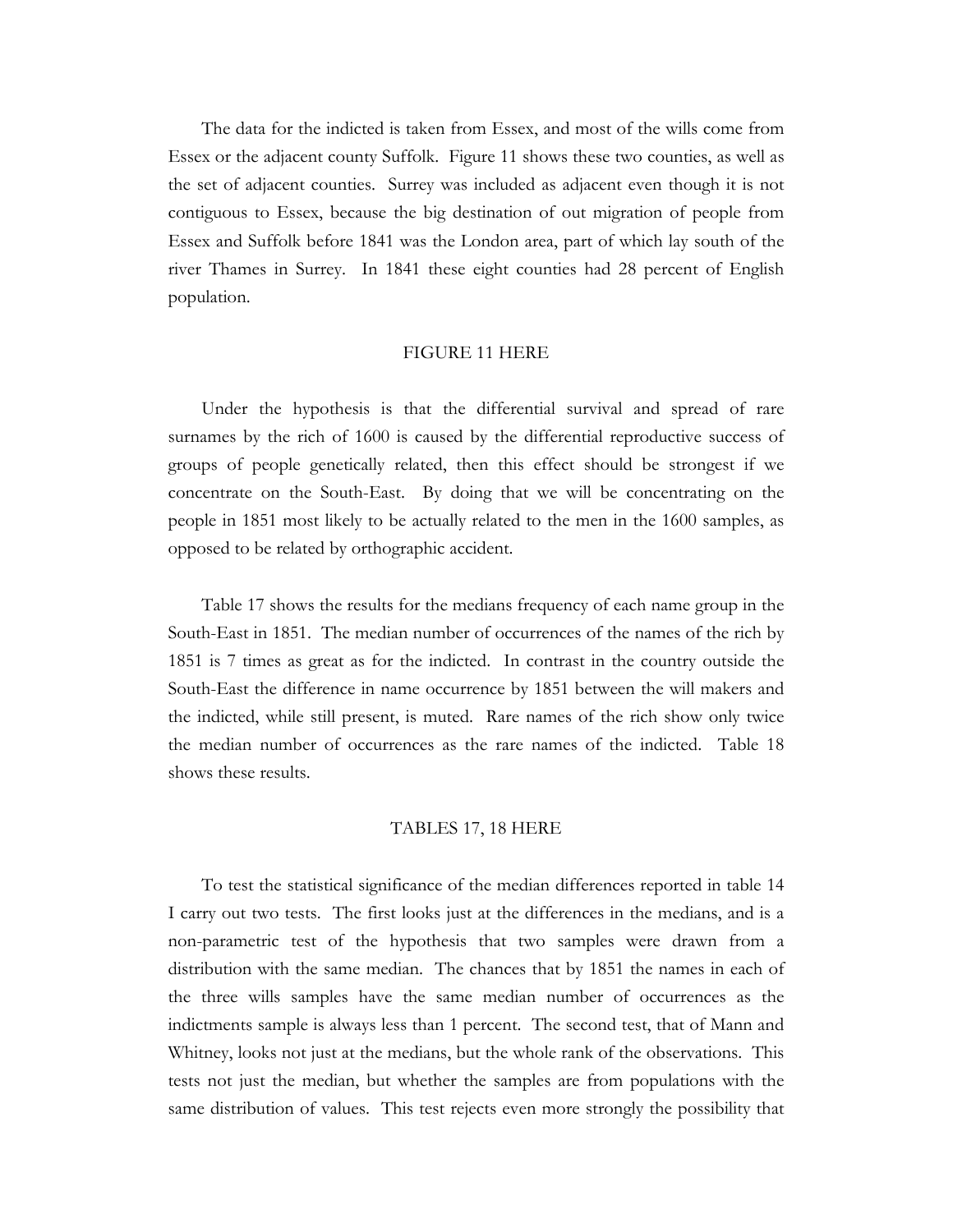The data for the indicted is taken from Essex, and most of the wills come from Essex or the adjacent county Suffolk. Figure 11 shows these two counties, as well as the set of adjacent counties. Surrey was included as adjacent even though it is not contiguous to Essex, because the big destination of out migration of people from Essex and Suffolk before 1841 was the London area, part of which lay south of the river Thames in Surrey. In 1841 these eight counties had 28 percent of English population.

FIGURE 11 HERE

Under the hypothesis is that the differential survival and spread of rare surnames by the rich of 1600 is caused by the differential reproductive success of groups of people genetically related, then this effect should be strongest if we concentrate on the South-East. By doing that we will be concentrating on the people in 1851 most likely to be actually related to the men in the 1600 samples, as opposed to be related by orthographic accident.

Table 17 shows the results for the medians frequency of each name group in the South-East in 1851. The median number of occurrences of the names of the rich by 1851 is 7 times as great as for the indicted. In contrast in the country outside the South-East the difference in name occurrence by 1851 between the will makers and the indicted, while still present, is muted. Rare names of the rich show only twice the median number of occurrences as the rare names of the indicted. Table 18 shows these results.

TABLES 17, 18 HERE

To test the statistical significance of the median differences reported in table 14 I carry out two tests. The first looks just at the differences in the medians, and is a non-parametric test of the hypothesis that two samples were drawn from a distribution with the same median. The chances that by 1851 the names in each of the three wills samples have the same median number of occurrences as the indictments sample is always less than 1 percent. The second test, that of Mann and Whitney, looks not just at the medians, but the whole rank of the observations. This tests not just the median, but whether the samples are from populations with the same distribution of values. This test rejects even more strongly the possibility that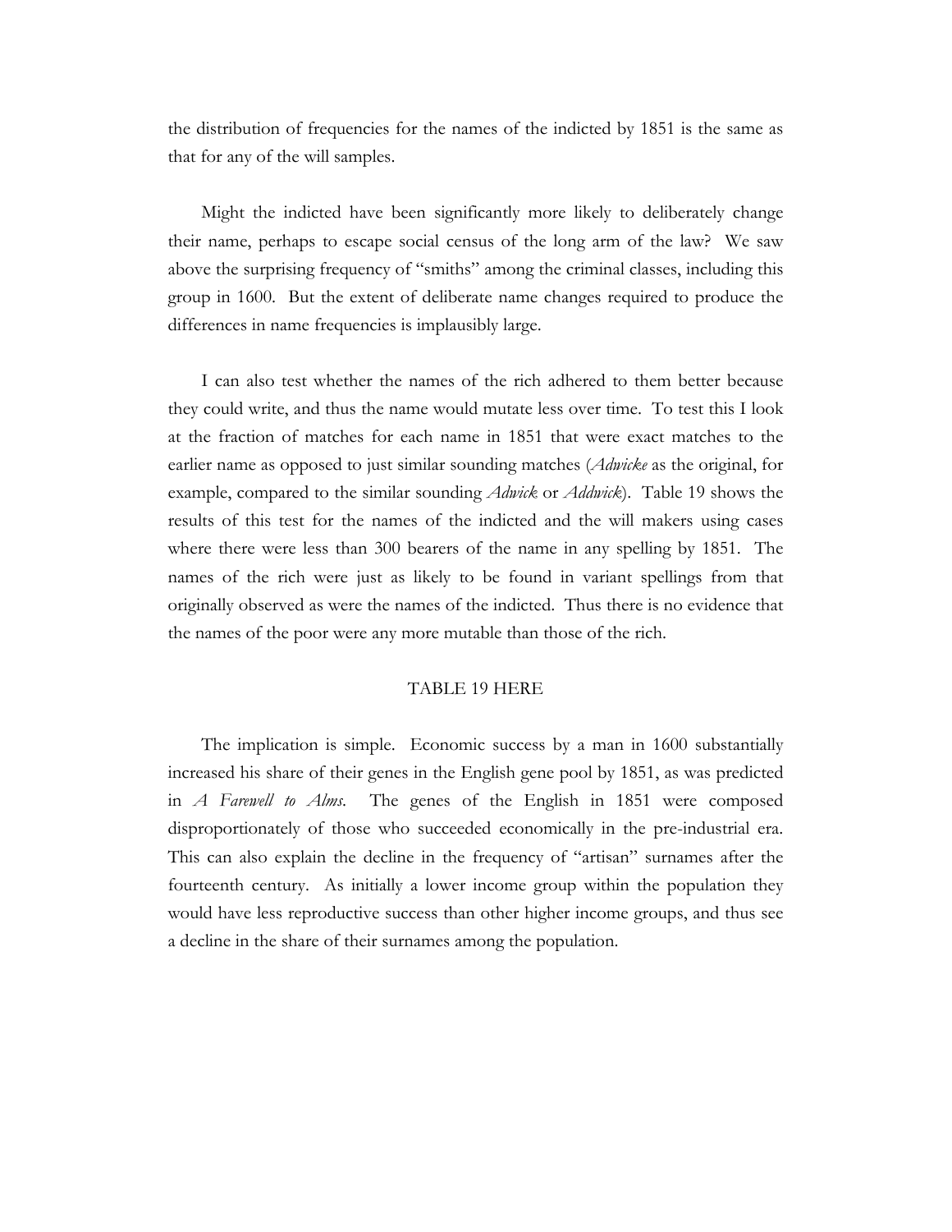the distribution of frequencies for the names of the indicted by 1851 is the same as that for any of the will samples.

Might the indicted have been significantly more likely to deliberately change their name, perhaps to escape social census of the long arm of the law? We saw above the surprising frequency of "smiths" among the criminal classes, including this group in 1600. But the extent of deliberate name changes required to produce the differences in name frequencies is implausibly large.

I can also test whether the names of the rich adhered to them better because they could write, and thus the name would mutate less over time. To test this I look at the fraction of matches for each name in 1851 that were exact matches to the earlier name as opposed to just similar sounding matches (*Adwicke* as the original, for example, compared to the similar sounding *Adwick* or *Addwick*). Table 19 shows the results of this test for the names of the indicted and the will makers using cases where there were less than 300 bearers of the name in any spelling by 1851. The names of the rich were just as likely to be found in variant spellings from that originally observed as were the names of the indicted. Thus there is no evidence that the names of the poor were any more mutable than those of the rich.

TABLE 19 HERE

The implication is simple. Economic success by a man in 1600 substantially increased his share of their genes in the English gene pool by 1851, as was predicted in *A Farewell to Alms*. The genes of the English in 1851 were composed disproportionately of those who succeeded economically in the pre-industrial era. This can also explain the decline in the frequency of "artisan" surnames after the fourteenth century. As initially a lower income group within the population they would have less reproductive success than other higher income groups, and thus see a decline in the share of their surnames among the population.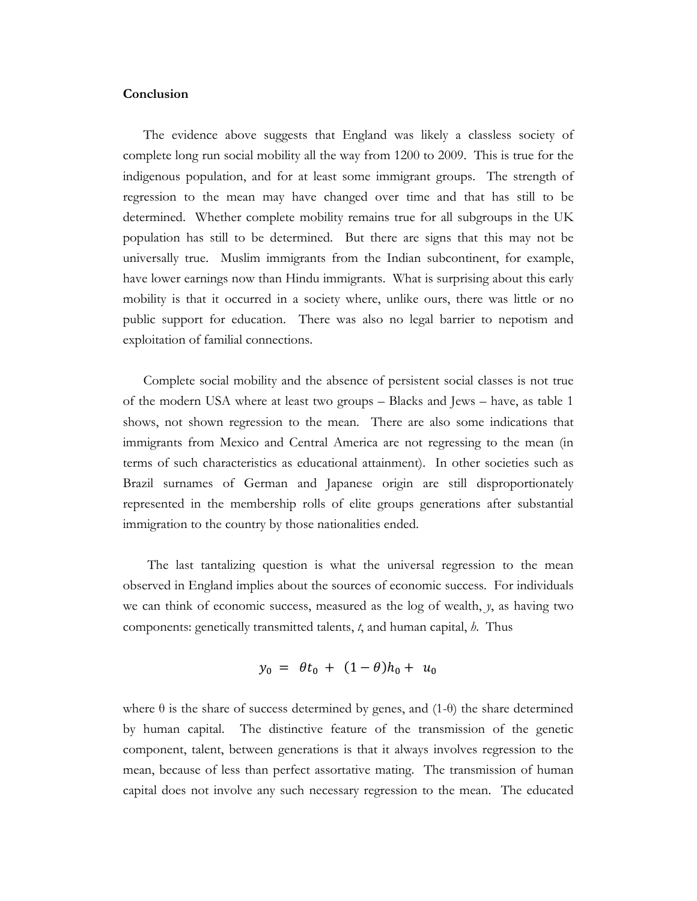## Conclusion

The evidence above suggests that England was likely a classless society of complete long run social mobility all the way from 1200 to 2009. This is true for the indigenous population, and for at least some immigrant groups. The strength of regression to the mean may have changed over time and that has still to be determined. Whether complete mobility remains true for all subgroups in the UK population has still to be determined. But there are signs that this may not be universally true. Muslim immigrants from the Indian subcontinent, for example, have lower earnings now than Hindu immigrants. What is surprising about this early mobility is that it occurred in a society where, unlike ours, there was little or no public support for education. There was also no legal barrier to nepotism and exploitation of familial connections.

Complete social mobility and the absence of persistent social classes is not true of the modern USA where at least two groups – Blacks and Jews – have, as table 1 shows, not shown regression to the mean. There are also some indications that immigrants from Mexico and Central America are not regressing to the mean (in terms of such characteristics as educational attainment). In other societies such as Brazil surnames of German and Japanese origin are still disproportionately represented in the membership rolls of elite groups generations after substantial immigration to the country by those nationalities ended.

The last tantalizing question is what the universal regression to the mean observed in England implies about the sources of economic success. For individuals we can think of economic success, measured as the log of wealth, $y$, as having two components: genetically transmitted talents, $t$, and human capital, $h$. Thus

$$y_0 = \theta t_0 + (1-\theta)h_0 + u_0$$

where $\theta$ is the share of success determined by genes, and $(1-\theta)$ the share determined by human capital. The distinctive feature of the transmission of the genetic component, talent, between generations is that it always involves regression to the mean, because of less than perfect assortative mating. The transmission of human capital does not involve any such necessary regression to the mean. The educated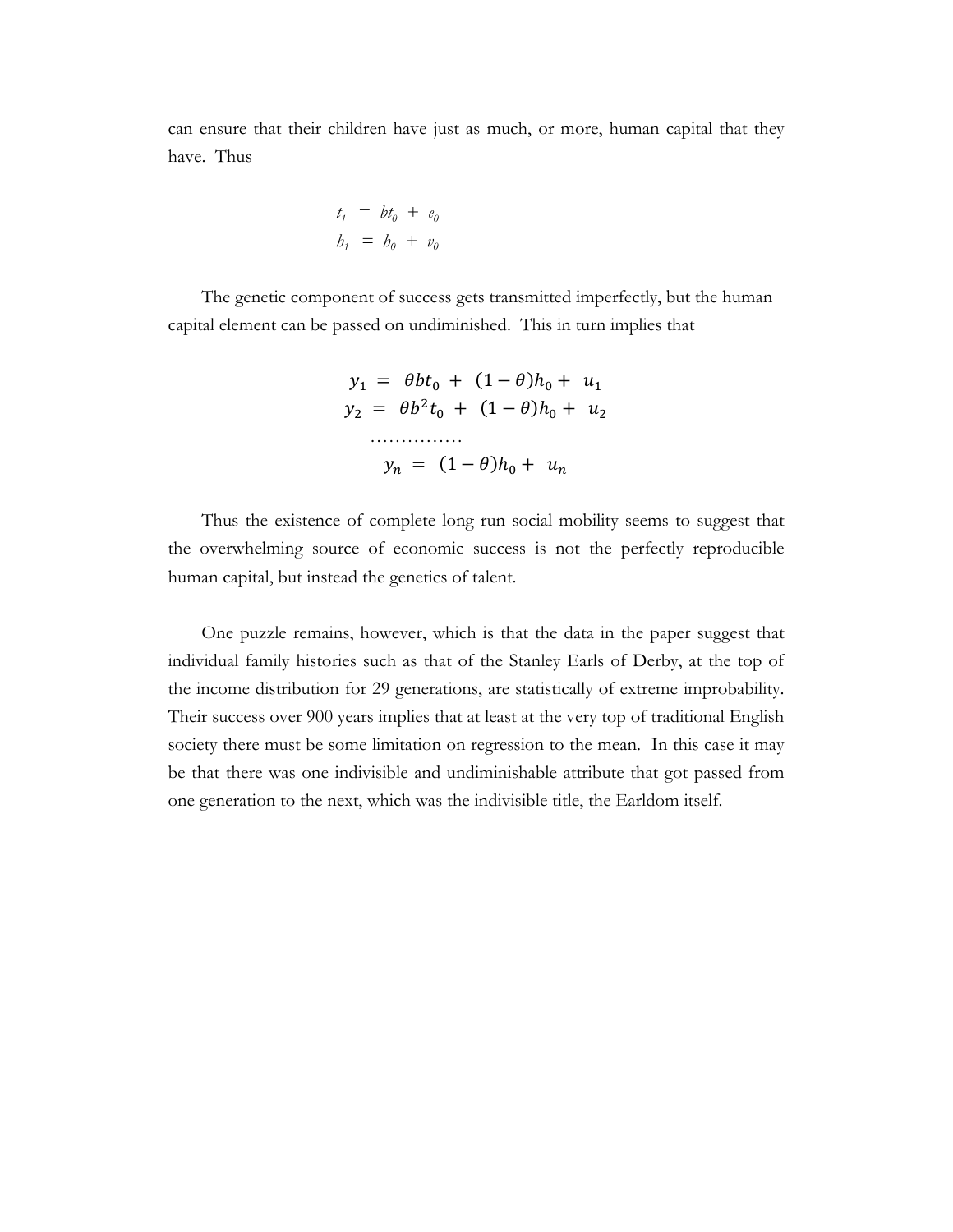can ensure that their children have just as much, or more, human capital that they have. Thus

$$t_1 = bt_0 + e_0$$
$$h_1 = h_0 + v_0$$

The genetic component of success gets transmitted imperfectly, but the human capital element can be passed on undiminished. This in turn implies that

$$y_1 = \theta b t_0 + (1-\theta)h_0 + u_1$$
$$y_2 = \theta b^2 t_0 + (1-\theta)h_0 + u_2$$
$$\ldots\ldots\ldots\ldots\ldots$$
$$y_n = (1-\theta)h_0 + u_n$$

Thus the existence of complete long run social mobility seems to suggest that the overwhelming source of economic success is not the perfectly reproducible human capital, but instead the genetics of talent.

One puzzle remains, however, which is that the data in the paper suggest that individual family histories such as that of the Stanley Earls of Derby, at the top of the income distribution for 29 generations, are statistically of extreme improbability. Their success over 900 years implies that at least at the very top of traditional English society there must be some limitation on regression to the mean. In this case it may be that there was one indivisible and undiminishable attribute that got passed from one generation to the next, which was the indivisible title, the Earldom itself.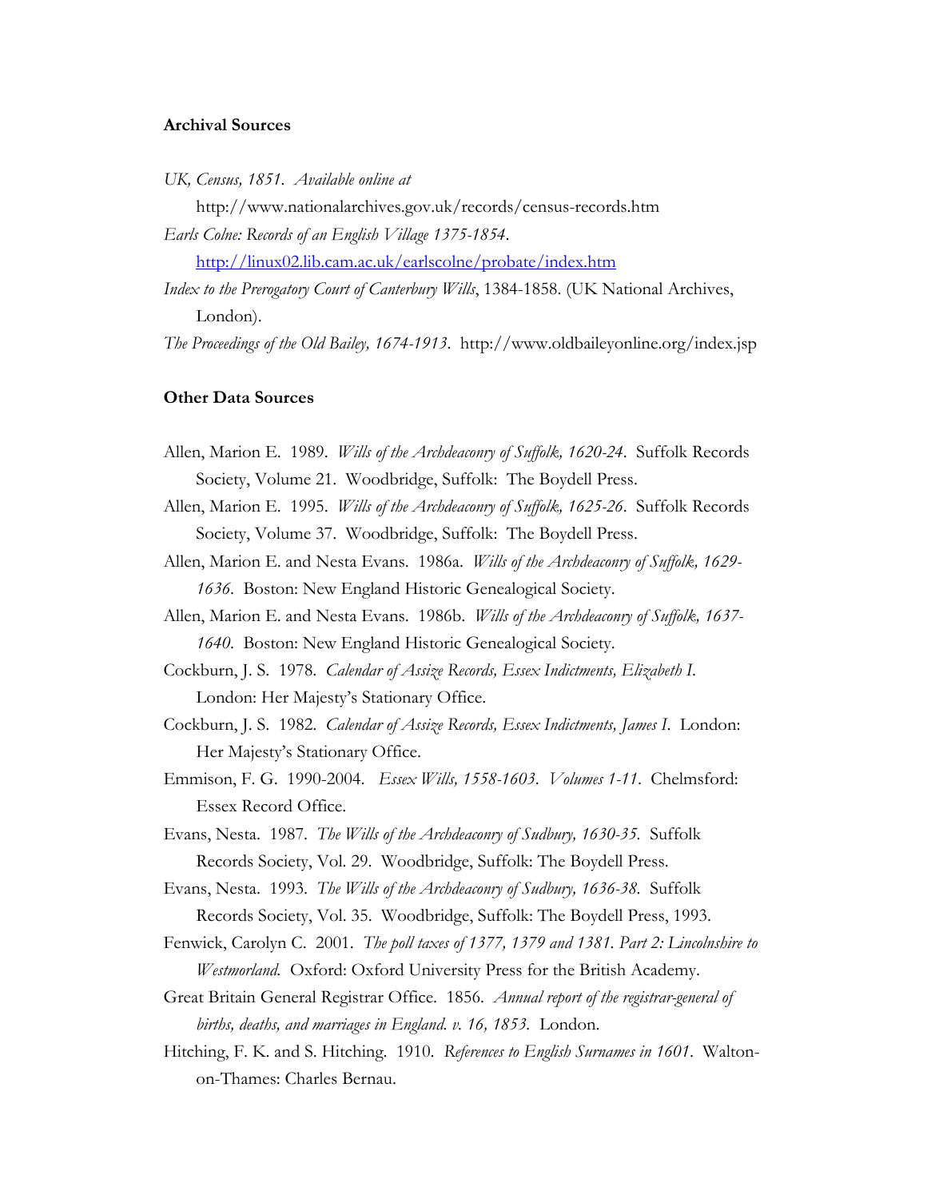**Archival Sources**

*UK, Census, 1851. Available online at*
http://www.nationalarchives.gov.uk/records/census-records.htm

*Earls Colne: Records of an English Village 1375-1854.*
http://linux02.lib.cam.ac.uk/earlscolne/probate/index.htm

*Index to the Prerogatory Court of Canterbury Wills*, 1384-1858. (UK National Archives, London).

*The Proceedings of the Old Bailey, 1674-1913.* http://www.oldbaileyonline.org/index.jsp

**Other Data Sources**

Allen, Marion E. 1989. *Wills of the Archdeaconry of Suffolk, 1620-24*. Suffolk Records Society, Volume 21. Woodbridge, Suffolk: The Boydell Press.

Allen, Marion E. 1995. *Wills of the Archdeaconry of Suffolk, 1625-26*. Suffolk Records Society, Volume 37. Woodbridge, Suffolk: The Boydell Press.

Allen, Marion E. and Nesta Evans. 1986a. *Wills of the Archdeaconry of Suffolk, 1629-1636*. Boston: New England Historic Genealogical Society.

Allen, Marion E. and Nesta Evans. 1986b. *Wills of the Archdeaconry of Suffolk, 1637-1640*. Boston: New England Historic Genealogical Society.

Cockburn, J. S. 1978. *Calendar of Assize Records, Essex Indictments, Elizabeth I*. London: Her Majesty's Stationary Office.

Cockburn, J. S. 1982. *Calendar of Assize Records, Essex Indictments, James I*. London: Her Majesty's Stationary Office.

Emmison, F. G. 1990-2004. *Essex Wills, 1558-1603. Volumes 1-11*. Chelmsford: Essex Record Office.

Evans, Nesta. 1987. *The Wills of the Archdeaconry of Sudbury, 1630-35.* Suffolk Records Society, Vol. 29. Woodbridge, Suffolk: The Boydell Press.

Evans, Nesta. 1993. *The Wills of the Archdeaconry of Sudbury, 1636-38.* Suffolk Records Society, Vol. 35. Woodbridge, Suffolk: The Boydell Press, 1993.

Fenwick, Carolyn C. 2001. *The poll taxes of 1377, 1379 and 1381. Part 2: Lincolnshire to Westmorland.* Oxford: Oxford University Press for the British Academy.

Great Britain General Registrar Office. 1856. *Annual report of the registrar-general of births, deaths, and marriages in England. v. 16, 1853.* London.

Hitching, F. K. and S. Hitching. 1910. *References to English Surnames in 1601*. Walton-on-Thames: Charles Bernau.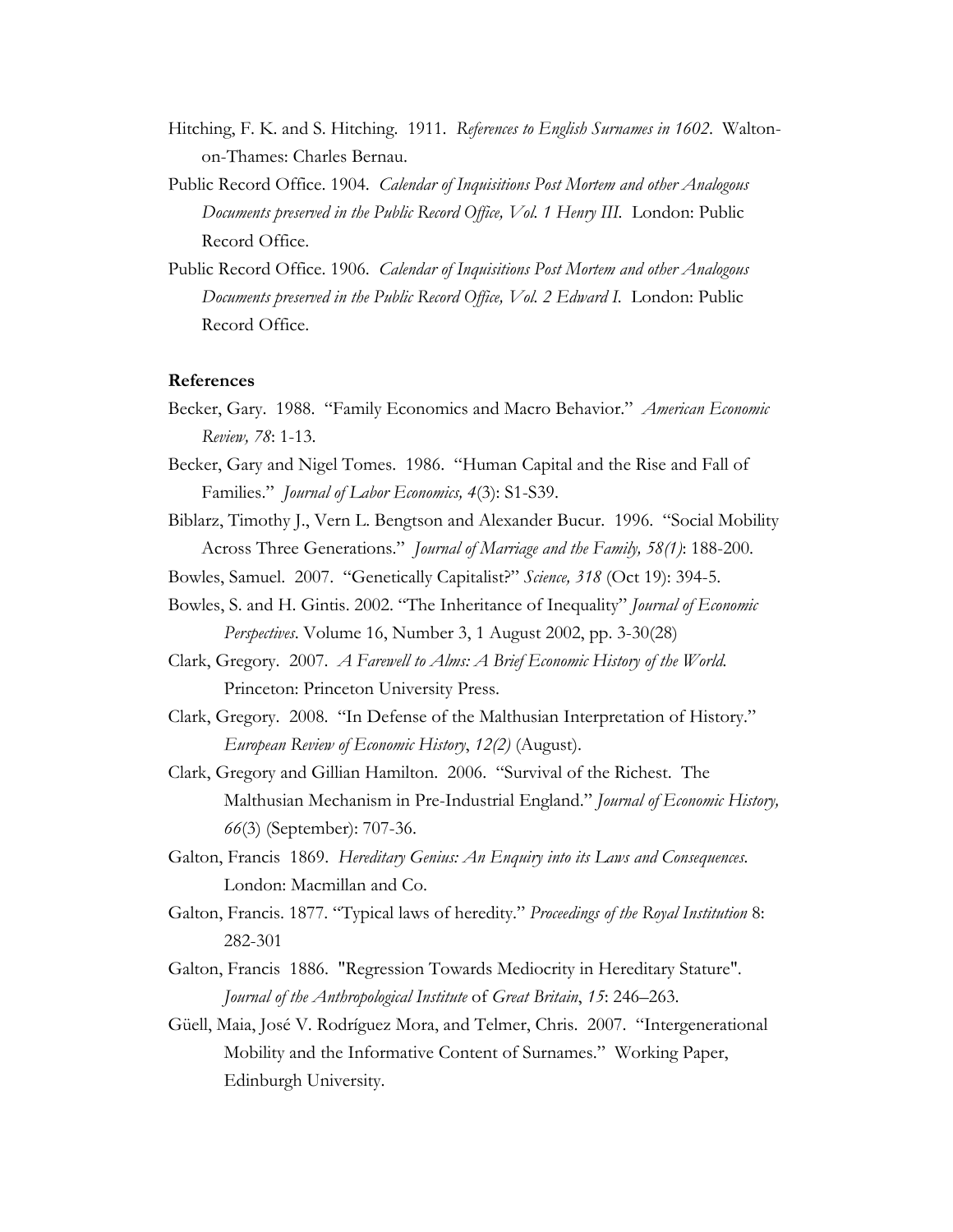Hitching, F. K. and S. Hitching. 1911. *References to English Surnames in 1602*. Walton-on-Thames: Charles Bernau.

Public Record Office. 1904. *Calendar of Inquisitions Post Mortem and other Analogous Documents preserved in the Public Record Office, Vol. 1 Henry III*. London: Public Record Office.

Public Record Office. 1906. *Calendar of Inquisitions Post Mortem and other Analogous Documents preserved in the Public Record Office, Vol. 2 Edward I*. London: Public Record Office.

**References**

Becker, Gary. 1988. "Family Economics and Macro Behavior." *American Economic Review, 78*: 1-13.

Becker, Gary and Nigel Tomes. 1986. "Human Capital and the Rise and Fall of Families." *Journal of Labor Economics, 4*(3): S1-S39.

Biblarz, Timothy J., Vern L. Bengtson and Alexander Bucur. 1996. "Social Mobility Across Three Generations." *Journal of Marriage and the Family, 58(1)*: 188-200.

Bowles, Samuel. 2007. "Genetically Capitalist?" *Science, 318* (Oct 19): 394-5.

Bowles, S. and H. Gintis. 2002. "The Inheritance of Inequality" *Journal of Economic Perspectives*. Volume 16, Number 3, 1 August 2002, pp. 3-30(28)

Clark, Gregory. 2007. *A Farewell to Alms: A Brief Economic History of the World.* Princeton: Princeton University Press.

Clark, Gregory. 2008. "In Defense of the Malthusian Interpretation of History." *European Review of Economic History*, *12(2)* (August).

Clark, Gregory and Gillian Hamilton. 2006. "Survival of the Richest. The Malthusian Mechanism in Pre-Industrial England." *Journal of Economic History, 66*(3) (September): 707-36.

Galton, Francis 1869. *Hereditary Genius: An Enquiry into its Laws and Consequences*. London: Macmillan and Co.

Galton, Francis. 1877. "Typical laws of heredity." *Proceedings of the Royal Institution* 8: 282-301

Galton, Francis 1886. "Regression Towards Mediocrity in Hereditary Stature". *Journal of the Anthropological Institute* of *Great Britain*, *15*: 246–263.

Güell, Maia, José V. Rodríguez Mora, and Telmer, Chris. 2007. "Intergenerational Mobility and the Informative Content of Surnames." Working Paper, Edinburgh University.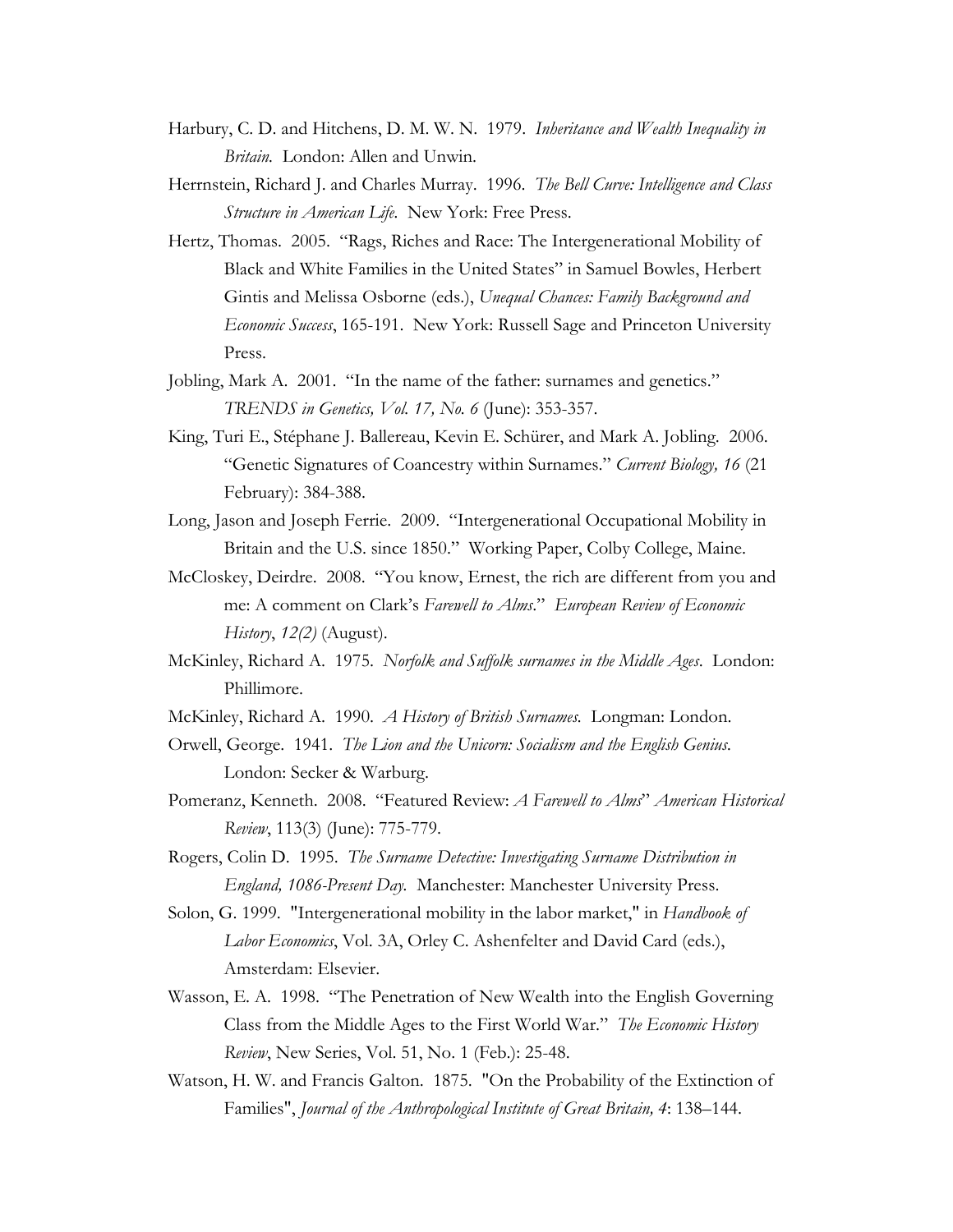Harbury, C. D. and Hitchens, D. M. W. N. 1979. *Inheritance and Wealth Inequality in Britain.* London: Allen and Unwin.

Herrnstein, Richard J. and Charles Murray. 1996. *The Bell Curve: Intelligence and Class Structure in American Life.* New York: Free Press.

Hertz, Thomas. 2005. "Rags, Riches and Race: The Intergenerational Mobility of Black and White Families in the United States" in Samuel Bowles, Herbert Gintis and Melissa Osborne (eds.), *Unequal Chances: Family Background and Economic Success*, 165-191. New York: Russell Sage and Princeton University Press.

Jobling, Mark A. 2001. "In the name of the father: surnames and genetics." *TRENDS in Genetics, Vol. 17, No. 6* (June): 353-357.

King, Turi E., Stéphane J. Ballereau, Kevin E. Schürer, and Mark A. Jobling. 2006. "Genetic Signatures of Coancestry within Surnames." *Current Biology, 16* (21 February): 384-388.

Long, Jason and Joseph Ferrie. 2009. "Intergenerational Occupational Mobility in Britain and the U.S. since 1850." Working Paper, Colby College, Maine.

McCloskey, Deirdre. 2008. "You know, Ernest, the rich are different from you and me: A comment on Clark's *Farewell to Alms*." *European Review of Economic History*, *12(2)* (August).

McKinley, Richard A. 1975. *Norfolk and Suffolk surnames in the Middle Ages*. London: Phillimore.

McKinley, Richard A. 1990. *A History of British Surnames.* Longman: London.

Orwell, George. 1941. *The Lion and the Unicorn: Socialism and the English Genius.* London: Secker & Warburg.

Pomeranz, Kenneth. 2008. "Featured Review: *A Farewell to Alms*" *American Historical Review*, 113(3) (June): 775-779.

Rogers, Colin D. 1995. *The Surname Detective: Investigating Surname Distribution in England, 1086-Present Day.* Manchester: Manchester University Press.

Solon, G. 1999. "Intergenerational mobility in the labor market," in *Handbook of Labor Economics*, Vol. 3A, Orley C. Ashenfelter and David Card (eds.), Amsterdam: Elsevier.

Wasson, E. A. 1998. "The Penetration of New Wealth into the English Governing Class from the Middle Ages to the First World War." *The Economic History Review*, New Series, Vol. 51, No. 1 (Feb.): 25-48.

Watson, H. W. and Francis Galton. 1875. "On the Probability of the Extinction of Families", *Journal of the Anthropological Institute of Great Britain, 4*: 138–144.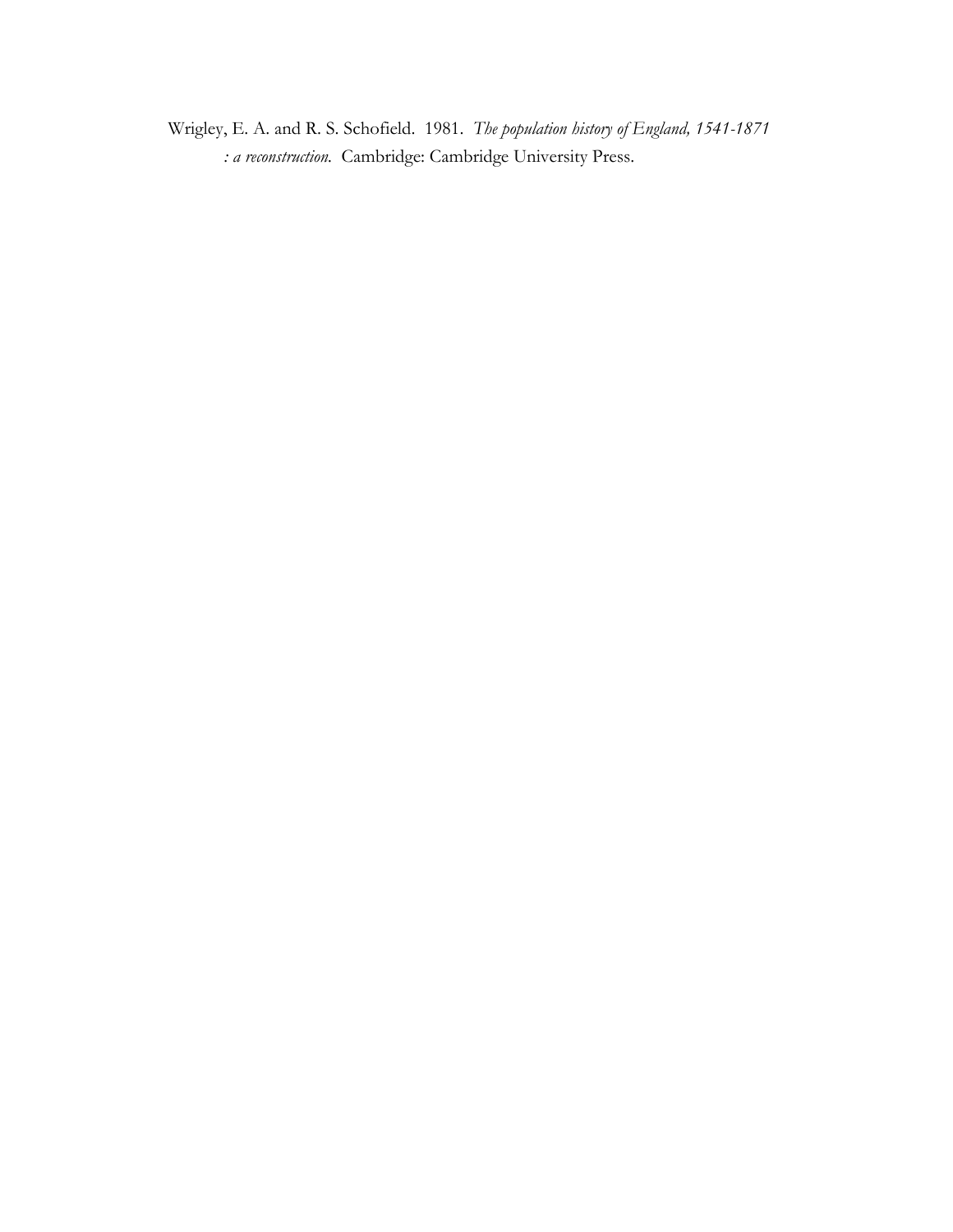Wrigley, E. A. and R. S. Schofield. 1981. *The population history of England, 1541-1871 : a reconstruction.* Cambridge: Cambridge University Press.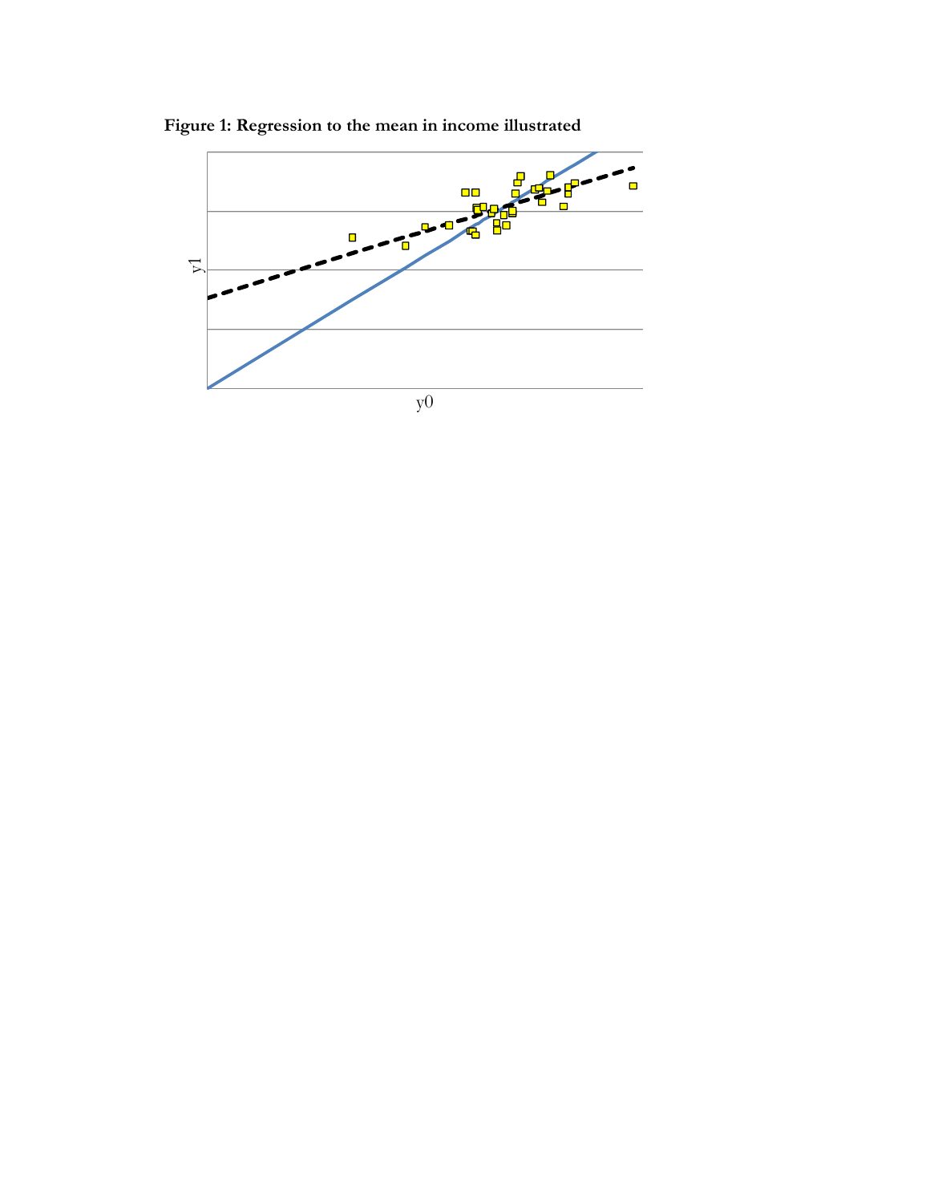**Figure 1: Regression to the mean in income illustrated**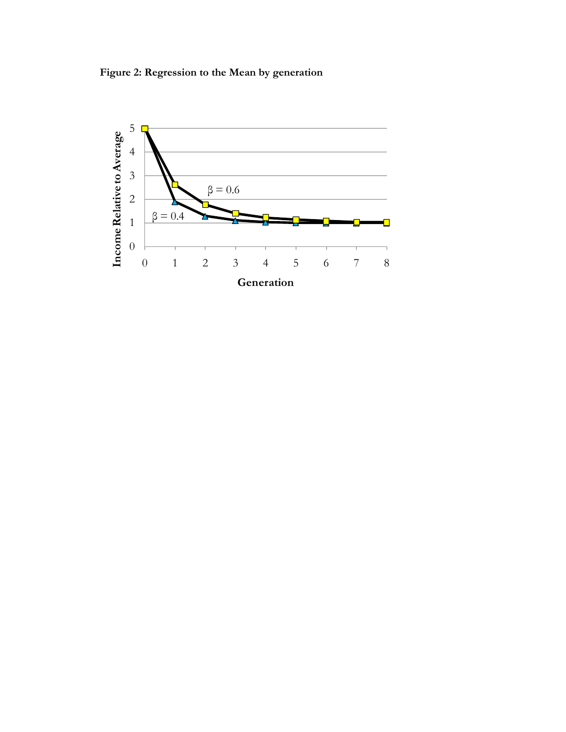**Figure 2: Regression to the Mean by generation**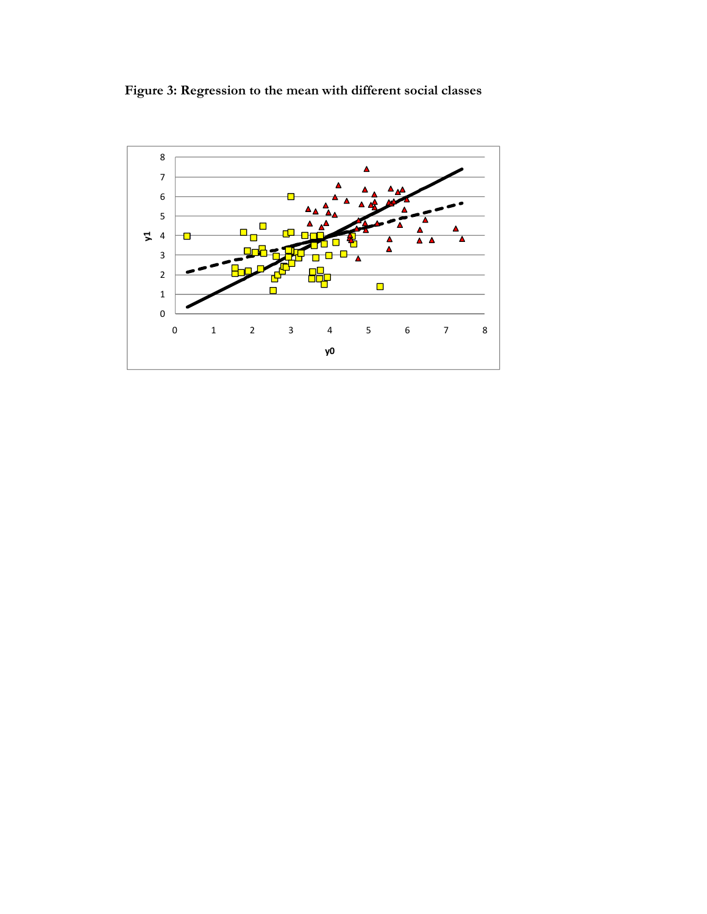**Figure 3: Regression to the mean with different social classes**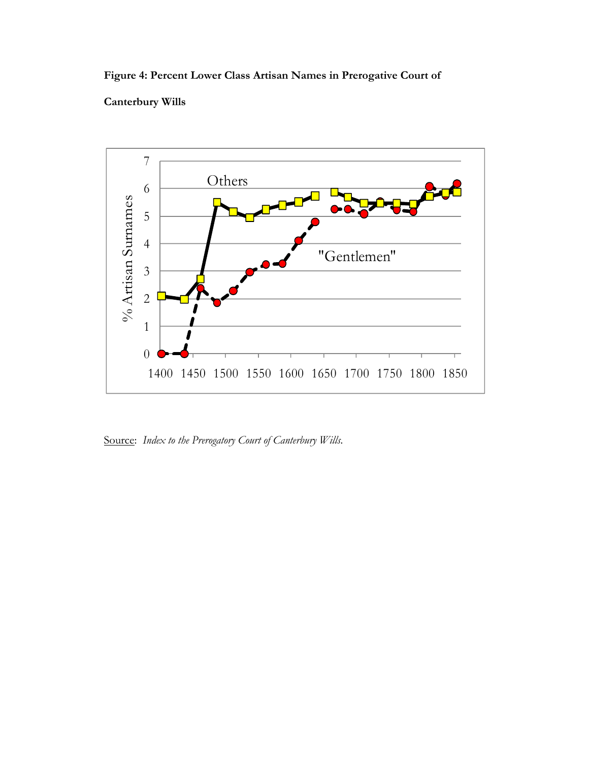**Figure 4: Percent Lower Class Artisan Names in Prerogative Court of Canterbury Wills**

Source: *Index to the Prerogatory Court of Canterbury Wills*.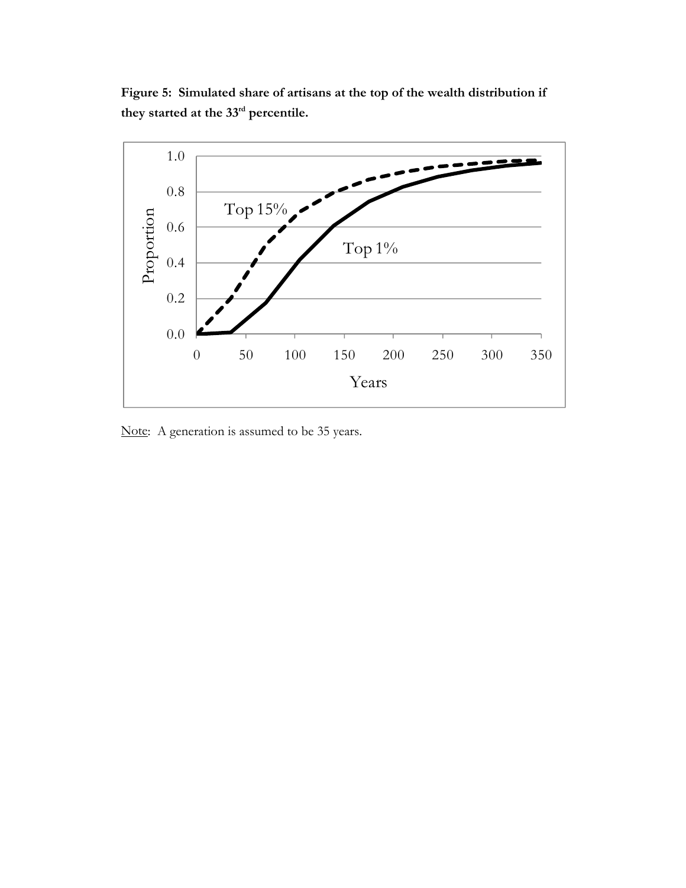**Figure 5: Simulated share of artisans at the top of the wealth distribution if they started at the 33rd percentile.**

Note: A generation is assumed to be 35 years.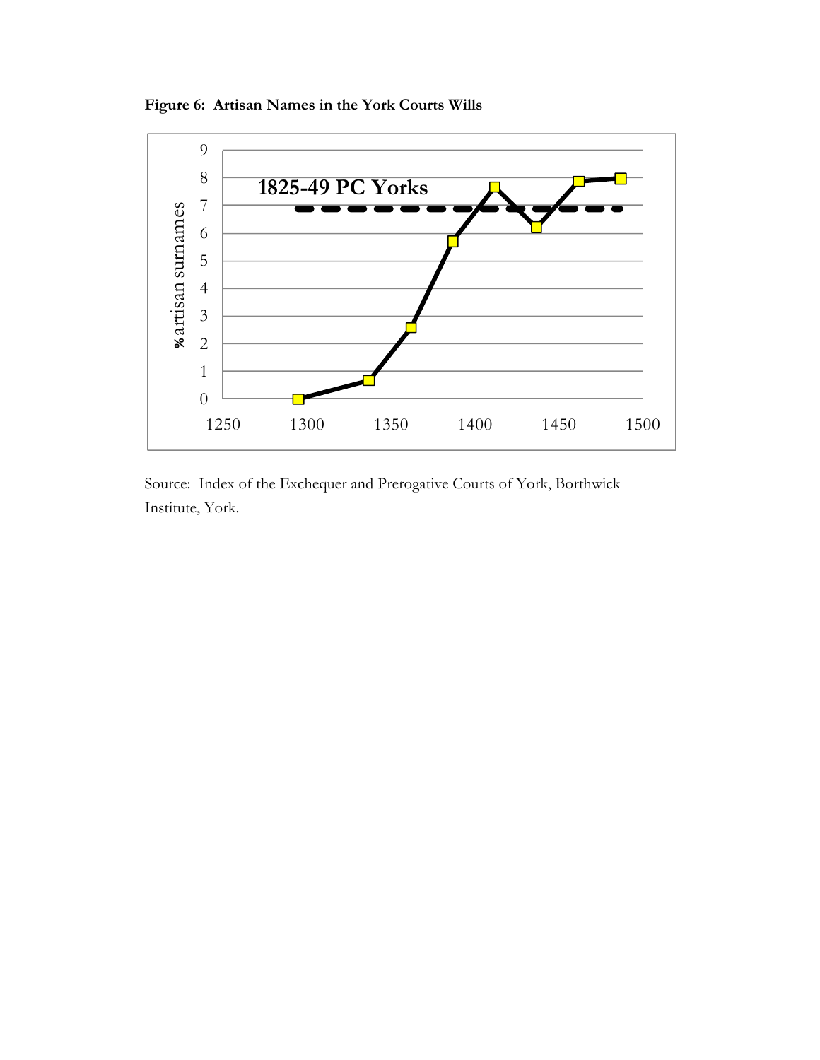**Figure 6: Artisan Names in the York Courts Wills**

Source: Index of the Exchequer and Prerogative Courts of York, Borthwick Institute, York.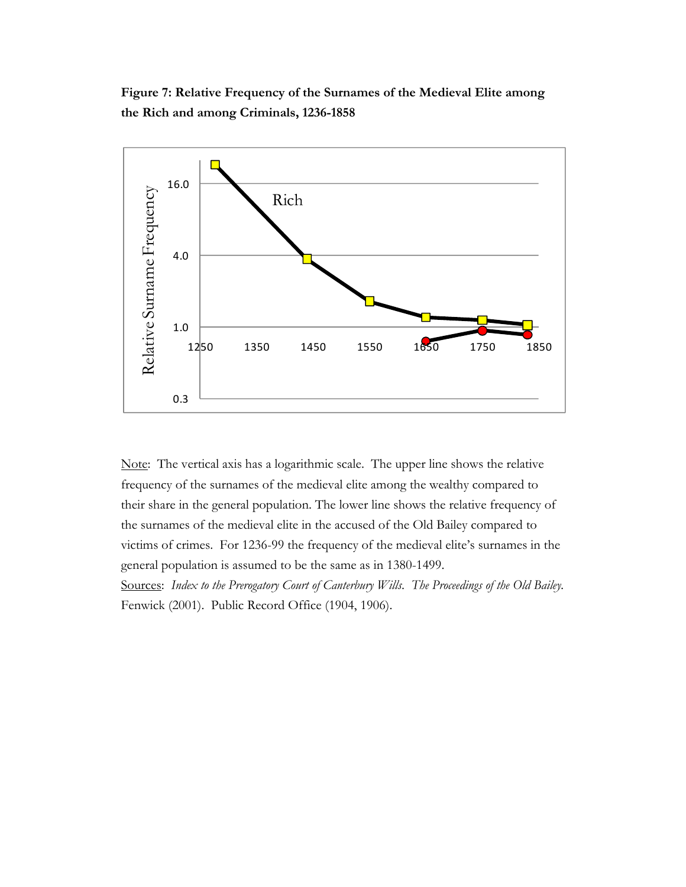**Figure 7: Relative Frequency of the Surnames of the Medieval Elite among the Rich and among Criminals, 1236-1858**

Note: The vertical axis has a logarithmic scale. The upper line shows the relative frequency of the surnames of the medieval elite among the wealthy compared to their share in the general population. The lower line shows the relative frequency of the surnames of the medieval elite in the accused of the Old Bailey compared to victims of crimes. For 1236-99 the frequency of the medieval elite's surnames in the general population is assumed to be the same as in 1380-1499.

Sources: *Index to the Prerogatory Court of Canterbury Wills*. *The Proceedings of the Old Bailey.* Fenwick (2001). Public Record Office (1904, 1906).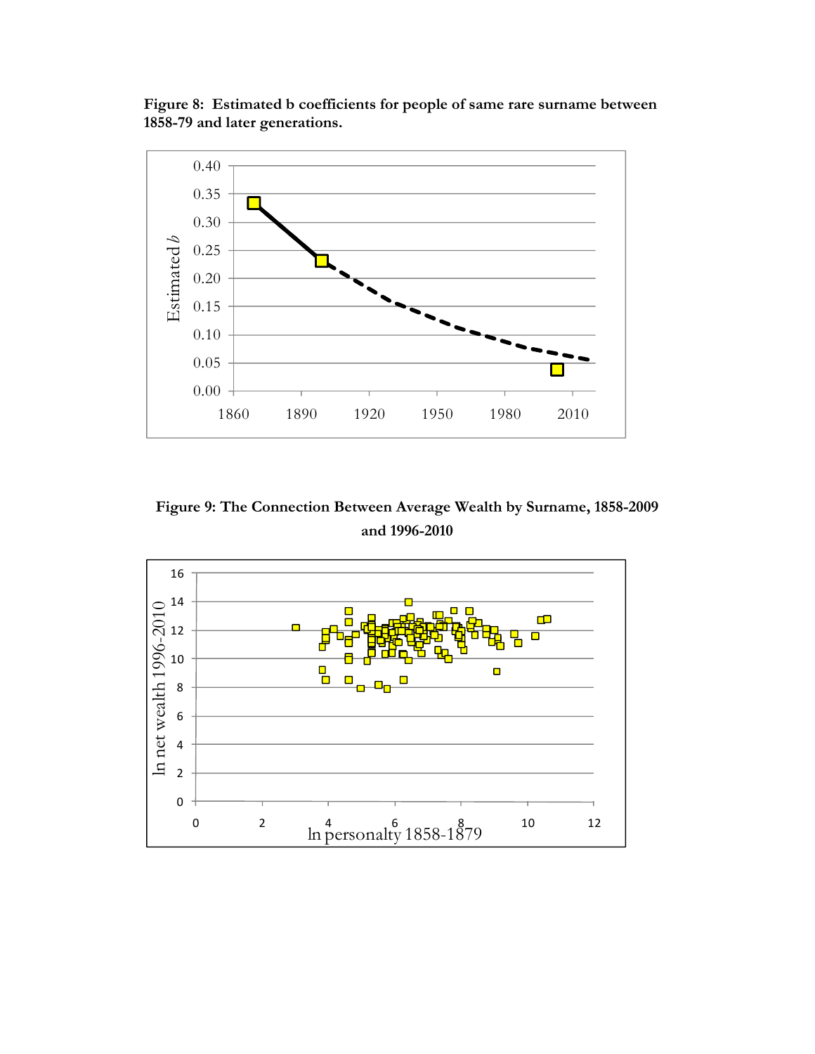**Figure 8: Estimated b coefficients for people of same rare surname between 1858-79 and later generations.**

**Figure 9: The Connection Between Average Wealth by Surname, 1858-2009 and 1996-2010**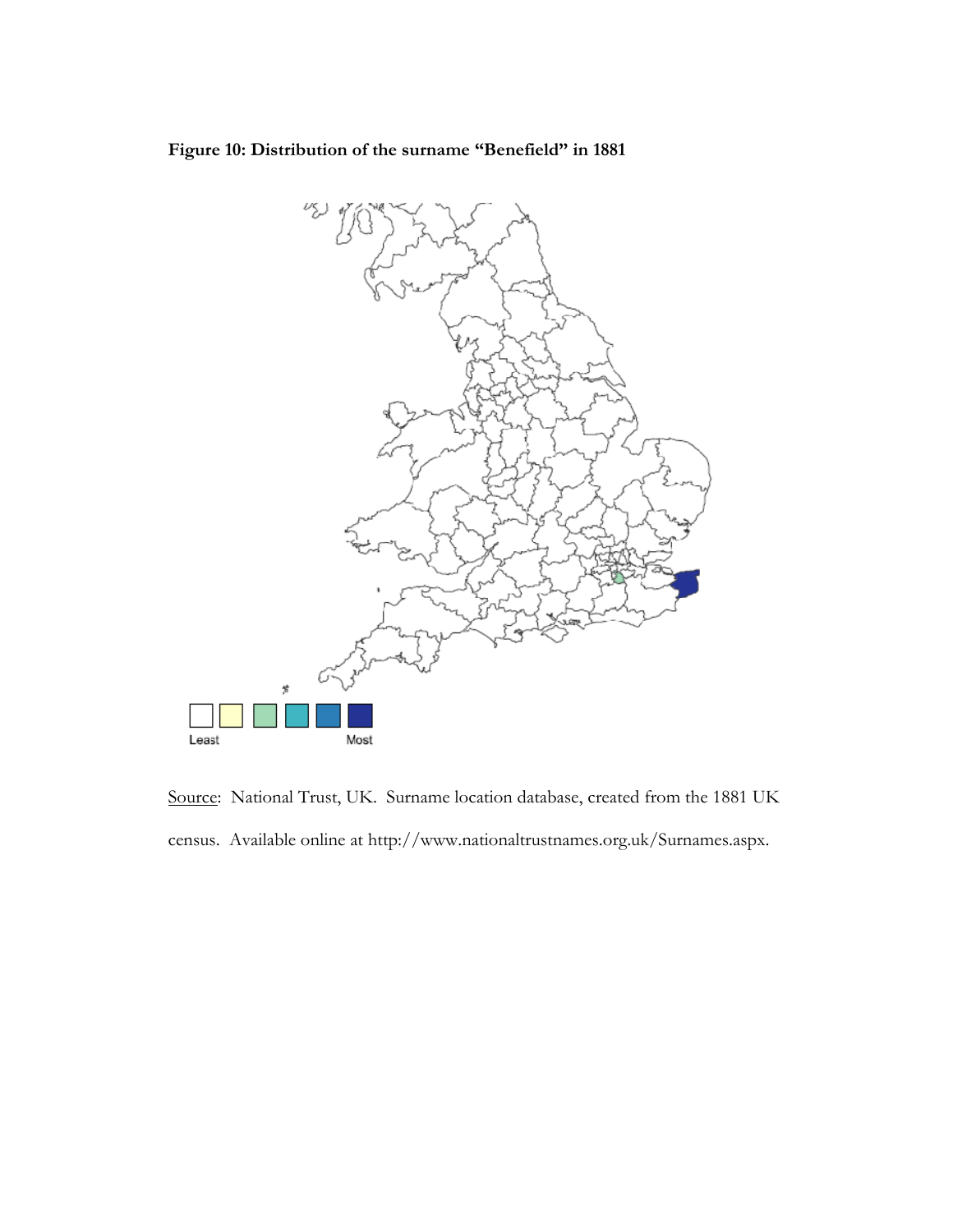**Figure 10: Distribution of the surname "Benefield" in 1881**

Least — Most

Source: National Trust, UK. Surname location database, created from the 1881 UK census. Available online at http://www.nationaltrustnames.org.uk/Surnames.aspx.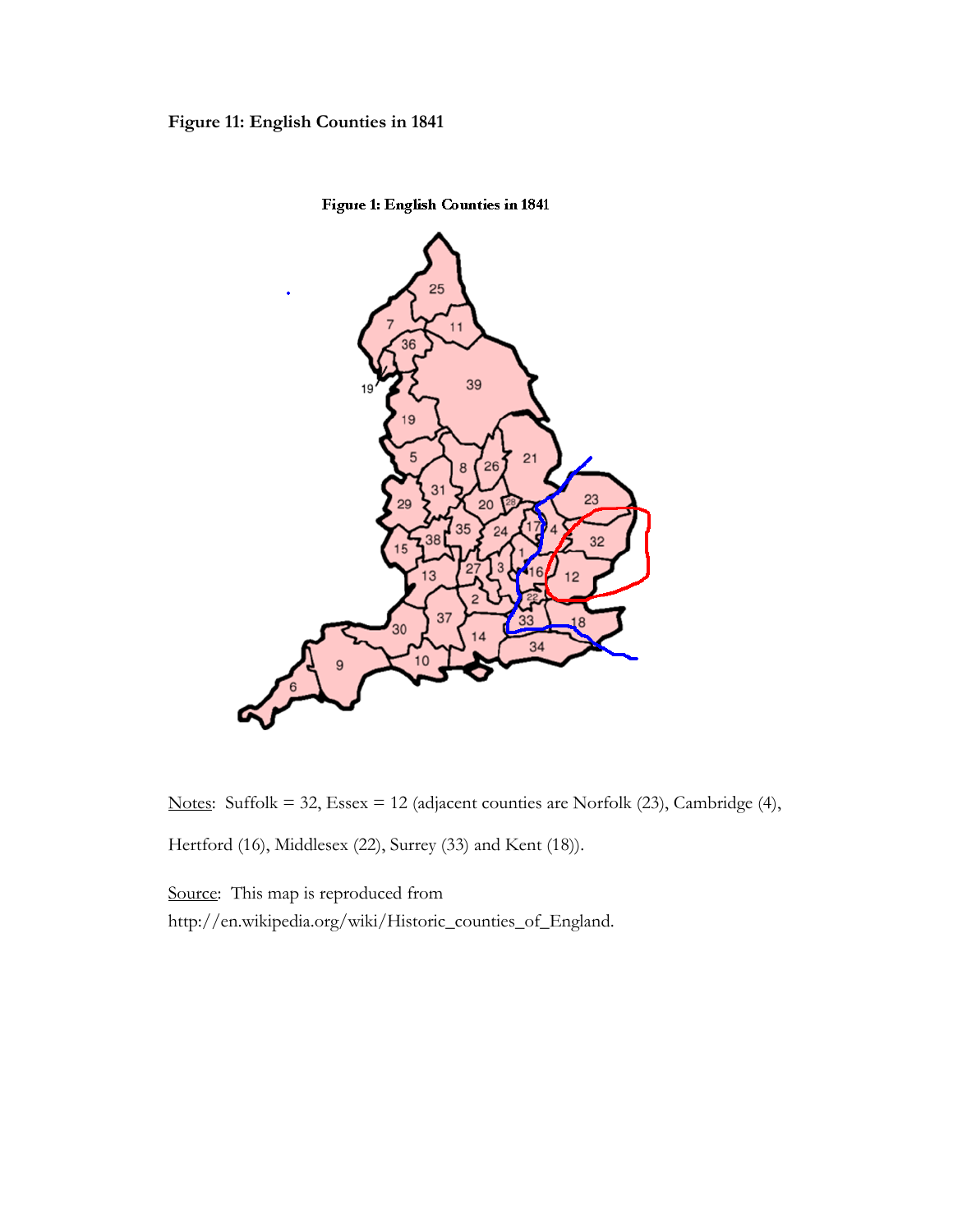**Figure 11: English Counties in 1841**

Notes: Suffolk = 32, Essex = 12 (adjacent counties are Norfolk (23), Cambridge (4), Hertford (16), Middlesex (22), Surrey (33) and Kent (18)).

Source: This map is reproduced from http://en.wikipedia.org/wiki/Historic_counties_of_England.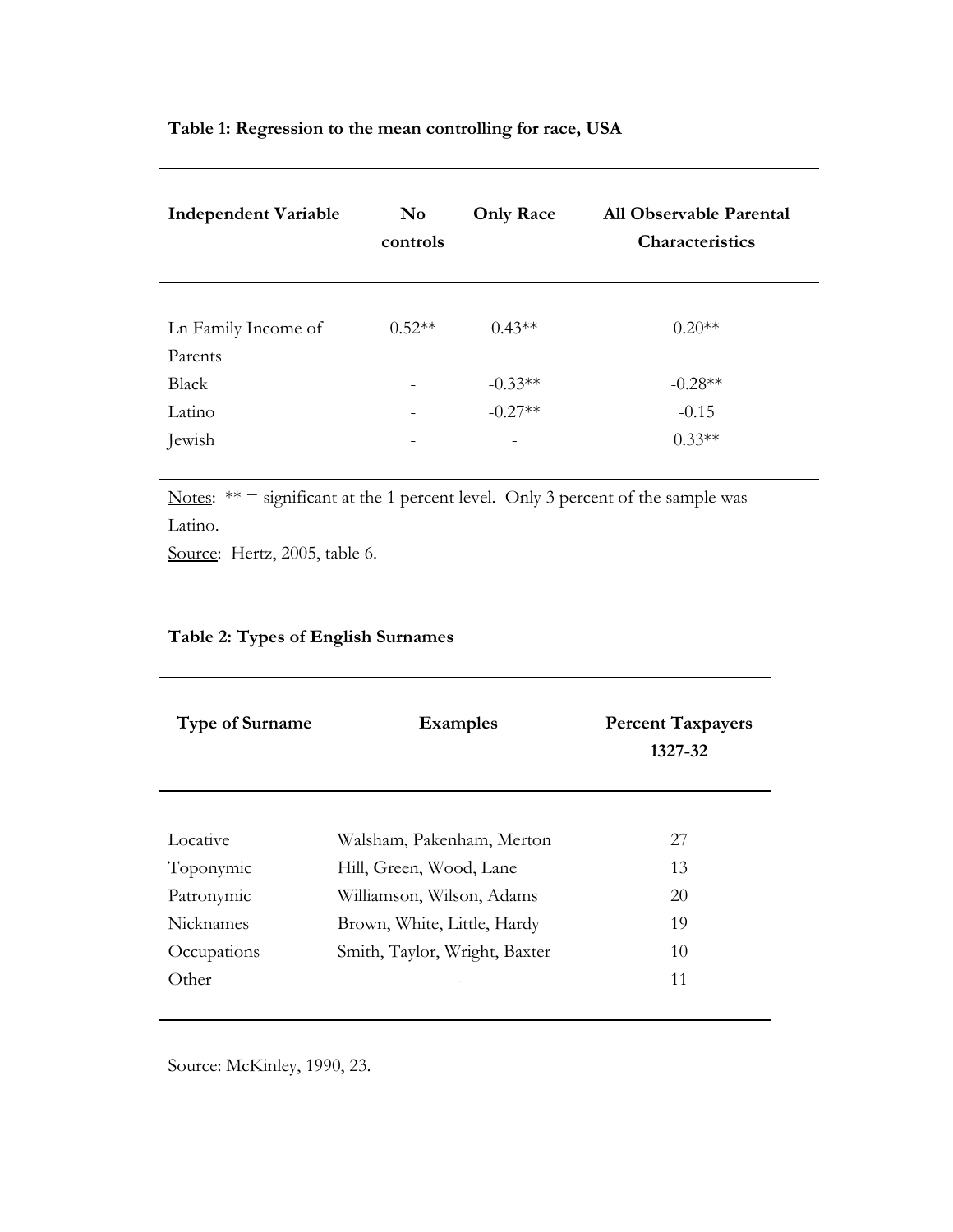**Table 1: Regression to the mean controlling for race, USA**

| Independent Variable | No controls | Only Race | All Observable Parental Characteristics |
|---|---|---|---|
| Ln Family Income of Parents | 0.52** | 0.43** | 0.20** |
| Black | - | -0.33** | -0.28** |
| Latino | - | -0.27** | -0.15 |
| Jewish | - | - | 0.33** |

Notes: ** = significant at the 1 percent level. Only 3 percent of the sample was Latino.

Source: Hertz, 2005, table 6.

**Table 2: Types of English Surnames**

| Type of Surname | Examples | Percent Taxpayers 1327-32 |
|---|---|---|
| Locative | Walsham, Pakenham, Merton | 27 |
| Toponymic | Hill, Green, Wood, Lane | 13 |
| Patronymic | Williamson, Wilson, Adams | 20 |
| Nicknames | Brown, White, Little, Hardy | 19 |
| Occupations | Smith, Taylor, Wright, Baxter | 10 |
| Other | - | 11 |

Source: McKinley, 1990, 23.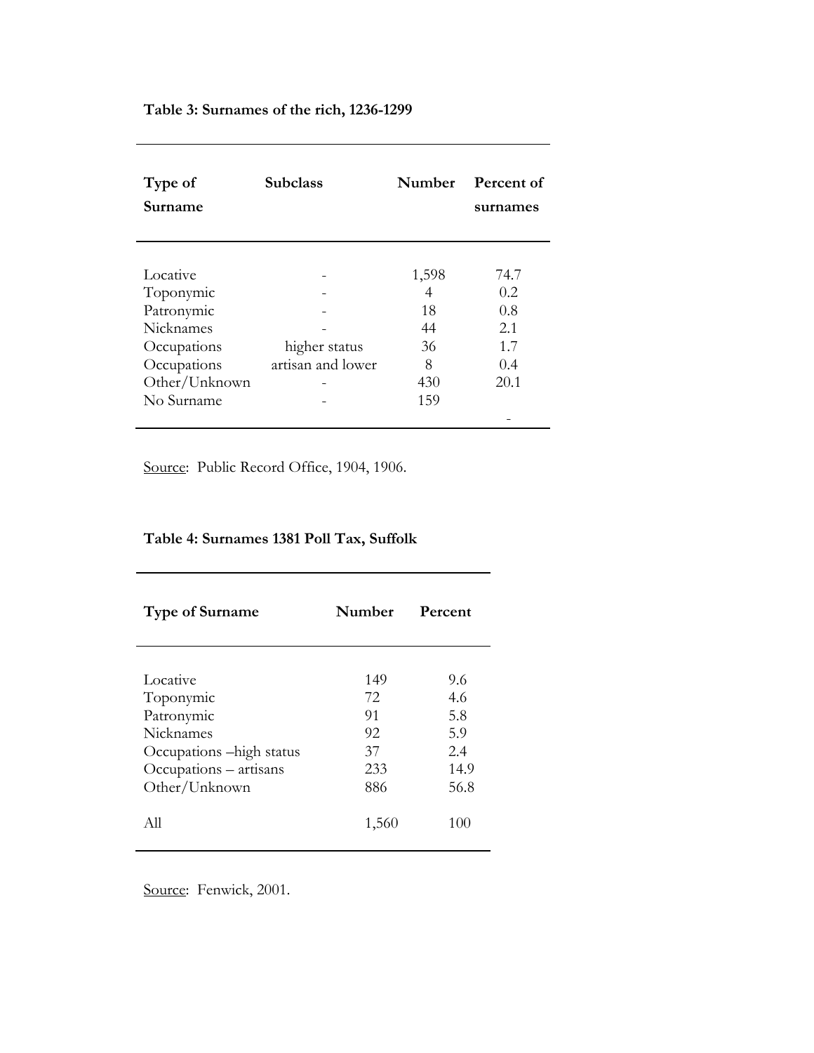**Table 3: Surnames of the rich, 1236-1299**

| Type of Surname | Subclass | Number | Percent of surnames |
|---|---|---|---|
| Locative | - | 1,598 | 74.7 |
| Toponymic | - | 4 | 0.2 |
| Patronymic | - | 18 | 0.8 |
| Nicknames | - | 44 | 2.1 |
| Occupations | higher status | 36 | 1.7 |
| Occupations | artisan and lower | 8 | 0.4 |
| Other/Unknown | - | 430 | 20.1 |
| No Surname | - | 159 | - |

Source: Public Record Office, 1904, 1906.

**Table 4: Surnames 1381 Poll Tax, Suffolk**

| Type of Surname | Number | Percent |
|---|---|---|
| Locative | 149 | 9.6 |
| Toponymic | 72 | 4.6 |
| Patronymic | 91 | 5.8 |
| Nicknames | 92 | 5.9 |
| Occupations –high status | 37 | 2.4 |
| Occupations – artisans | 233 | 14.9 |
| Other/Unknown | 886 | 56.8 |
| All | 1,560 | 100 |

Source: Fenwick, 2001.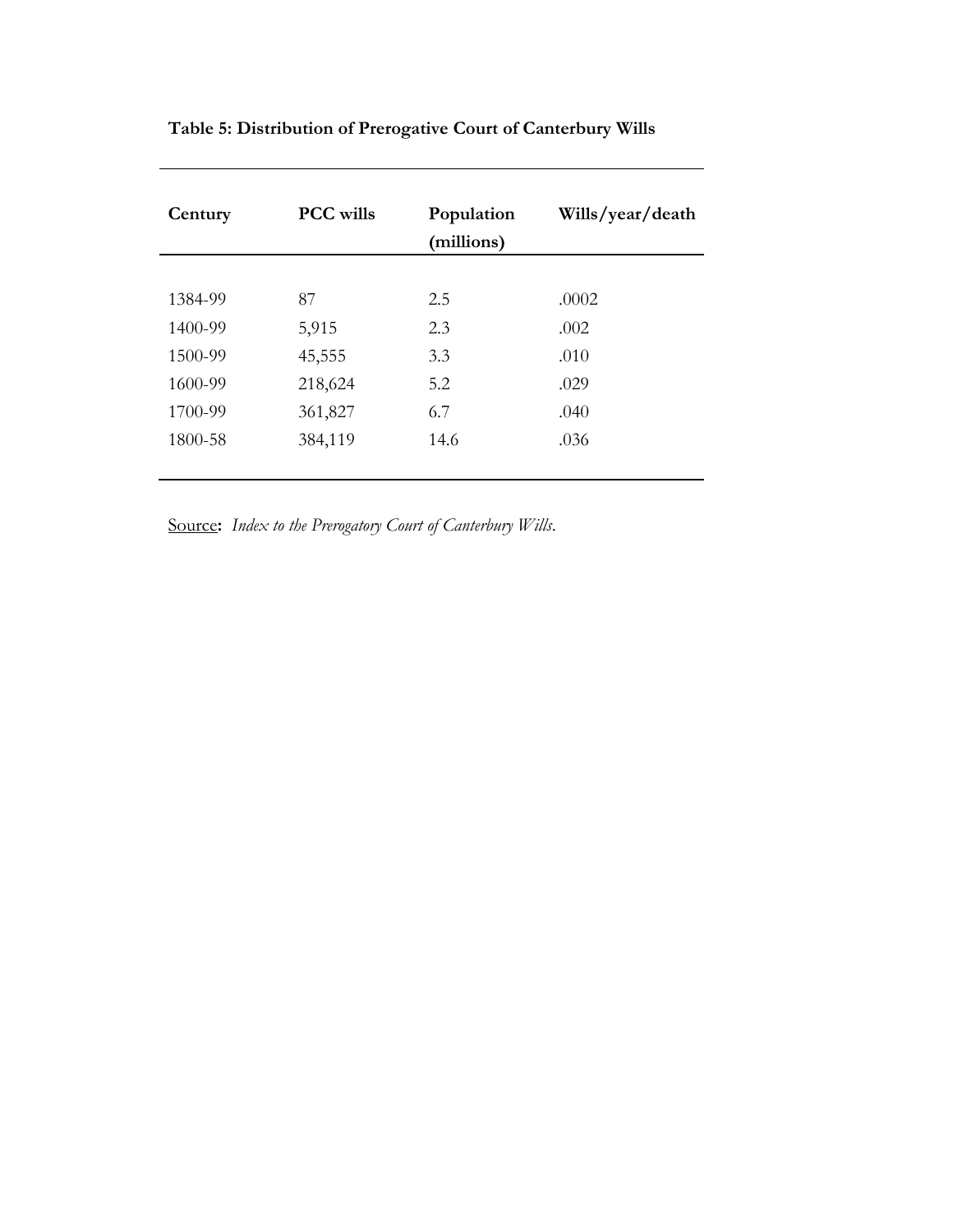**Table 5: Distribution of Prerogative Court of Canterbury Wills**

| Century | PCC wills | Population (millions) | Wills/year/death |
|---|---|---|---|
| 1384-99 | 87 | 2.5 | .0002 |
| 1400-99 | 5,915 | 2.3 | .002 |
| 1500-99 | 45,555 | 3.3 | .010 |
| 1600-99 | 218,624 | 5.2 | .029 |
| 1700-99 | 361,827 | 6.7 | .040 |
| 1800-58 | 384,119 | 14.6 | .036 |

Source**:** *Index to the Prerogatory Court of Canterbury Wills.*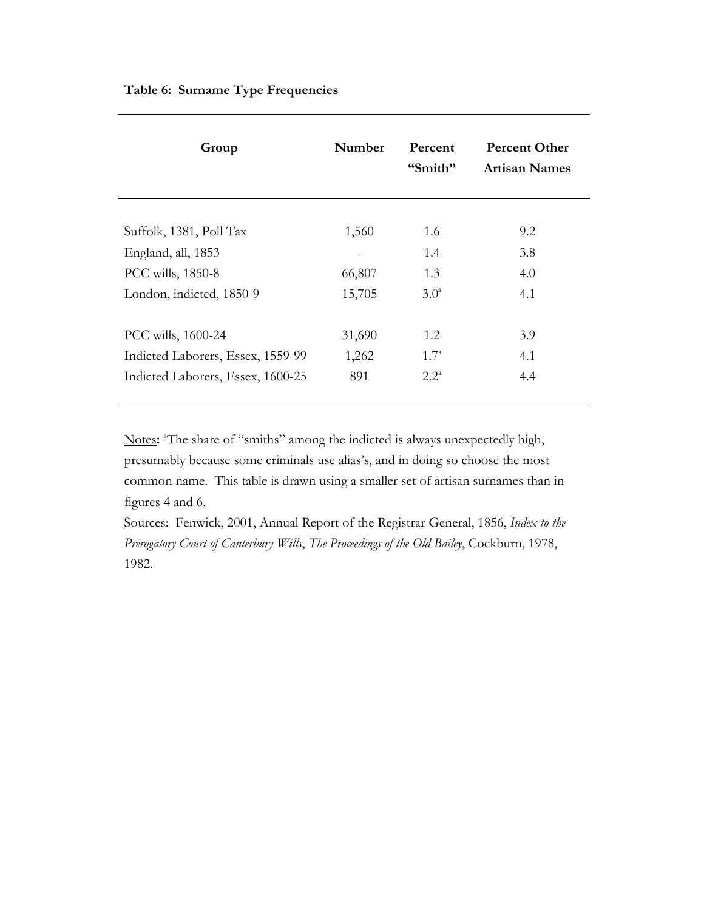**Table 6: Surname Type Frequencies**

| Group | Number | Percent "Smith" | Percent Other Artisan Names |
|---|---|---|---|
| Suffolk, 1381, Poll Tax | 1,560 | 1.6 | 9.2 |
| England, all, 1853 | - | 1.4 | 3.8 |
| PCC wills, 1850-8 | 66,807 | 1.3 | 4.0 |
| London, indicted, 1850-9 | 15,705 | 3.0[a] | 4.1 |
| | | | |
| PCC wills, 1600-24 | 31,690 | 1.2 | 3.9 |
| Indicted Laborers, Essex, 1559-99 | 1,262 | 1.7[a] | 4.1 |
| Indicted Laborers, Essex, 1600-25 | 891 | 2.2[a] | 4.4 |

Notes: [a]The share of "smiths" among the indicted is always unexpectedly high, presumably because some criminals use alias's, and in doing so choose the most common name. This table is drawn using a smaller set of artisan surnames than in figures 4 and 6.

Sources: Fenwick, 2001, Annual Report of the Registrar General, 1856, *Index to the Prerogatory Court of Canterbury Wills*, *The Proceedings of the Old Bailey*, Cockburn, 1978, 1982.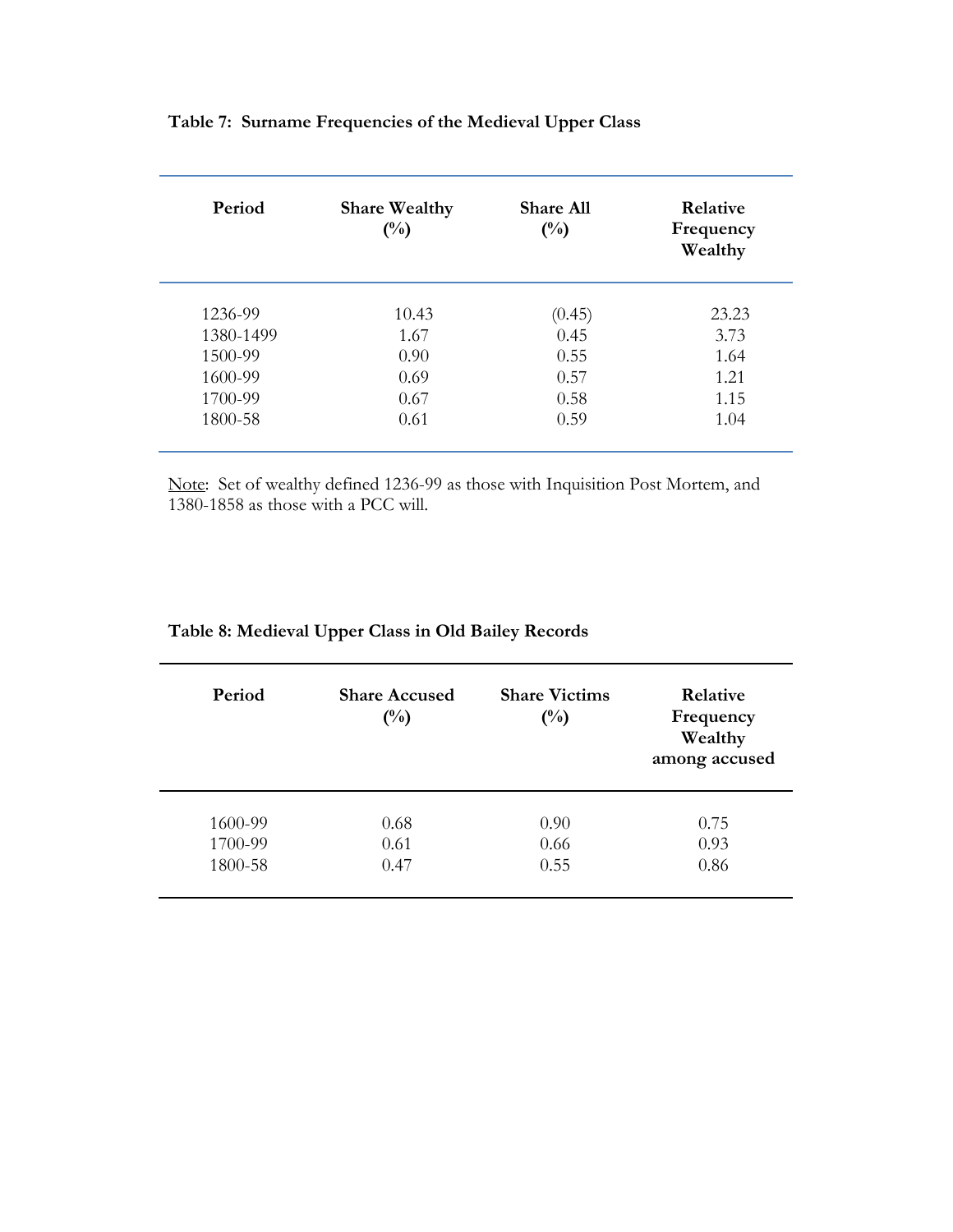**Table 7: Surname Frequencies of the Medieval Upper Class**

| Period | Share Wealthy (%) | Share All (%) | Relative Frequency Wealthy |
|---|---|---|---|
| 1236-99 | 10.43 | (0.45) | 23.23 |
| 1380-1499 | 1.67 | 0.45 | 3.73 |
| 1500-99 | 0.90 | 0.55 | 1.64 |
| 1600-99 | 0.69 | 0.57 | 1.21 |
| 1700-99 | 0.67 | 0.58 | 1.15 |
| 1800-58 | 0.61 | 0.59 | 1.04 |

Note: Set of wealthy defined 1236-99 as those with Inquisition Post Mortem, and 1380-1858 as those with a PCC will.

**Table 8: Medieval Upper Class in Old Bailey Records**

| Period | Share Accused (%) | Share Victims (%) | Relative Frequency Wealthy among accused |
|---|---|---|---|
| 1600-99 | 0.68 | 0.90 | 0.75 |
| 1700-99 | 0.61 | 0.66 | 0.93 |
| 1800-58 | 0.47 | 0.55 | 0.86 |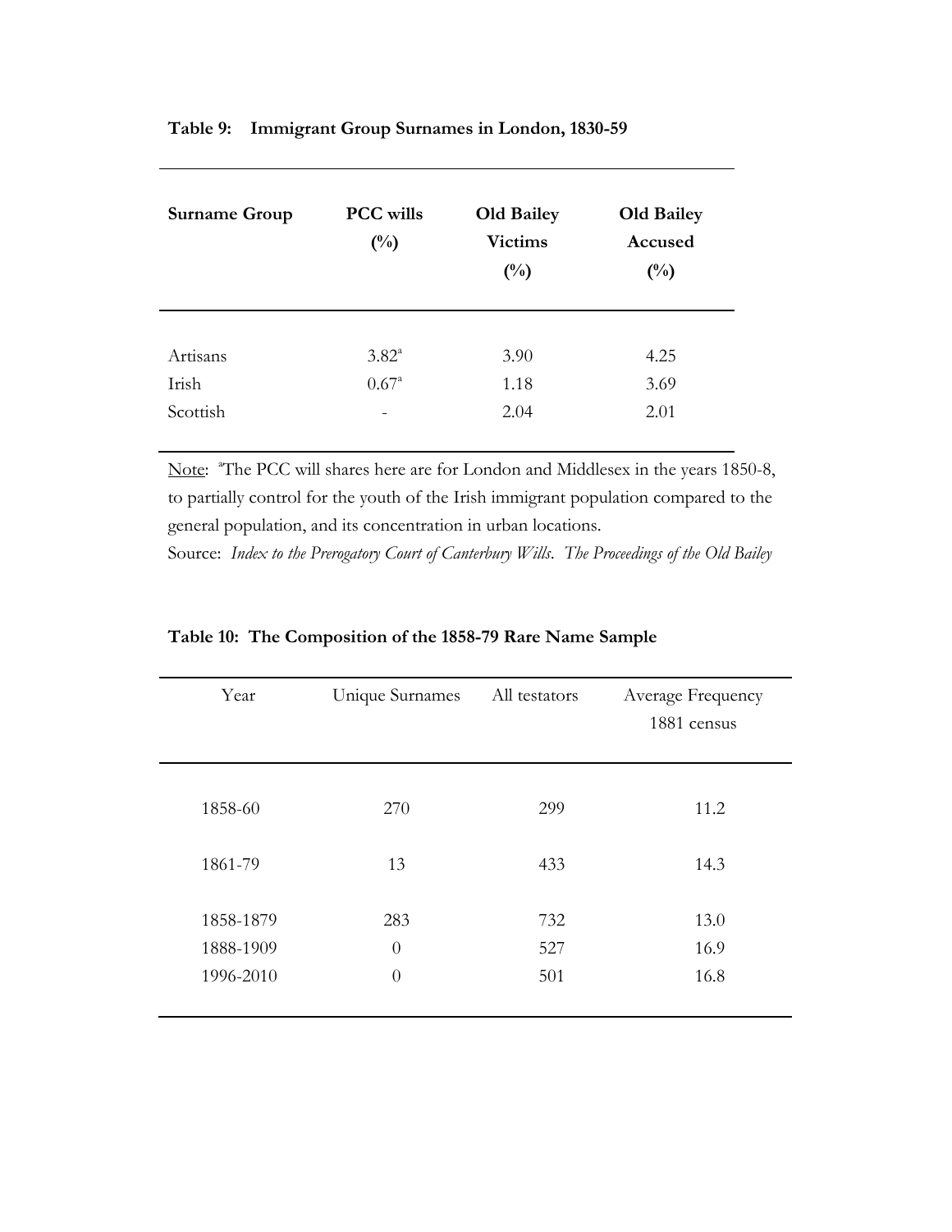**Table 9: Immigrant Group Surnames in London, 1830-59**

| Surname Group | PCC wills (%) | Old Bailey Victims (%) | Old Bailey Accused (%) |
|---|---|---|---|
| Artisans | 3.82[a] | 3.90 | 4.25 |
| Irish | 0.67[a] | 1.18 | 3.69 |
| Scottish | - | 2.04 | 2.01 |

Note: [a]The PCC will shares here are for London and Middlesex in the years 1850-8, to partially control for the youth of the Irish immigrant population compared to the general population, and its concentration in urban locations.

Source: *Index to the Prerogatory Court of Canterbury Wills*. *The Proceedings of the Old Bailey*

**Table 10: The Composition of the 1858-79 Rare Name Sample**

| Year | Unique Surnames | All testators | Average Frequency 1881 census |
|---|---|---|---|
| 1858-60 | 270 | 299 | 11.2 |
| 1861-79 | 13 | 433 | 14.3 |
| 1858-1879 | 283 | 732 | 13.0 |
| 1888-1909 | 0 | 527 | 16.9 |
| 1996-2010 | 0 | 501 | 16.8 |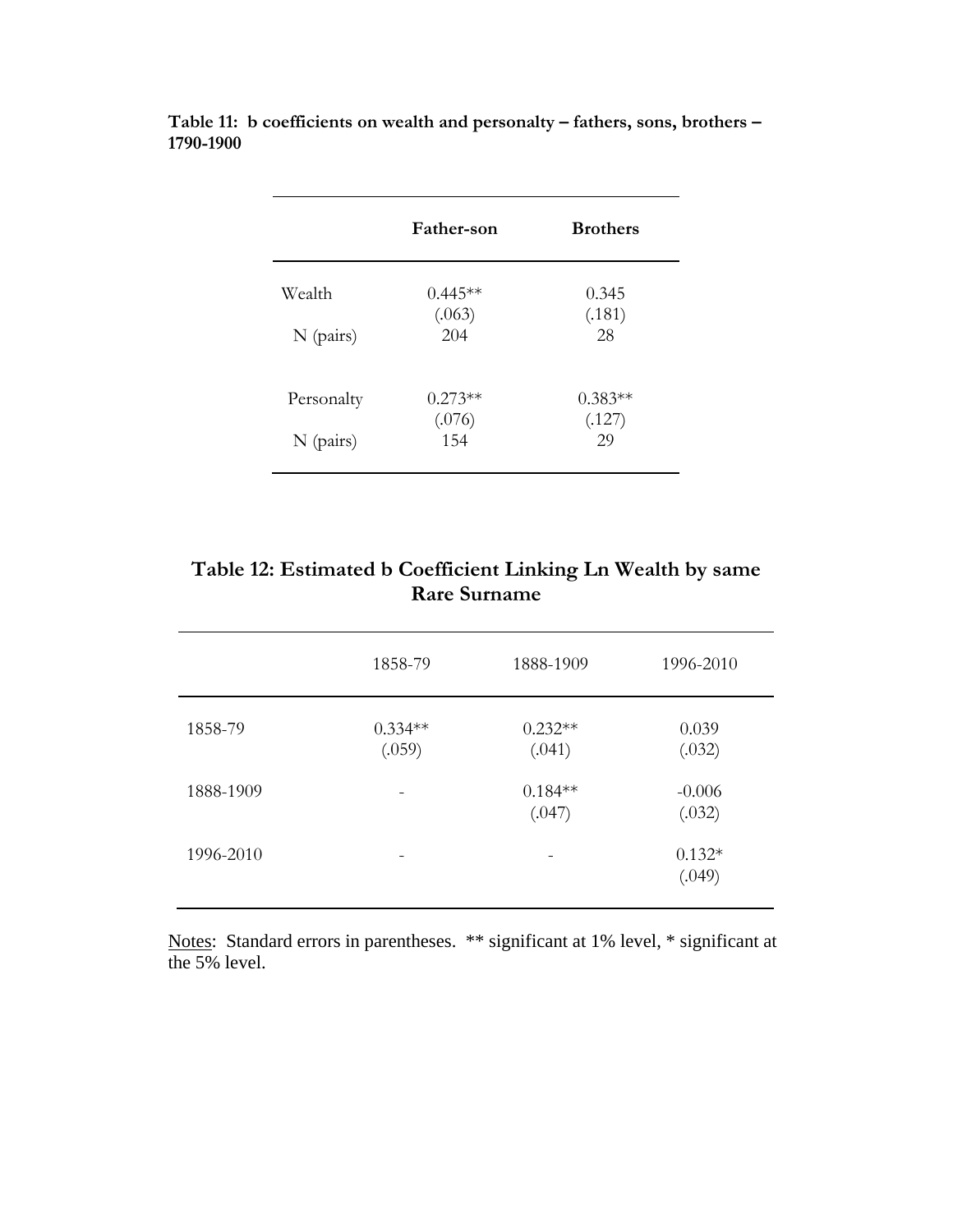**Table 11: b coefficients on wealth and personalty – fathers, sons, brothers – 1790-1900**

| | **Father-son** | **Brothers** |
|---|---|---|
| Wealth | 0.445** | 0.345 |
| | (.063) | (.181) |
| N (pairs) | 204 | 28 |
| Personalty | 0.273** | 0.383** |
| | (.076) | (.127) |
| N (pairs) | 154 | 29 |

**Table 12: Estimated b Coefficient Linking Ln Wealth by same Rare Surname**

| | 1858-79 | 1888-1909 | 1996-2010 |
|---|---|---|---|
| 1858-79 | 0.334** | 0.232** | 0.039 |
| | (.059) | (.041) | (.032) |
| 1888-1909 | - | 0.184** | -0.006 |
| | | (.047) | (.032) |
| 1996-2010 | - | - | 0.132* |
| | | | (.049) |

Notes: Standard errors in parentheses. ** significant at 1% level, * significant at the 5% level.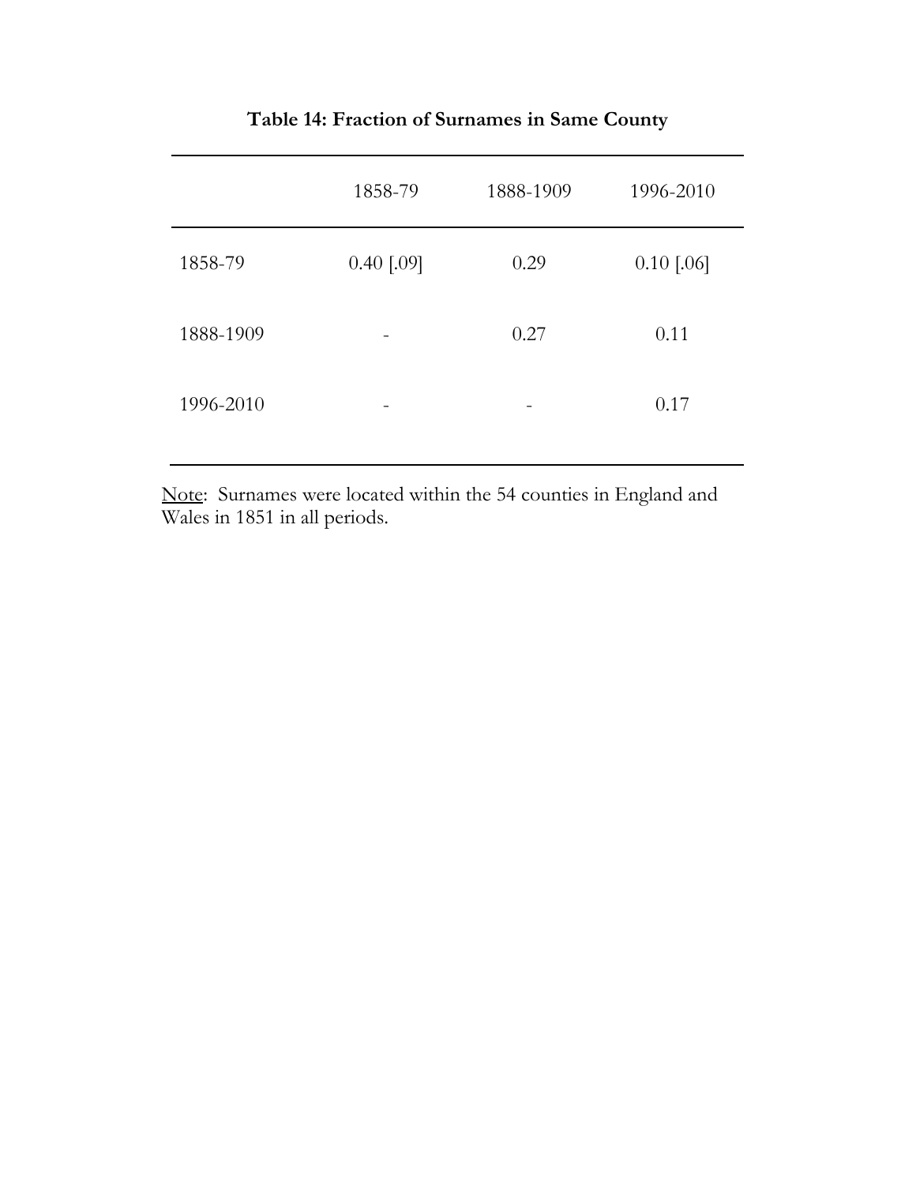**Table 14: Fraction of Surnames in Same County**

| | 1858-79 | 1888-1909 | 1996-2010 |
|---|---|---|---|
| 1858-79 | 0.40 [.09] | 0.29 | 0.10 [.06] |
| 1888-1909 | - | 0.27 | 0.11 |
| 1996-2010 | - | - | 0.17 |

Note: Surnames were located within the 54 counties in England and Wales in 1851 in all periods.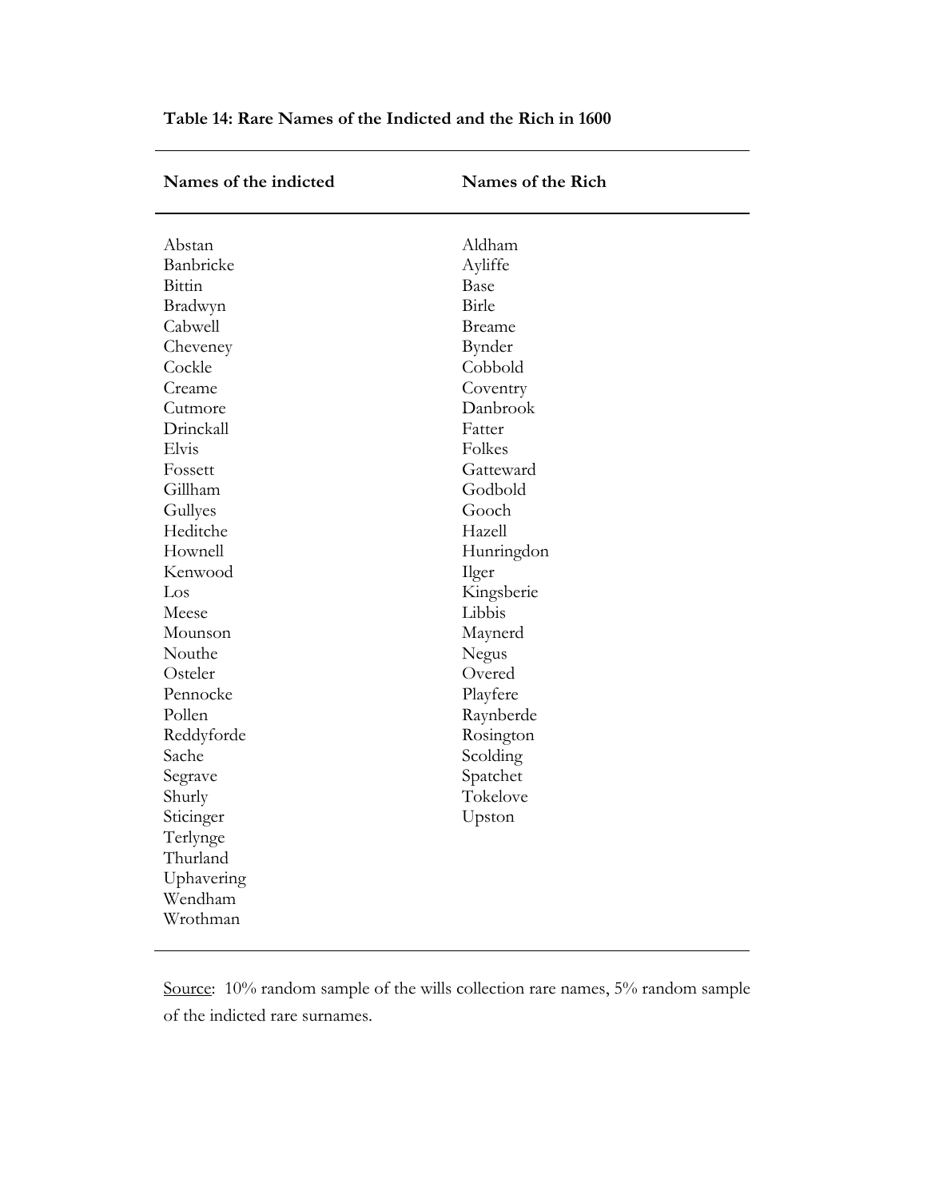**Table 14: Rare Names of the Indicted and the Rich in 1600**

| Names of the indicted | Names of the Rich |
|---|---|
| Abstan | Aldham |
| Banbricke | Ayliffe |
| Bittin | Base |
| Bradwyn | Birle |
| Cabwell | Breame |
| Cheveney | Bynder |
| Cockle | Cobbold |
| Creame | Coventry |
| Cutmore | Danbrook |
| Drinckall | Fatter |
| Elvis | Folkes |
| Fossett | Gatteward |
| Gillham | Godbold |
| Gullyes | Gooch |
| Heditche | Hazell |
| Hownell | Hunringdon |
| Kenwood | Ilger |
| Los | Kingsberie |
| Meese | Libbis |
| Mounson | Maynerd |
| Nouthe | Negus |
| Osteler | Overed |
| Pennocke | Playfere |
| Pollen | Raynberde |
| Reddyforde | Rosington |
| Sache | Scolding |
| Segrave | Spatchet |
| Shurly | Tokelove |
| Sticinger | Upston |
| Terlynge | |
| Thurland | |
| Uphavering | |
| Wendham | |
| Wrothman | |

Source: 10% random sample of the wills collection rare names, 5% random sample of the indicted rare surnames.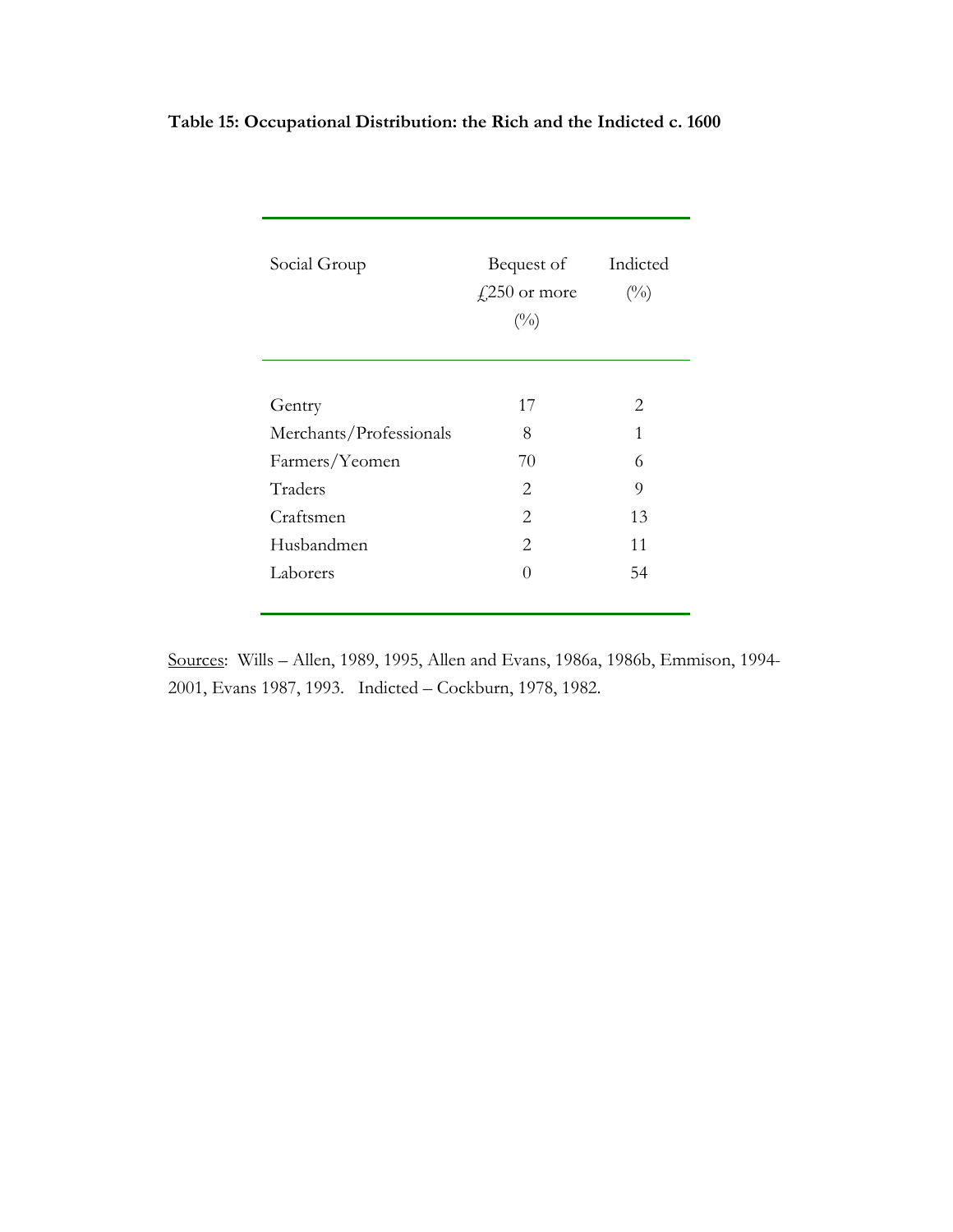**Table 15: Occupational Distribution: the Rich and the Indicted c. 1600**

| Social Group | Bequest of £250 or more (%) | Indicted (%) |
|---|---|---|
| Gentry | 17 | 2 |
| Merchants/Professionals | 8 | 1 |
| Farmers/Yeomen | 70 | 6 |
| Traders | 2 | 9 |
| Craftsmen | 2 | 13 |
| Husbandmen | 2 | 11 |
| Laborers | 0 | 54 |

Sources: Wills – Allen, 1989, 1995, Allen and Evans, 1986a, 1986b, Emmison, 1994-2001, Evans 1987, 1993. Indicted – Cockburn, 1978, 1982.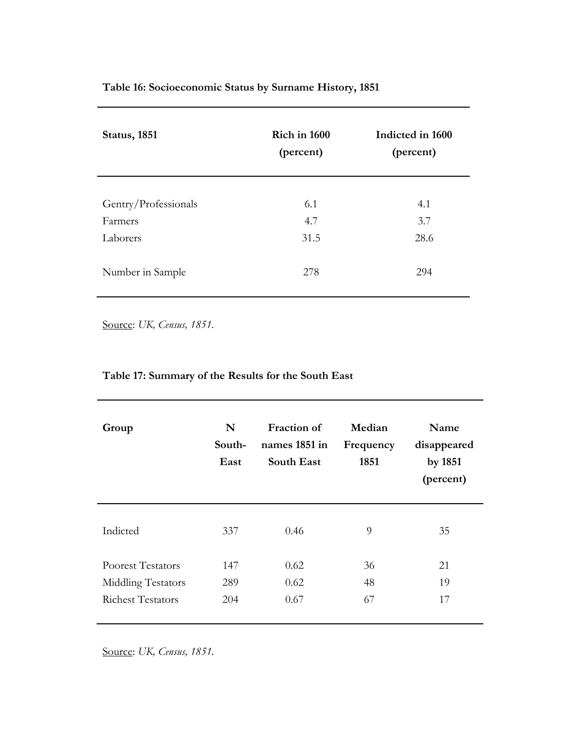**Table 16: Socioeconomic Status by Surname History, 1851**

| Status, 1851 | Rich in 1600 (percent) | Indicted in 1600 (percent) |
|---|---|---|
| Gentry/Professionals | 6.1 | 4.1 |
| Farmers | 4.7 | 3.7 |
| Laborers | 31.5 | 28.6 |
| Number in Sample | 278 | 294 |

Source: *UK, Census, 1851.*

**Table 17: Summary of the Results for the South East**

| Group | N South-East | Fraction of names 1851 in South East | Median Frequency 1851 | Name disappeared by 1851 (percent) |
|---|---|---|---|---|
| Indicted | 337 | 0.46 | 9 | 35 |
| Poorest Testators | 147 | 0.62 | 36 | 21 |
| Middling Testators | 289 | 0.62 | 48 | 19 |
| Richest Testators | 204 | 0.67 | 67 | 17 |

Source: *UK, Census, 1851.*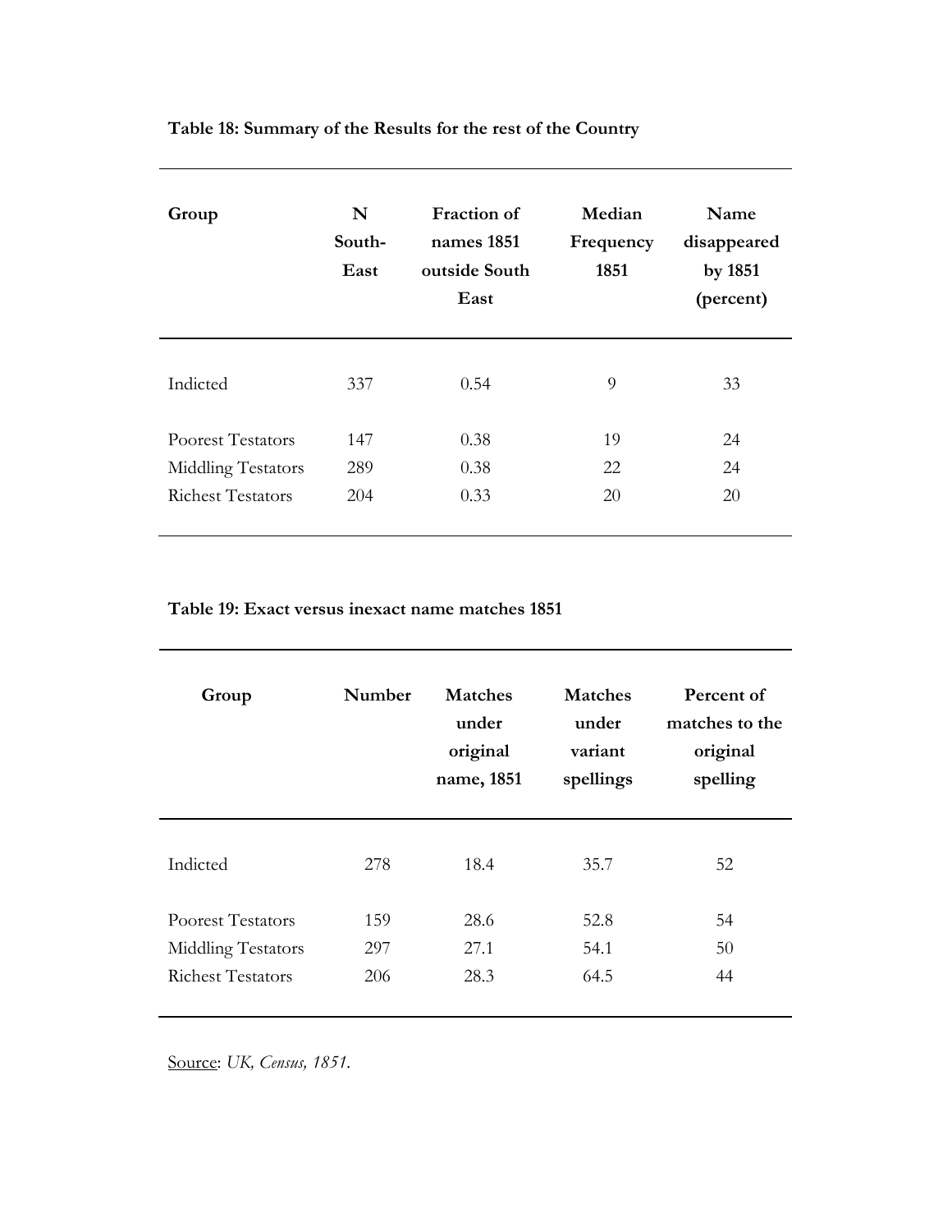**Table 18: Summary of the Results for the rest of the Country**

| Group | N South-East | Fraction of names 1851 outside South East | Median Frequency 1851 | Name disappeared by 1851 (percent) |
|---|---|---|---|---|
| Indicted | 337 | 0.54 | 9 | 33 |
| Poorest Testators | 147 | 0.38 | 19 | 24 |
| Middling Testators | 289 | 0.38 | 22 | 24 |
| Richest Testators | 204 | 0.33 | 20 | 20 |

**Table 19: Exact versus inexact name matches 1851**

| Group | Number | Matches under original name, 1851 | Matches under variant spellings | Percent of matches to the original spelling |
|---|---|---|---|---|
| Indicted | 278 | 18.4 | 35.7 | 52 |
| Poorest Testators | 159 | 28.6 | 52.8 | 54 |
| Middling Testators | 297 | 27.1 | 54.1 | 50 |
| Richest Testators | 206 | 28.3 | 64.5 | 44 |

Source: *UK, Census, 1851.*